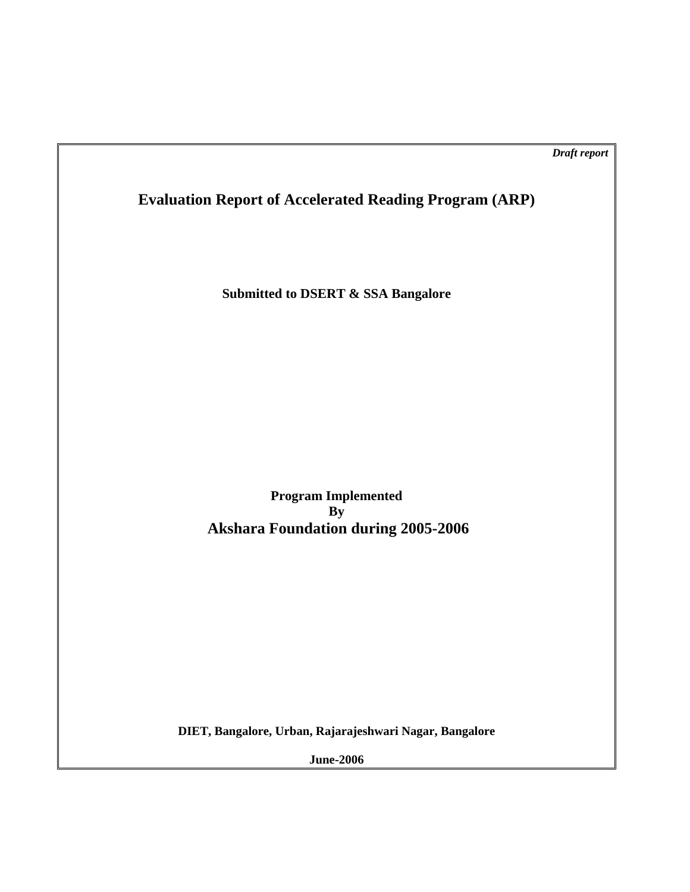*Draft report*

# Evaluation Report of Accelerated Reading Program (ARP)

**Submitted to DSERT & SSA Bangalore**

**Program Implemented**
**By**
**Akshara Foundation during 2005-2006**

**DIET, Bangalore, Urban, Rajarajeshwari Nagar, Bangalore**

**June-2006**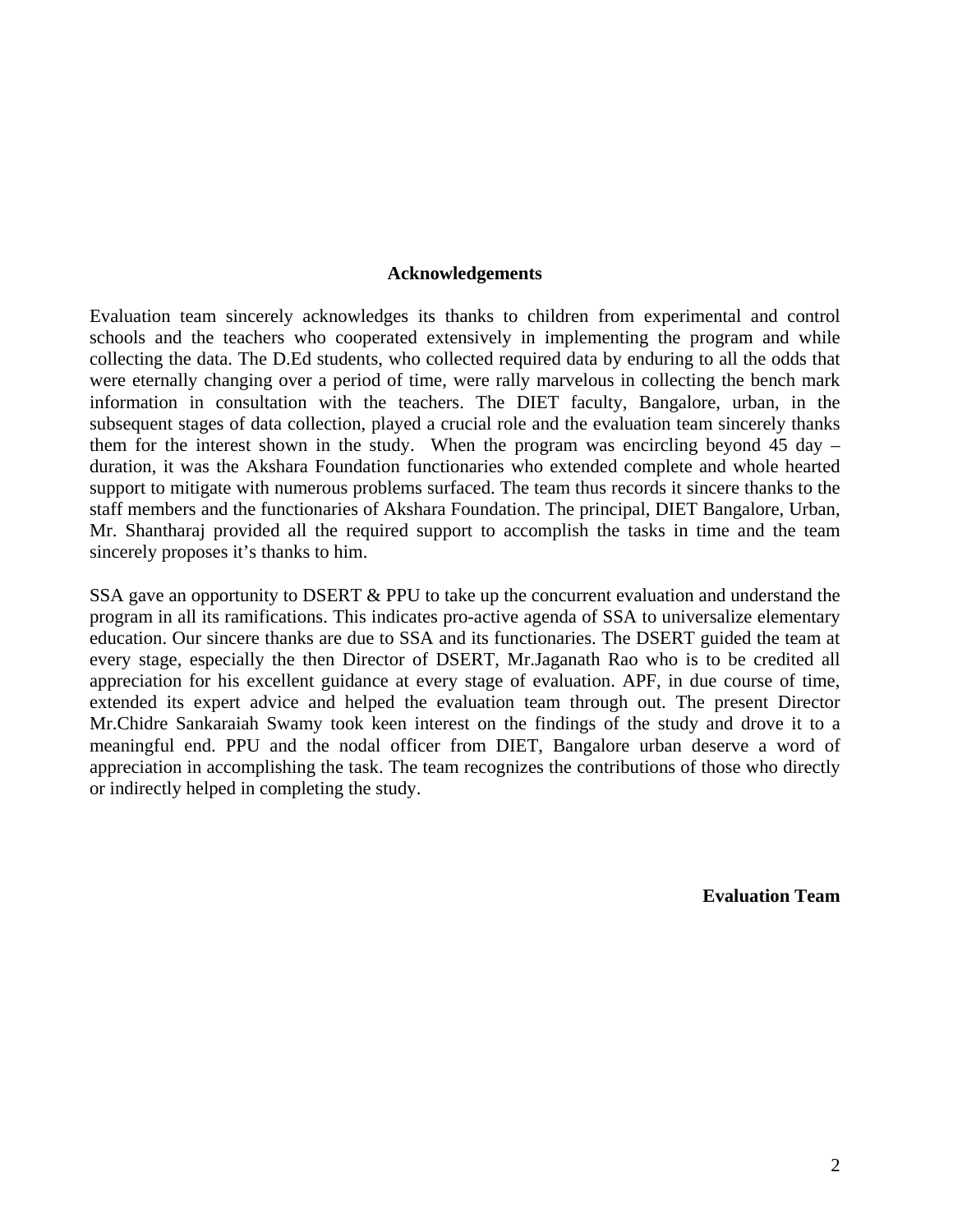## Acknowledgements

Evaluation team sincerely acknowledges its thanks to children from experimental and control schools and the teachers who cooperated extensively in implementing the program and while collecting the data. The D.Ed students, who collected required data by enduring to all the odds that were eternally changing over a period of time, were rally marvelous in collecting the bench mark information in consultation with the teachers. The DIET faculty, Bangalore, urban, in the subsequent stages of data collection, played a crucial role and the evaluation team sincerely thanks them for the interest shown in the study. When the program was encircling beyond 45 day – duration, it was the Akshara Foundation functionaries who extended complete and whole hearted support to mitigate with numerous problems surfaced. The team thus records it sincere thanks to the staff members and the functionaries of Akshara Foundation. The principal, DIET Bangalore, Urban, Mr. Shantharaj provided all the required support to accomplish the tasks in time and the team sincerely proposes it's thanks to him.

SSA gave an opportunity to DSERT & PPU to take up the concurrent evaluation and understand the program in all its ramifications. This indicates pro-active agenda of SSA to universalize elementary education. Our sincere thanks are due to SSA and its functionaries. The DSERT guided the team at every stage, especially the then Director of DSERT, Mr.Jaganath Rao who is to be credited all appreciation for his excellent guidance at every stage of evaluation. APF, in due course of time, extended its expert advice and helped the evaluation team through out. The present Director Mr.Chidre Sankaraiah Swamy took keen interest on the findings of the study and drove it to a meaningful end. PPU and the nodal officer from DIET, Bangalore urban deserve a word of appreciation in accomplishing the task. The team recognizes the contributions of those who directly or indirectly helped in completing the study.

**Evaluation Team**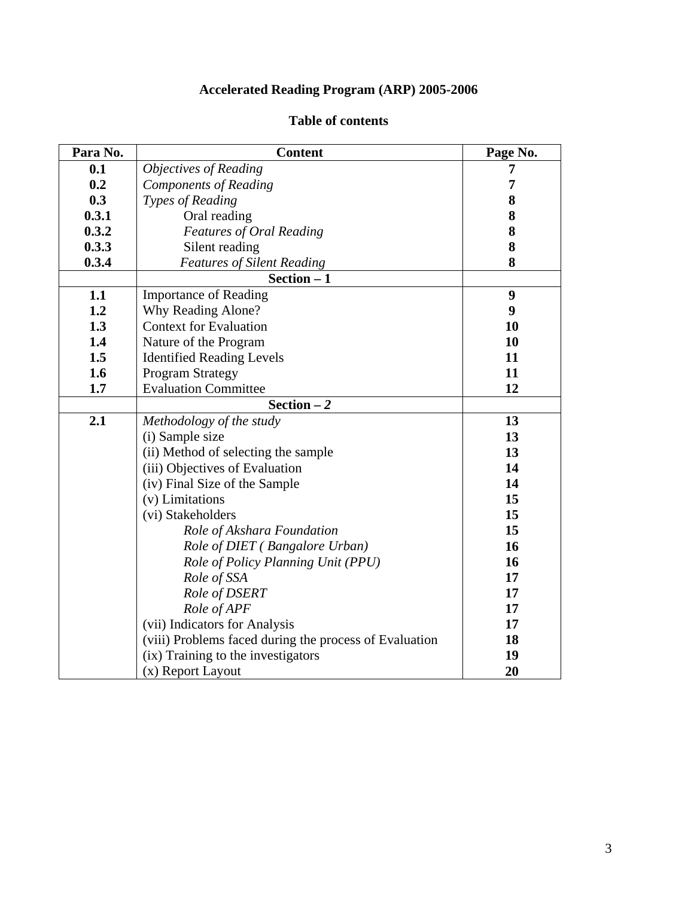# Accelerated Reading Program (ARP) 2005-2006

## Table of contents

| Para No. | Content | Page No. |
|---|---|---|
| **0.1** | *Objectives of Reading* | **7** |
| **0.2** | *Components of Reading* | **7** |
| **0.3** | *Types of Reading* | **8** |
| **0.3.1** | Oral reading | **8** |
| **0.3.2** | *Features of Oral Reading* | **8** |
| **0.3.3** | Silent reading | **8** |
| **0.3.4** | *Features of Silent Reading* | **8** |
| | **Section – 1** | |
| **1.1** | Importance of Reading | **9** |
| **1.2** | Why Reading Alone? | **9** |
| **1.3** | Context for Evaluation | **10** |
| **1.4** | Nature of the Program | **10** |
| **1.5** | Identified Reading Levels | **11** |
| **1.6** | Program Strategy | **11** |
| **1.7** | Evaluation Committee | **12** |
| | **Section – *2*** | |
| **2.1** | *Methodology of the study* | **13** |
| | (i) Sample size | **13** |
| | (ii) Method of selecting the sample | **13** |
| | (iii) Objectives of Evaluation | **14** |
| | (iv) Final Size of the Sample | **14** |
| | (v) Limitations | **15** |
| | (vi) Stakeholders | **15** |
| | *Role of Akshara Foundation* | **15** |
| | *Role of DIET ( Bangalore Urban)* | **16** |
| | *Role of Policy Planning Unit (PPU)* | **16** |
| | *Role of SSA* | **17** |
| | *Role of DSERT* | **17** |
| | *Role of APF* | **17** |
| | (vii) Indicators for Analysis | **17** |
| | (viii) Problems faced during the process of Evaluation | **18** |
| | (ix) Training to the investigators | **19** |
| | (x) Report Layout | **20** |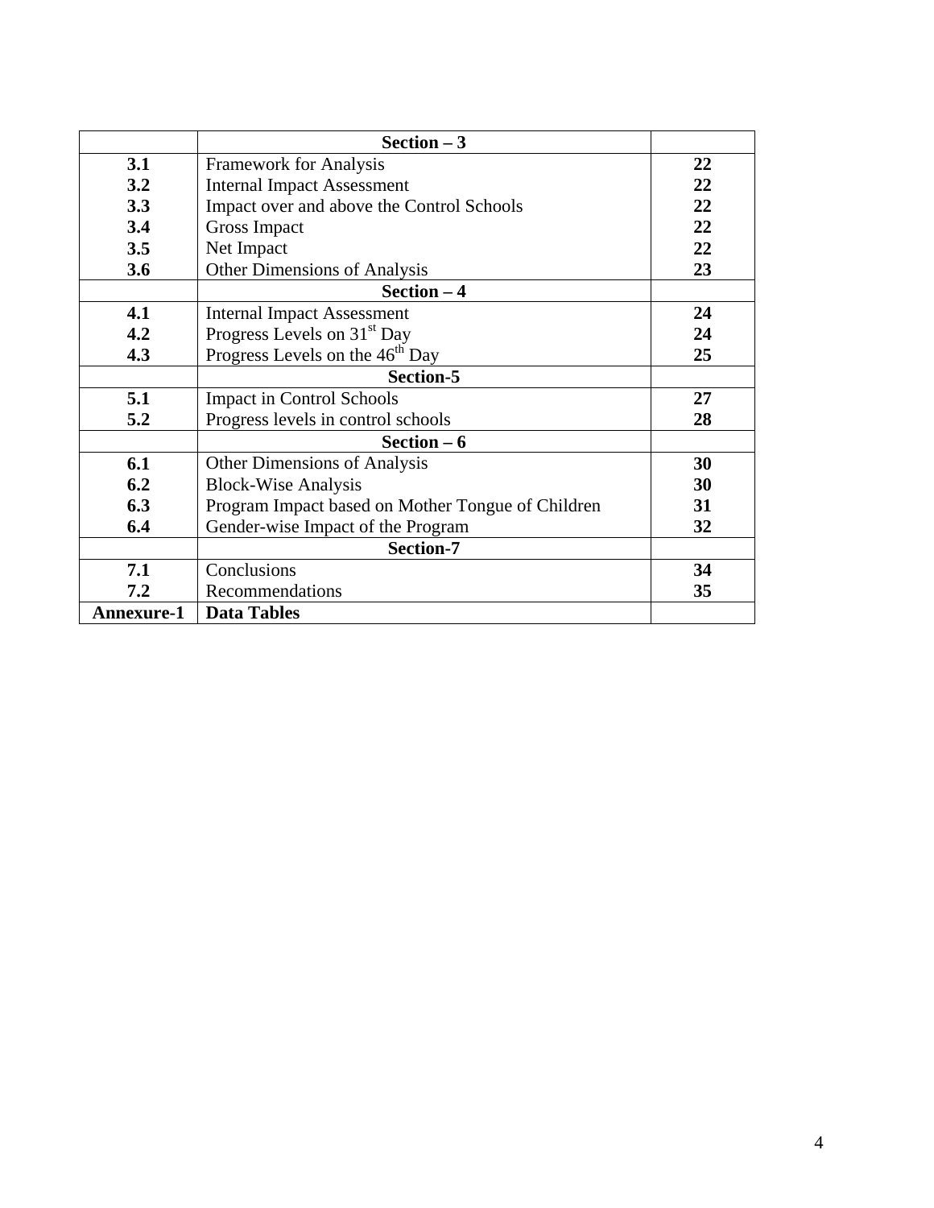| | **Section – 3** | |
|---|---|---|
| **3.1** | Framework for Analysis | **22** |
| **3.2** | Internal Impact Assessment | **22** |
| **3.3** | Impact over and above the Control Schools | **22** |
| **3.4** | Gross Impact | **22** |
| **3.5** | Net Impact | **22** |
| **3.6** | Other Dimensions of Analysis | **23** |
| | **Section – 4** | |
| **4.1** | Internal Impact Assessment | **24** |
| **4.2** | Progress Levels on 31st Day | **24** |
| **4.3** | Progress Levels on the 46th Day | **25** |
| | **Section-5** | |
| **5.1** | Impact in Control Schools | **27** |
| **5.2** | Progress levels in control schools | **28** |
| | **Section – 6** | |
| **6.1** | Other Dimensions of Analysis | **30** |
| **6.2** | Block-Wise Analysis | **30** |
| **6.3** | Program Impact based on Mother Tongue of Children | **31** |
| **6.4** | Gender-wise Impact of the Program | **32** |
| | **Section-7** | |
| **7.1** | Conclusions | **34** |
| **7.2** | Recommendations | **35** |
| **Annexure-1** | **Data Tables** | |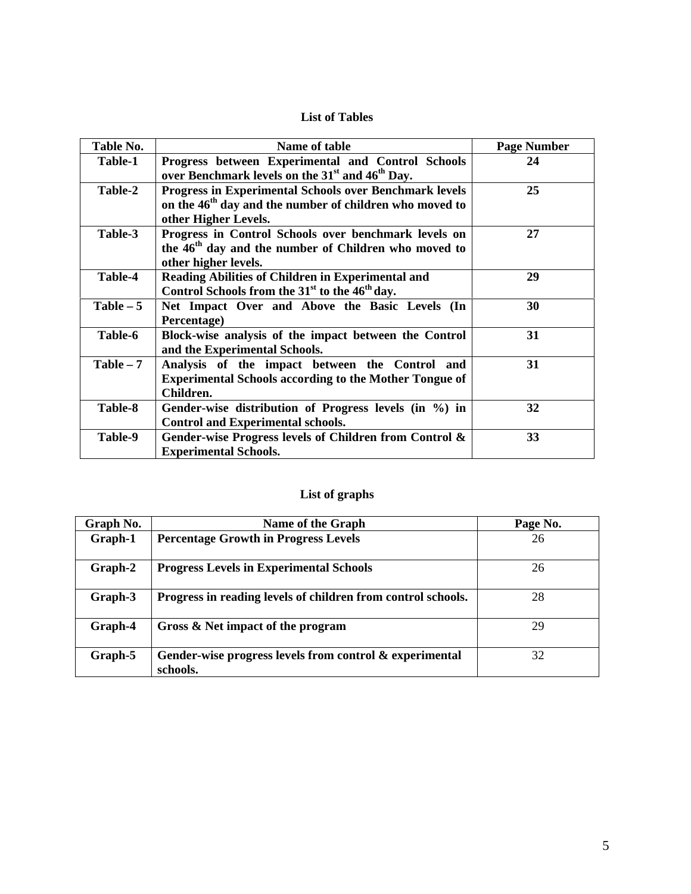## List of Tables

| Table No. | Name of table | Page Number |
|---|---|---|
| Table-1 | Progress between Experimental and Control Schools over Benchmark levels on the 31st and 46th Day. | 24 |
| Table-2 | Progress in Experimental Schools over Benchmark levels on the 46th day and the number of children who moved to other Higher Levels. | 25 |
| Table-3 | Progress in Control Schools over benchmark levels on the 46th day and the number of Children who moved to other higher levels. | 27 |
| Table-4 | Reading Abilities of Children in Experimental and Control Schools from the 31st to the 46th day. | 29 |
| Table – 5 | Net Impact Over and Above the Basic Levels (In Percentage) | 30 |
| Table-6 | Block-wise analysis of the impact between the Control and the Experimental Schools. | 31 |
| Table – 7 | Analysis of the impact between the Control and Experimental Schools according to the Mother Tongue of Children. | 31 |
| Table-8 | Gender-wise distribution of Progress levels (in %) in Control and Experimental schools. | 32 |
| Table-9 | Gender-wise Progress levels of Children from Control & Experimental Schools. | 33 |

## List of graphs

| Graph No. | Name of the Graph | Page No. |
|---|---|---|
| Graph-1 | Percentage Growth in Progress Levels | 26 |
| Graph-2 | Progress Levels in Experimental Schools | 26 |
| Graph-3 | Progress in reading levels of children from control schools. | 28 |
| Graph-4 | Gross & Net impact of the program | 29 |
| Graph-5 | Gender-wise progress levels from control & experimental schools. | 32 |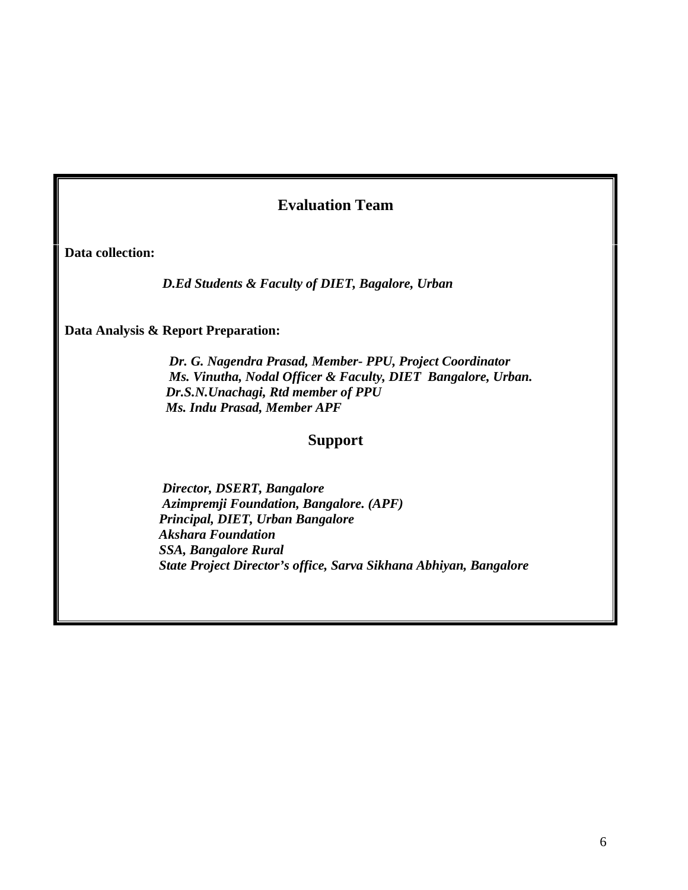## Evaluation Team

**Data collection:**

***D.Ed Students & Faculty of DIET, Bagalore, Urban***

**Data Analysis & Report Preparation:**

***Dr. G. Nagendra Prasad, Member- PPU, Project Coordinator***
***Ms. Vinutha, Nodal Officer & Faculty, DIET Bangalore, Urban.***
***Dr.S.N.Unachagi, Rtd member of PPU***
***Ms. Indu Prasad, Member APF***

## Support

***Director, DSERT, Bangalore***
***Azimpremji Foundation, Bangalore. (APF)***
***Principal, DIET, Urban Bangalore***
***Akshara Foundation***
***SSA, Bangalore Rural***
***State Project Director's office, Sarva Sikhana Abhiyan, Bangalore***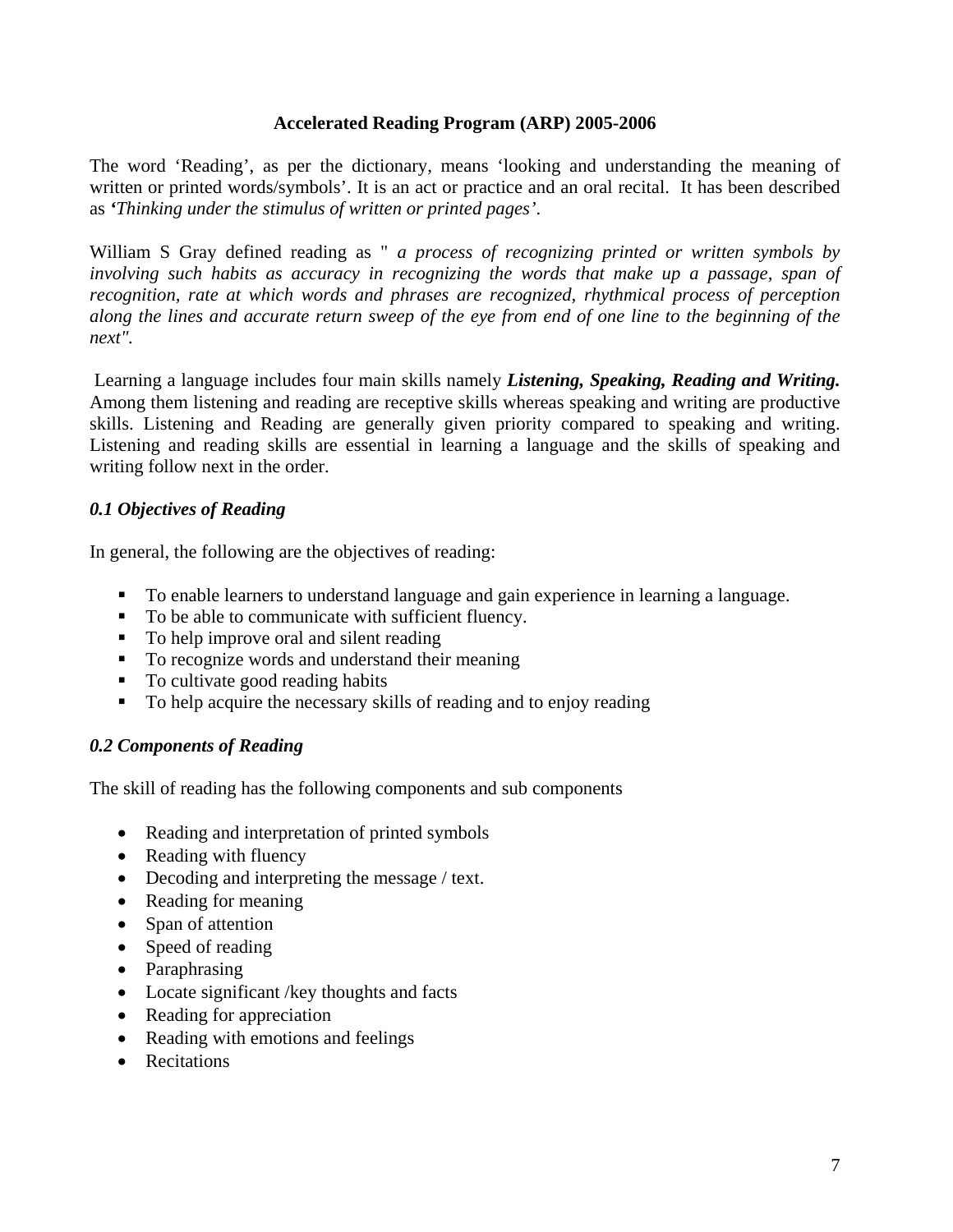**Accelerated Reading Program (ARP) 2005-2006**

The word 'Reading', as per the dictionary, means 'looking and understanding the meaning of written or printed words/symbols'. It is an act or practice and an oral recital. It has been described as ***'****Thinking under the stimulus of written or printed pages'*.

William S Gray defined reading as " *a process of recognizing printed or written symbols by involving such habits as accuracy in recognizing the words that make up a passage, span of recognition, rate at which words and phrases are recognized, rhythmical process of perception along the lines and accurate return sweep of the eye from end of one line to the beginning of the next".*

Learning a language includes four main skills namely ***Listening, Speaking, Reading and Writing.*** Among them listening and reading are receptive skills whereas speaking and writing are productive skills. Listening and Reading are generally given priority compared to speaking and writing. Listening and reading skills are essential in learning a language and the skills of speaking and writing follow next in the order.

### *0.1 Objectives of Reading*

In general, the following are the objectives of reading:

- To enable learners to understand language and gain experience in learning a language.
- To be able to communicate with sufficient fluency.
- To help improve oral and silent reading
- To recognize words and understand their meaning
- To cultivate good reading habits
- To help acquire the necessary skills of reading and to enjoy reading

### *0.2 Components of Reading*

The skill of reading has the following components and sub components

- Reading and interpretation of printed symbols
- Reading with fluency
- Decoding and interpreting the message / text.
- Reading for meaning
- Span of attention
- Speed of reading
- Paraphrasing
- Locate significant /key thoughts and facts
- Reading for appreciation
- Reading with emotions and feelings
- Recitations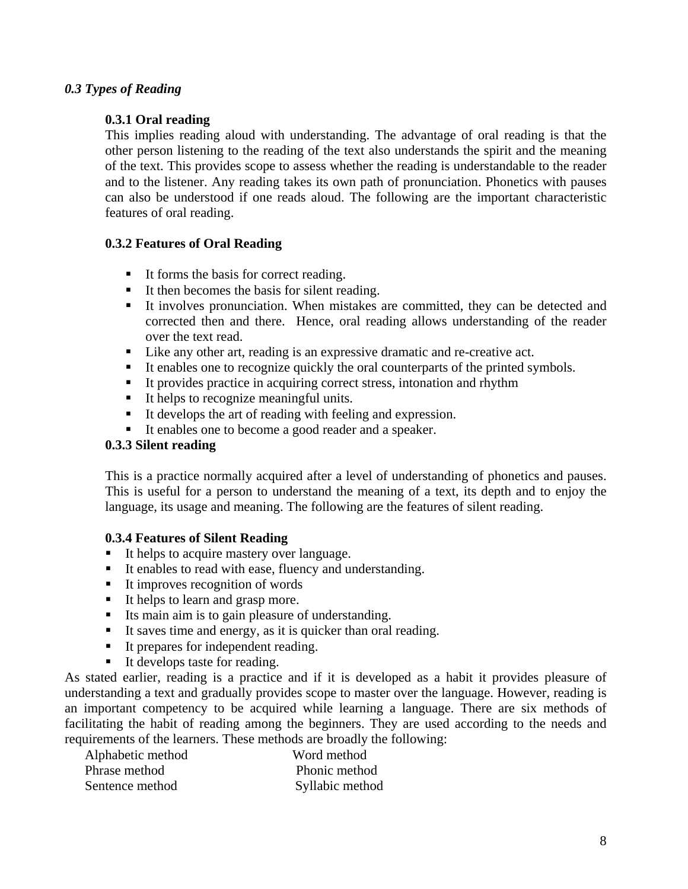### *0.3 Types of Reading*

#### 0.3.1 Oral reading

This implies reading aloud with understanding. The advantage of oral reading is that the other person listening to the reading of the text also understands the spirit and the meaning of the text. This provides scope to assess whether the reading is understandable to the reader and to the listener. Any reading takes its own path of pronunciation. Phonetics with pauses can also be understood if one reads aloud. The following are the important characteristic features of oral reading.

#### 0.3.2 Features of Oral Reading

- It forms the basis for correct reading.
- It then becomes the basis for silent reading.
- It involves pronunciation. When mistakes are committed, they can be detected and corrected then and there. Hence, oral reading allows understanding of the reader over the text read.
- Like any other art, reading is an expressive dramatic and re-creative act.
- It enables one to recognize quickly the oral counterparts of the printed symbols.
- It provides practice in acquiring correct stress, intonation and rhythm
- It helps to recognize meaningful units.
- It develops the art of reading with feeling and expression.
- It enables one to become a good reader and a speaker.

#### 0.3.3 Silent reading

This is a practice normally acquired after a level of understanding of phonetics and pauses. This is useful for a person to understand the meaning of a text, its depth and to enjoy the language, its usage and meaning. The following are the features of silent reading.

#### 0.3.4 Features of Silent Reading

- It helps to acquire mastery over language.
- It enables to read with ease, fluency and understanding.
- It improves recognition of words
- It helps to learn and grasp more.
- Its main aim is to gain pleasure of understanding.
- It saves time and energy, as it is quicker than oral reading.
- It prepares for independent reading.
- It develops taste for reading.

As stated earlier, reading is a practice and if it is developed as a habit it provides pleasure of understanding a text and gradually provides scope to master over the language. However, reading is an important competency to be acquired while learning a language. There are six methods of facilitating the habit of reading among the beginners. They are used according to the needs and requirements of the learners. These methods are broadly the following:

| | |
|---|---|
| Alphabetic method | Word method |
| Phrase method | Phonic method |
| Sentence method | Syllabic method |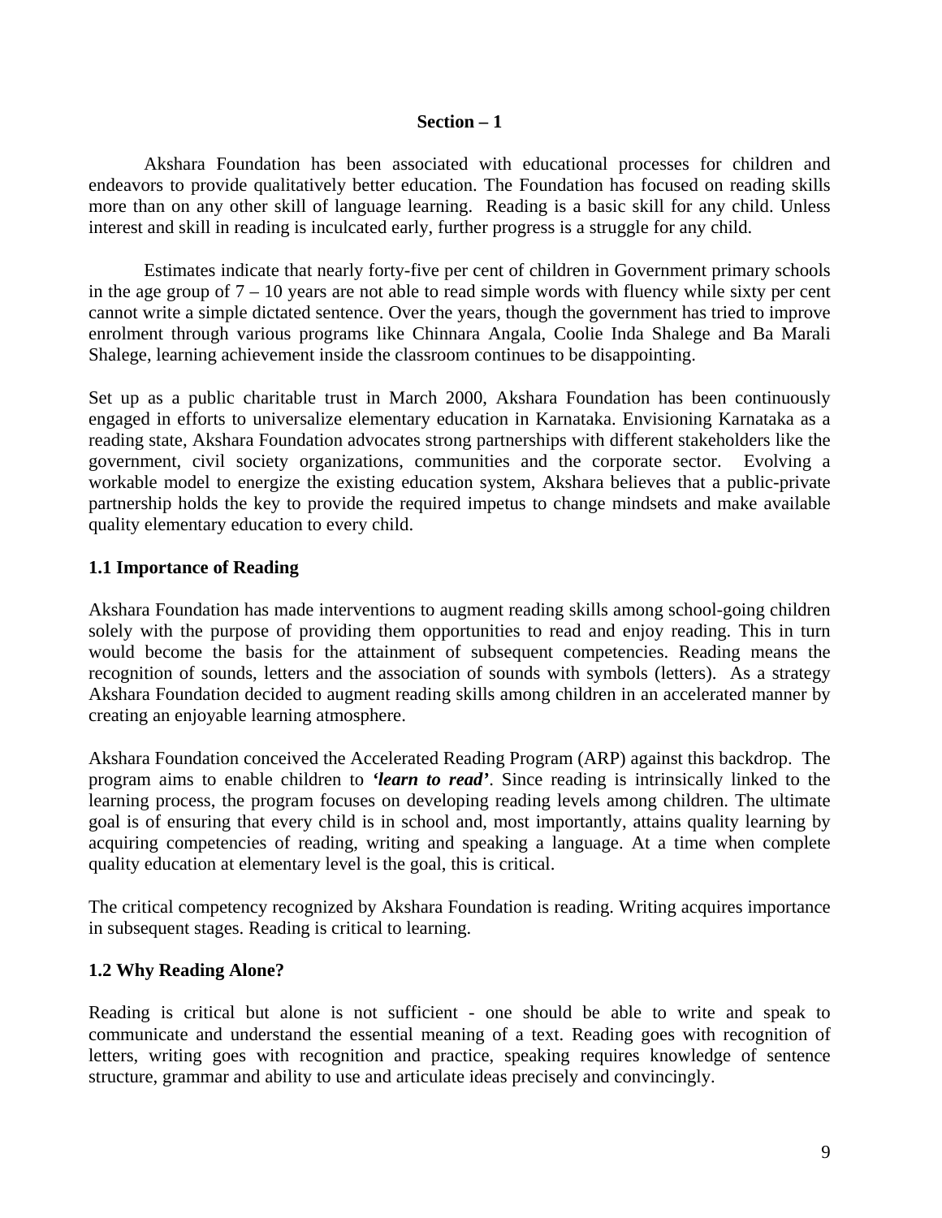# Section – 1

Akshara Foundation has been associated with educational processes for children and endeavors to provide qualitatively better education. The Foundation has focused on reading skills more than on any other skill of language learning. Reading is a basic skill for any child. Unless interest and skill in reading is inculcated early, further progress is a struggle for any child.

Estimates indicate that nearly forty-five per cent of children in Government primary schools in the age group of 7 – 10 years are not able to read simple words with fluency while sixty per cent cannot write a simple dictated sentence. Over the years, though the government has tried to improve enrolment through various programs like Chinnara Angala, Coolie Inda Shalege and Ba Marali Shalege, learning achievement inside the classroom continues to be disappointing.

Set up as a public charitable trust in March 2000, Akshara Foundation has been continuously engaged in efforts to universalize elementary education in Karnataka. Envisioning Karnataka as a reading state, Akshara Foundation advocates strong partnerships with different stakeholders like the government, civil society organizations, communities and the corporate sector. Evolving a workable model to energize the existing education system, Akshara believes that a public-private partnership holds the key to provide the required impetus to change mindsets and make available quality elementary education to every child.

## 1.1 Importance of Reading

Akshara Foundation has made interventions to augment reading skills among school-going children solely with the purpose of providing them opportunities to read and enjoy reading. This in turn would become the basis for the attainment of subsequent competencies. Reading means the recognition of sounds, letters and the association of sounds with symbols (letters). As a strategy Akshara Foundation decided to augment reading skills among children in an accelerated manner by creating an enjoyable learning atmosphere.

Akshara Foundation conceived the Accelerated Reading Program (ARP) against this backdrop. The program aims to enable children to ***'learn to read'***. Since reading is intrinsically linked to the learning process, the program focuses on developing reading levels among children. The ultimate goal is of ensuring that every child is in school and, most importantly, attains quality learning by acquiring competencies of reading, writing and speaking a language. At a time when complete quality education at elementary level is the goal, this is critical.

The critical competency recognized by Akshara Foundation is reading. Writing acquires importance in subsequent stages. Reading is critical to learning.

## 1.2 Why Reading Alone?

Reading is critical but alone is not sufficient - one should be able to write and speak to communicate and understand the essential meaning of a text. Reading goes with recognition of letters, writing goes with recognition and practice, speaking requires knowledge of sentence structure, grammar and ability to use and articulate ideas precisely and convincingly.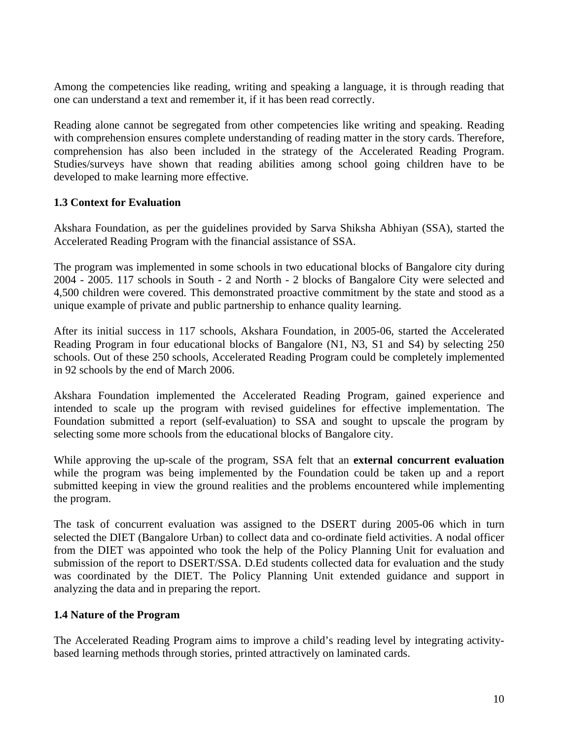Among the competencies like reading, writing and speaking a language, it is through reading that one can understand a text and remember it, if it has been read correctly.

Reading alone cannot be segregated from other competencies like writing and speaking. Reading with comprehension ensures complete understanding of reading matter in the story cards. Therefore, comprehension has also been included in the strategy of the Accelerated Reading Program. Studies/surveys have shown that reading abilities among school going children have to be developed to make learning more effective.

### 1.3 Context for Evaluation

Akshara Foundation, as per the guidelines provided by Sarva Shiksha Abhiyan (SSA), started the Accelerated Reading Program with the financial assistance of SSA.

The program was implemented in some schools in two educational blocks of Bangalore city during 2004 - 2005. 117 schools in South - 2 and North - 2 blocks of Bangalore City were selected and 4,500 children were covered. This demonstrated proactive commitment by the state and stood as a unique example of private and public partnership to enhance quality learning.

After its initial success in 117 schools, Akshara Foundation, in 2005-06, started the Accelerated Reading Program in four educational blocks of Bangalore (N1, N3, S1 and S4) by selecting 250 schools. Out of these 250 schools, Accelerated Reading Program could be completely implemented in 92 schools by the end of March 2006.

Akshara Foundation implemented the Accelerated Reading Program, gained experience and intended to scale up the program with revised guidelines for effective implementation. The Foundation submitted a report (self-evaluation) to SSA and sought to upscale the program by selecting some more schools from the educational blocks of Bangalore city.

While approving the up-scale of the program, SSA felt that an **external concurrent evaluation** while the program was being implemented by the Foundation could be taken up and a report submitted keeping in view the ground realities and the problems encountered while implementing the program.

The task of concurrent evaluation was assigned to the DSERT during 2005-06 which in turn selected the DIET (Bangalore Urban) to collect data and co-ordinate field activities. A nodal officer from the DIET was appointed who took the help of the Policy Planning Unit for evaluation and submission of the report to DSERT/SSA. D.Ed students collected data for evaluation and the study was coordinated by the DIET. The Policy Planning Unit extended guidance and support in analyzing the data and in preparing the report.

### 1.4 Nature of the Program

The Accelerated Reading Program aims to improve a child's reading level by integrating activity-based learning methods through stories, printed attractively on laminated cards.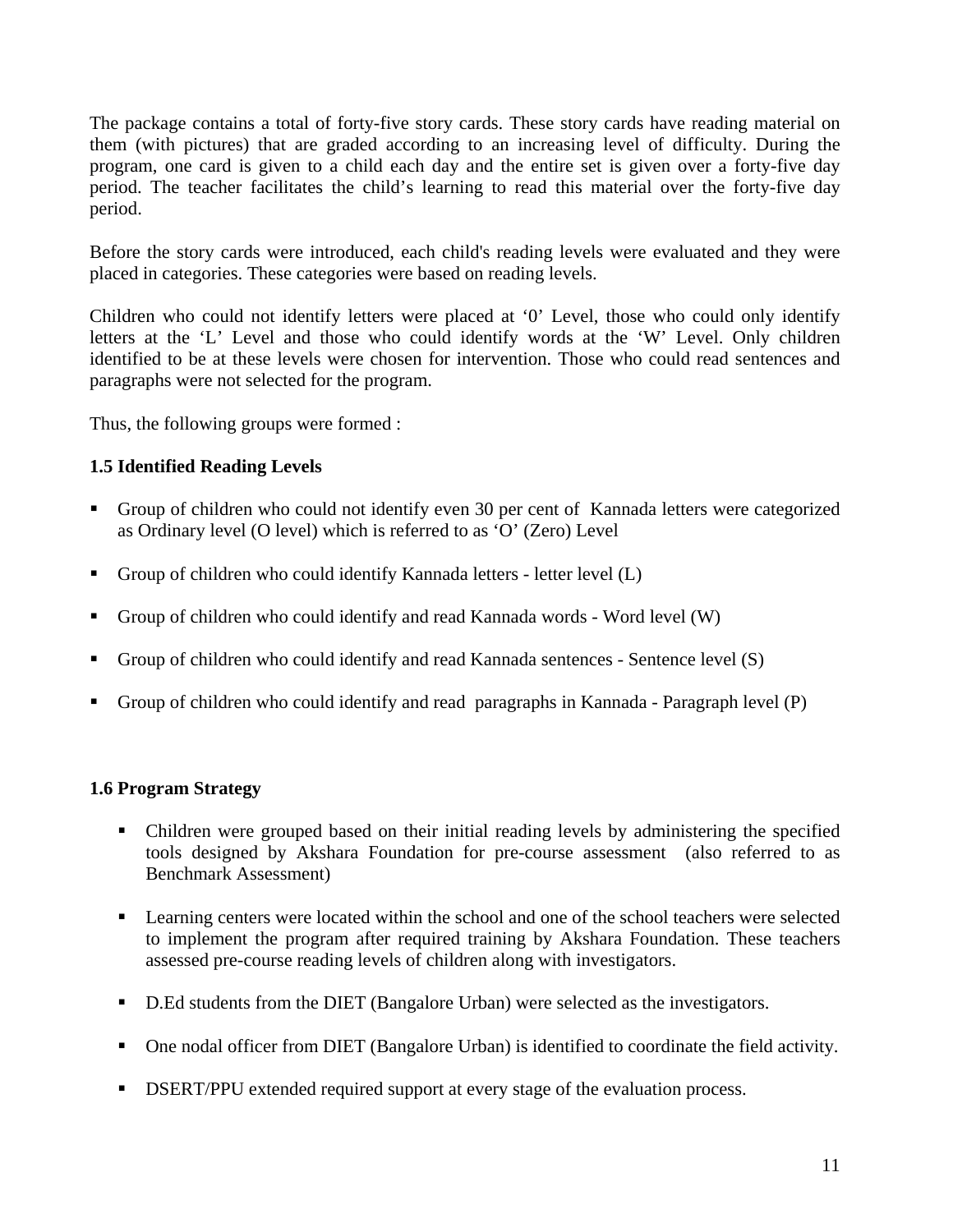The package contains a total of forty-five story cards. These story cards have reading material on them (with pictures) that are graded according to an increasing level of difficulty. During the program, one card is given to a child each day and the entire set is given over a forty-five day period. The teacher facilitates the child's learning to read this material over the forty-five day period.

Before the story cards were introduced, each child's reading levels were evaluated and they were placed in categories. These categories were based on reading levels.

Children who could not identify letters were placed at '0' Level, those who could only identify letters at the 'L' Level and those who could identify words at the 'W' Level. Only children identified to be at these levels were chosen for intervention. Those who could read sentences and paragraphs were not selected for the program.

Thus, the following groups were formed :

### 1.5 Identified Reading Levels

- Group of children who could not identify even 30 per cent of Kannada letters were categorized as Ordinary level (O level) which is referred to as 'O' (Zero) Level
- Group of children who could identify Kannada letters - letter level (L)
- Group of children who could identify and read Kannada words - Word level (W)
- Group of children who could identify and read Kannada sentences - Sentence level (S)
- Group of children who could identify and read paragraphs in Kannada - Paragraph level (P)

### 1.6 Program Strategy

- Children were grouped based on their initial reading levels by administering the specified tools designed by Akshara Foundation for pre-course assessment (also referred to as Benchmark Assessment)
- Learning centers were located within the school and one of the school teachers were selected to implement the program after required training by Akshara Foundation. These teachers assessed pre-course reading levels of children along with investigators.
- D.Ed students from the DIET (Bangalore Urban) were selected as the investigators.
- One nodal officer from DIET (Bangalore Urban) is identified to coordinate the field activity.
- DSERT/PPU extended required support at every stage of the evaluation process.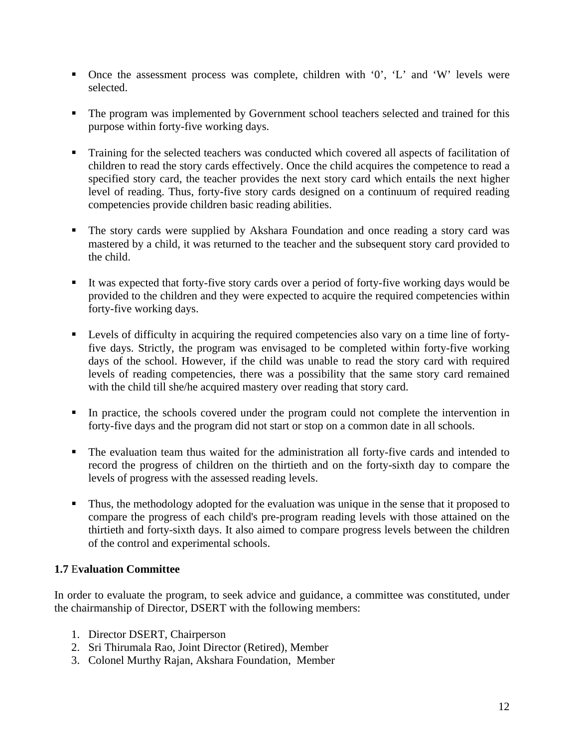- Once the assessment process was complete, children with '0', 'L' and 'W' levels were selected.
- The program was implemented by Government school teachers selected and trained for this purpose within forty-five working days.
- Training for the selected teachers was conducted which covered all aspects of facilitation of children to read the story cards effectively. Once the child acquires the competence to read a specified story card, the teacher provides the next story card which entails the next higher level of reading. Thus, forty-five story cards designed on a continuum of required reading competencies provide children basic reading abilities.
- The story cards were supplied by Akshara Foundation and once reading a story card was mastered by a child, it was returned to the teacher and the subsequent story card provided to the child.
- It was expected that forty-five story cards over a period of forty-five working days would be provided to the children and they were expected to acquire the required competencies within forty-five working days.
- Levels of difficulty in acquiring the required competencies also vary on a time line of forty-five days. Strictly, the program was envisaged to be completed within forty-five working days of the school. However, if the child was unable to read the story card with required levels of reading competencies, there was a possibility that the same story card remained with the child till she/he acquired mastery over reading that story card.
- In practice, the schools covered under the program could not complete the intervention in forty-five days and the program did not start or stop on a common date in all schools.
- The evaluation team thus waited for the administration all forty-five cards and intended to record the progress of children on the thirtieth and on the forty-sixth day to compare the levels of progress with the assessed reading levels.
- Thus, the methodology adopted for the evaluation was unique in the sense that it proposed to compare the progress of each child's pre-program reading levels with those attained on the thirtieth and forty-sixth days. It also aimed to compare progress levels between the children of the control and experimental schools.

### 1.7 Evaluation Committee

In order to evaluate the program, to seek advice and guidance, a committee was constituted, under the chairmanship of Director, DSERT with the following members:

1. Director DSERT, Chairperson
2. Sri Thirumala Rao, Joint Director (Retired), Member
3. Colonel Murthy Rajan, Akshara Foundation, Member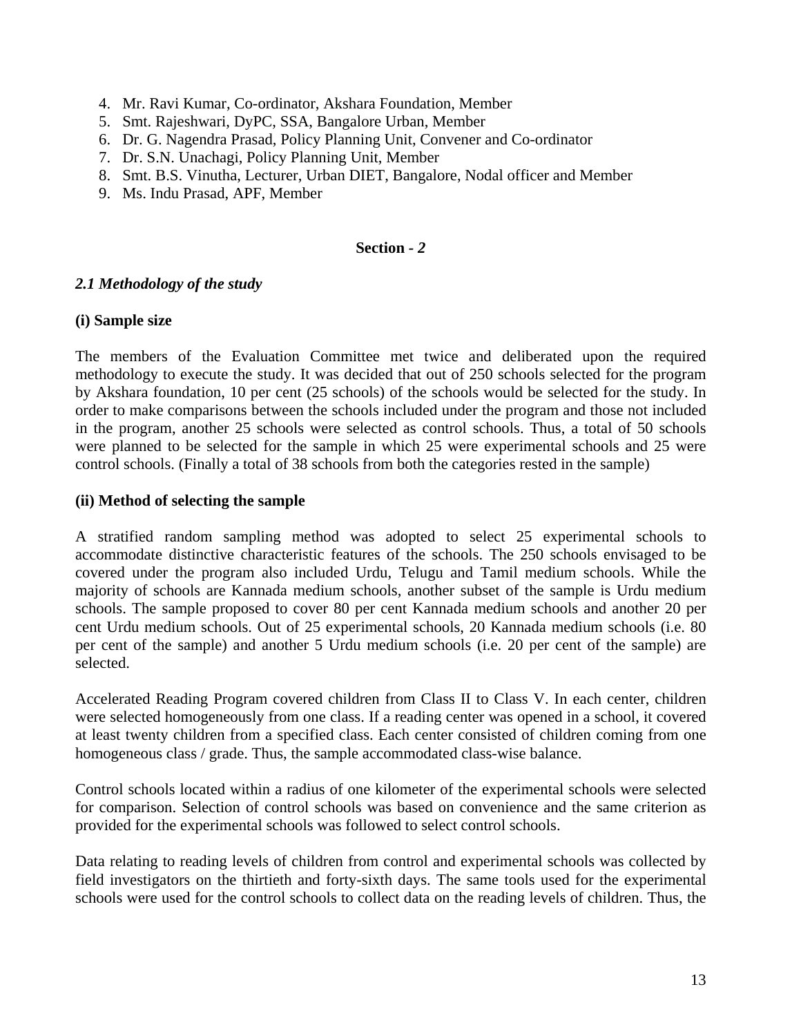4. Mr. Ravi Kumar, Co-ordinator, Akshara Foundation, Member
5. Smt. Rajeshwari, DyPC, SSA, Bangalore Urban, Member
6. Dr. G. Nagendra Prasad, Policy Planning Unit, Convener and Co-ordinator
7. Dr. S.N. Unachagi, Policy Planning Unit, Member
8. Smt. B.S. Vinutha, Lecturer, Urban DIET, Bangalore, Nodal officer and Member
9. Ms. Indu Prasad, APF, Member

## Section - *2*

### *2.1 Methodology of the study*

**(i) Sample size**

The members of the Evaluation Committee met twice and deliberated upon the required methodology to execute the study. It was decided that out of 250 schools selected for the program by Akshara foundation, 10 per cent (25 schools) of the schools would be selected for the study. In order to make comparisons between the schools included under the program and those not included in the program, another 25 schools were selected as control schools. Thus, a total of 50 schools were planned to be selected for the sample in which 25 were experimental schools and 25 were control schools. (Finally a total of 38 schools from both the categories rested in the sample)

**(ii) Method of selecting the sample**

A stratified random sampling method was adopted to select 25 experimental schools to accommodate distinctive characteristic features of the schools. The 250 schools envisaged to be covered under the program also included Urdu, Telugu and Tamil medium schools. While the majority of schools are Kannada medium schools, another subset of the sample is Urdu medium schools. The sample proposed to cover 80 per cent Kannada medium schools and another 20 per cent Urdu medium schools. Out of 25 experimental schools, 20 Kannada medium schools (i.e. 80 per cent of the sample) and another 5 Urdu medium schools (i.e. 20 per cent of the sample) are selected.

Accelerated Reading Program covered children from Class II to Class V. In each center, children were selected homogeneously from one class. If a reading center was opened in a school, it covered at least twenty children from a specified class. Each center consisted of children coming from one homogeneous class / grade. Thus, the sample accommodated class-wise balance.

Control schools located within a radius of one kilometer of the experimental schools were selected for comparison. Selection of control schools was based on convenience and the same criterion as provided for the experimental schools was followed to select control schools.

Data relating to reading levels of children from control and experimental schools was collected by field investigators on the thirtieth and forty-sixth days. The same tools used for the experimental schools were used for the control schools to collect data on the reading levels of children. Thus, the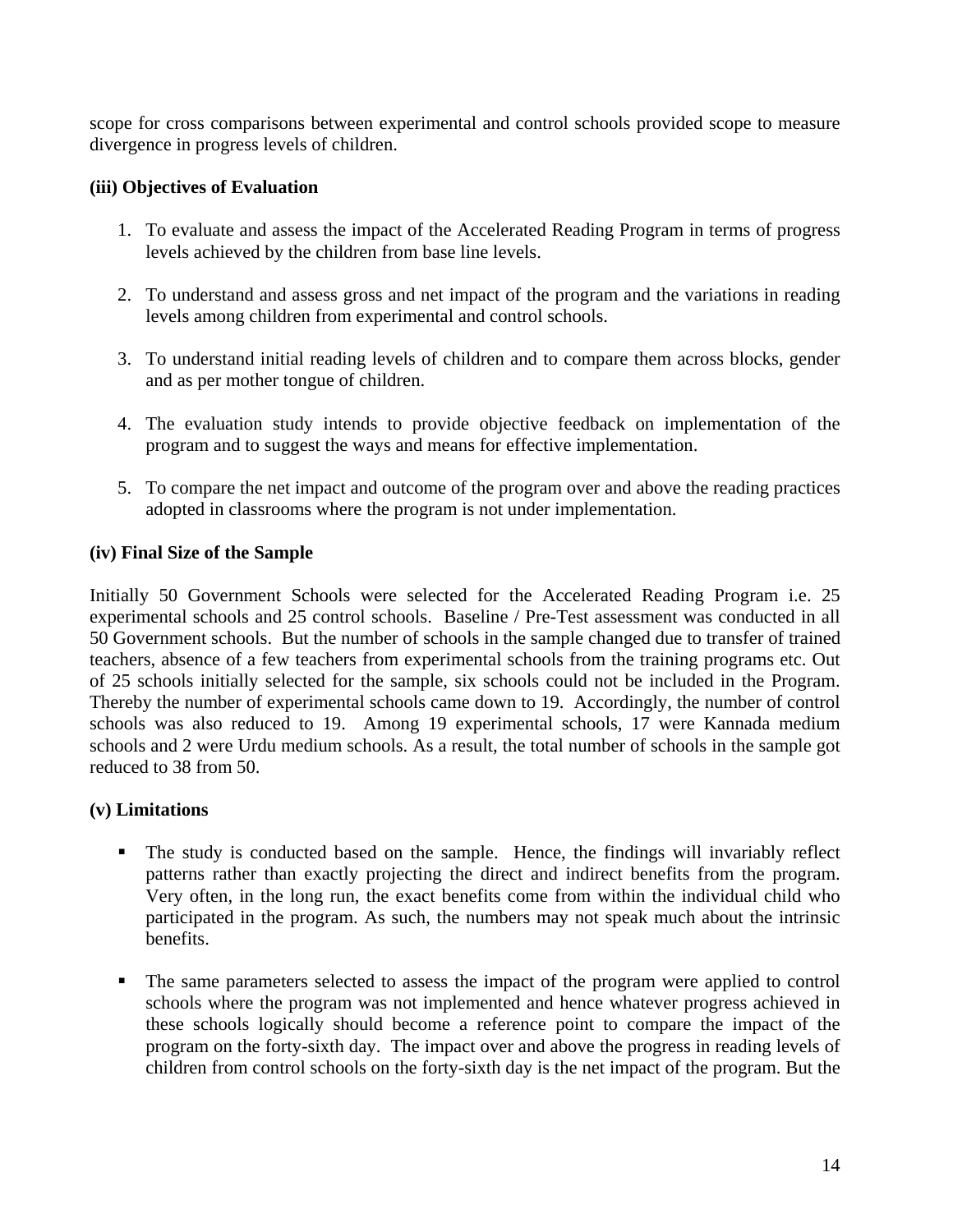scope for cross comparisons between experimental and control schools provided scope to measure divergence in progress levels of children.

### (iii) Objectives of Evaluation

1. To evaluate and assess the impact of the Accelerated Reading Program in terms of progress levels achieved by the children from base line levels.

2. To understand and assess gross and net impact of the program and the variations in reading levels among children from experimental and control schools.

3. To understand initial reading levels of children and to compare them across blocks, gender and as per mother tongue of children.

4. The evaluation study intends to provide objective feedback on implementation of the program and to suggest the ways and means for effective implementation.

5. To compare the net impact and outcome of the program over and above the reading practices adopted in classrooms where the program is not under implementation.

### (iv) Final Size of the Sample

Initially 50 Government Schools were selected for the Accelerated Reading Program i.e. 25 experimental schools and 25 control schools. Baseline / Pre-Test assessment was conducted in all 50 Government schools. But the number of schools in the sample changed due to transfer of trained teachers, absence of a few teachers from experimental schools from the training programs etc. Out of 25 schools initially selected for the sample, six schools could not be included in the Program. Thereby the number of experimental schools came down to 19. Accordingly, the number of control schools was also reduced to 19. Among 19 experimental schools, 17 were Kannada medium schools and 2 were Urdu medium schools. As a result, the total number of schools in the sample got reduced to 38 from 50.

### (v) Limitations

- The study is conducted based on the sample. Hence, the findings will invariably reflect patterns rather than exactly projecting the direct and indirect benefits from the program. Very often, in the long run, the exact benefits come from within the individual child who participated in the program. As such, the numbers may not speak much about the intrinsic benefits.

- The same parameters selected to assess the impact of the program were applied to control schools where the program was not implemented and hence whatever progress achieved in these schools logically should become a reference point to compare the impact of the program on the forty-sixth day. The impact over and above the progress in reading levels of children from control schools on the forty-sixth day is the net impact of the program. But the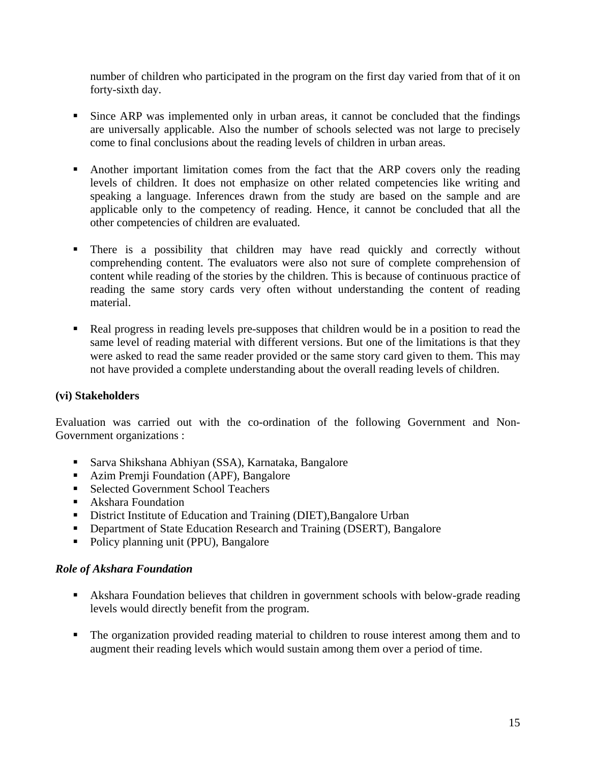number of children who participated in the program on the first day varied from that of it on forty-sixth day.

- Since ARP was implemented only in urban areas, it cannot be concluded that the findings are universally applicable. Also the number of schools selected was not large to precisely come to final conclusions about the reading levels of children in urban areas.

- Another important limitation comes from the fact that the ARP covers only the reading levels of children. It does not emphasize on other related competencies like writing and speaking a language. Inferences drawn from the study are based on the sample and are applicable only to the competency of reading. Hence, it cannot be concluded that all the other competencies of children are evaluated.

- There is a possibility that children may have read quickly and correctly without comprehending content. The evaluators were also not sure of complete comprehension of content while reading of the stories by the children. This is because of continuous practice of reading the same story cards very often without understanding the content of reading material.

- Real progress in reading levels pre-supposes that children would be in a position to read the same level of reading material with different versions. But one of the limitations is that they were asked to read the same reader provided or the same story card given to them. This may not have provided a complete understanding about the overall reading levels of children.

**(vi) Stakeholders**

Evaluation was carried out with the co-ordination of the following Government and Non-Government organizations :

- Sarva Shikshana Abhiyan (SSA), Karnataka, Bangalore
- Azim Premji Foundation (APF), Bangalore
- Selected Government School Teachers
- Akshara Foundation
- District Institute of Education and Training (DIET),Bangalore Urban
- Department of State Education Research and Training (DSERT), Bangalore
- Policy planning unit (PPU), Bangalore

***Role of Akshara Foundation***

- Akshara Foundation believes that children in government schools with below-grade reading levels would directly benefit from the program.

- The organization provided reading material to children to rouse interest among them and to augment their reading levels which would sustain among them over a period of time.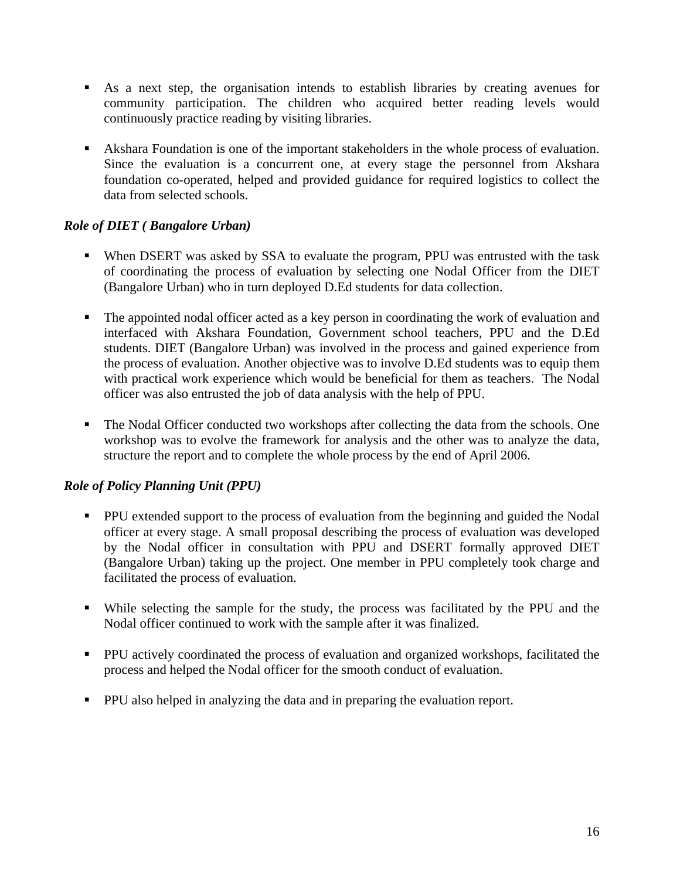- As a next step, the organisation intends to establish libraries by creating avenues for community participation. The children who acquired better reading levels would continuously practice reading by visiting libraries.

- Akshara Foundation is one of the important stakeholders in the whole process of evaluation. Since the evaluation is a concurrent one, at every stage the personnel from Akshara foundation co-operated, helped and provided guidance for required logistics to collect the data from selected schools.

***Role of DIET ( Bangalore Urban)***

- When DSERT was asked by SSA to evaluate the program, PPU was entrusted with the task of coordinating the process of evaluation by selecting one Nodal Officer from the DIET (Bangalore Urban) who in turn deployed D.Ed students for data collection.

- The appointed nodal officer acted as a key person in coordinating the work of evaluation and interfaced with Akshara Foundation, Government school teachers, PPU and the D.Ed students. DIET (Bangalore Urban) was involved in the process and gained experience from the process of evaluation. Another objective was to involve D.Ed students was to equip them with practical work experience which would be beneficial for them as teachers. The Nodal officer was also entrusted the job of data analysis with the help of PPU.

- The Nodal Officer conducted two workshops after collecting the data from the schools. One workshop was to evolve the framework for analysis and the other was to analyze the data, structure the report and to complete the whole process by the end of April 2006.

***Role of Policy Planning Unit (PPU)***

- PPU extended support to the process of evaluation from the beginning and guided the Nodal officer at every stage. A small proposal describing the process of evaluation was developed by the Nodal officer in consultation with PPU and DSERT formally approved DIET (Bangalore Urban) taking up the project. One member in PPU completely took charge and facilitated the process of evaluation.

- While selecting the sample for the study, the process was facilitated by the PPU and the Nodal officer continued to work with the sample after it was finalized.

- PPU actively coordinated the process of evaluation and organized workshops, facilitated the process and helped the Nodal officer for the smooth conduct of evaluation.

- PPU also helped in analyzing the data and in preparing the evaluation report.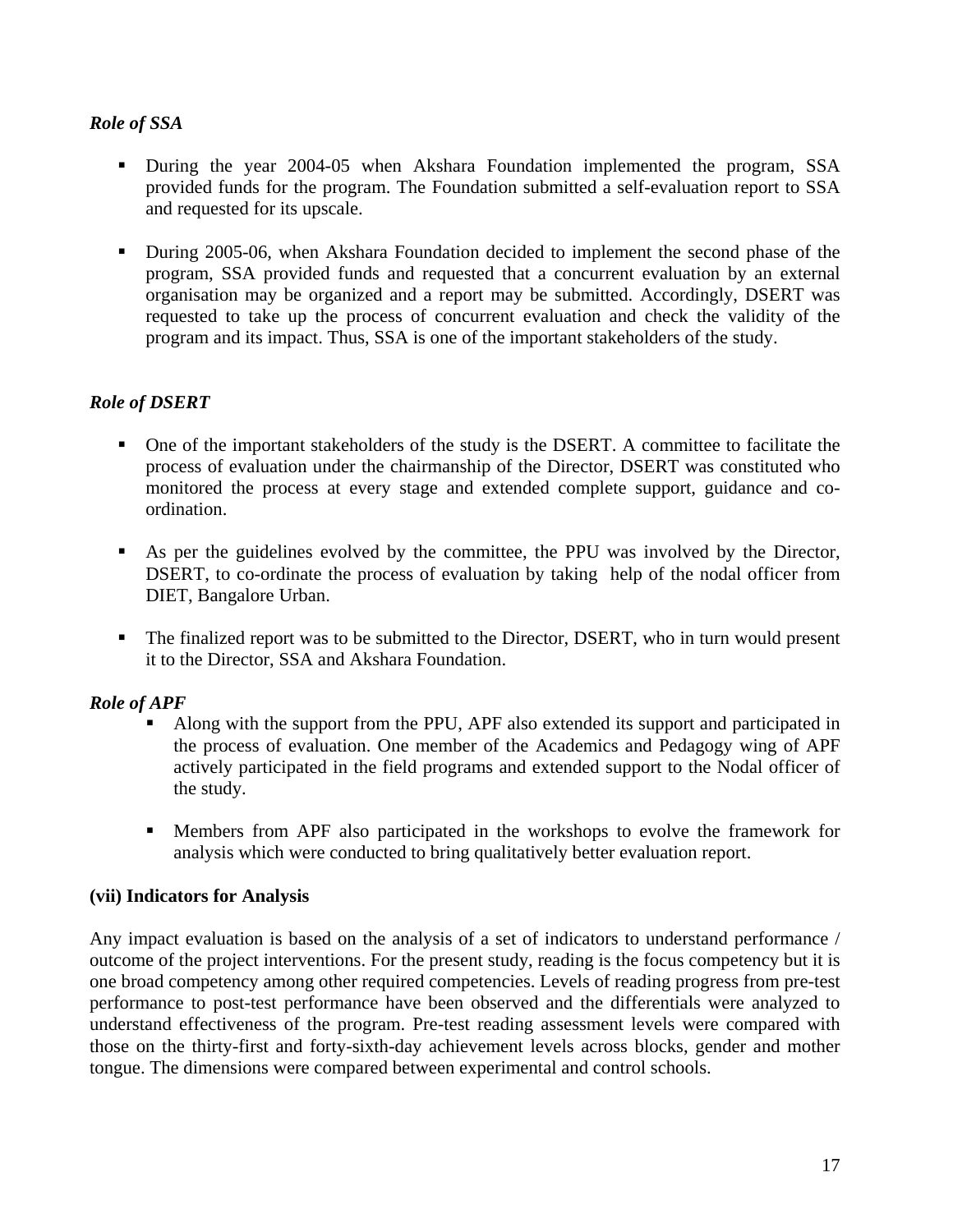*Role of SSA*

- During the year 2004-05 when Akshara Foundation implemented the program, SSA provided funds for the program. The Foundation submitted a self-evaluation report to SSA and requested for its upscale.

- During 2005-06, when Akshara Foundation decided to implement the second phase of the program, SSA provided funds and requested that a concurrent evaluation by an external organisation may be organized and a report may be submitted. Accordingly, DSERT was requested to take up the process of concurrent evaluation and check the validity of the program and its impact. Thus, SSA is one of the important stakeholders of the study.

*Role of DSERT*

- One of the important stakeholders of the study is the DSERT. A committee to facilitate the process of evaluation under the chairmanship of the Director, DSERT was constituted who monitored the process at every stage and extended complete support, guidance and co-ordination.

- As per the guidelines evolved by the committee, the PPU was involved by the Director, DSERT, to co-ordinate the process of evaluation by taking help of the nodal officer from DIET, Bangalore Urban.

- The finalized report was to be submitted to the Director, DSERT, who in turn would present it to the Director, SSA and Akshara Foundation.

*Role of APF*

- Along with the support from the PPU, APF also extended its support and participated in the process of evaluation. One member of the Academics and Pedagogy wing of APF actively participated in the field programs and extended support to the Nodal officer of the study.

- Members from APF also participated in the workshops to evolve the framework for analysis which were conducted to bring qualitatively better evaluation report.

**(vii) Indicators for Analysis**

Any impact evaluation is based on the analysis of a set of indicators to understand performance / outcome of the project interventions. For the present study, reading is the focus competency but it is one broad competency among other required competencies. Levels of reading progress from pre-test performance to post-test performance have been observed and the differentials were analyzed to understand effectiveness of the program. Pre-test reading assessment levels were compared with those on the thirty-first and forty-sixth-day achievement levels across blocks, gender and mother tongue. The dimensions were compared between experimental and control schools.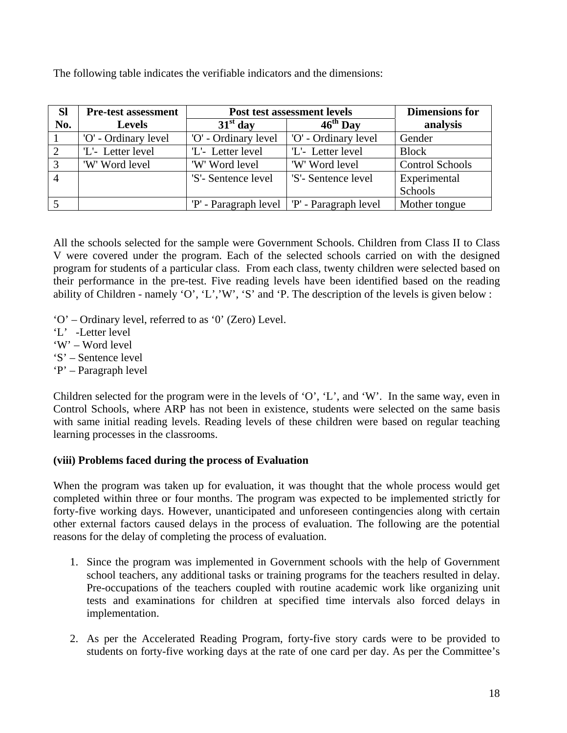The following table indicates the verifiable indicators and the dimensions:

| Sl No. | Pre-test assessment Levels | Post test assessment levels | | Dimensions for analysis |
|---|---|---|---|---|
| | | 31st day | 46th Day | |
| 1 | 'O' - Ordinary level | 'O' - Ordinary level | 'O' - Ordinary level | Gender |
| 2 | 'L'- Letter level | 'L'- Letter level | 'L'- Letter level | Block |
| 3 | 'W' Word level | 'W' Word level | 'W' Word level | Control Schools |
| 4 | | 'S'- Sentence level | 'S'- Sentence level | Experimental Schools |
| 5 | | 'P' - Paragraph level | 'P' - Paragraph level | Mother tongue |

All the schools selected for the sample were Government Schools. Children from Class II to Class V were covered under the program. Each of the selected schools carried on with the designed program for students of a particular class. From each class, twenty children were selected based on their performance in the pre-test. Five reading levels have been identified based on the reading ability of Children - namely 'O', 'L','W', 'S' and 'P. The description of the levels is given below :

'O' – Ordinary level, referred to as '0' (Zero) Level.
'L' -Letter level
'W' – Word level
'S' – Sentence level
'P' – Paragraph level

Children selected for the program were in the levels of 'O', 'L', and 'W'. In the same way, even in Control Schools, where ARP has not been in existence, students were selected on the same basis with same initial reading levels. Reading levels of these children were based on regular teaching learning processes in the classrooms.

**(viii) Problems faced during the process of Evaluation**

When the program was taken up for evaluation, it was thought that the whole process would get completed within three or four months. The program was expected to be implemented strictly for forty-five working days. However, unanticipated and unforeseen contingencies along with certain other external factors caused delays in the process of evaluation. The following are the potential reasons for the delay of completing the process of evaluation.

1. Since the program was implemented in Government schools with the help of Government school teachers, any additional tasks or training programs for the teachers resulted in delay. Pre-occupations of the teachers coupled with routine academic work like organizing unit tests and examinations for children at specified time intervals also forced delays in implementation.

2. As per the Accelerated Reading Program, forty-five story cards were to be provided to students on forty-five working days at the rate of one card per day. As per the Committee's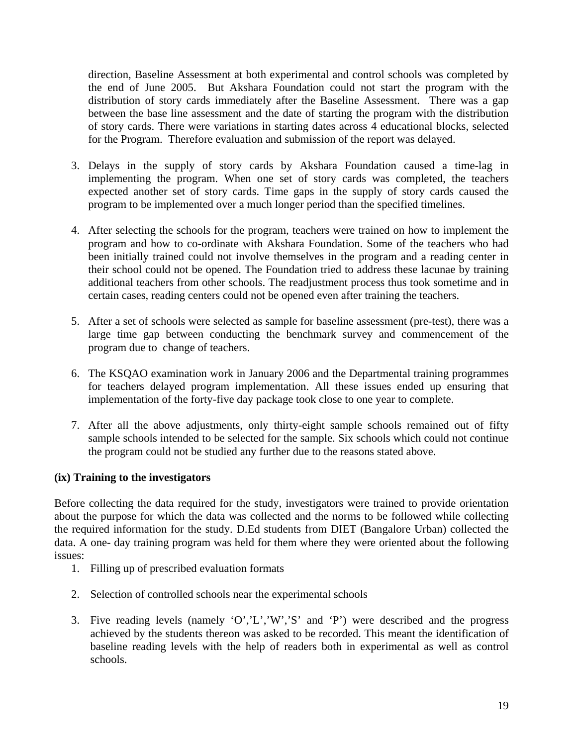direction, Baseline Assessment at both experimental and control schools was completed by the end of June 2005. But Akshara Foundation could not start the program with the distribution of story cards immediately after the Baseline Assessment. There was a gap between the base line assessment and the date of starting the program with the distribution of story cards. There were variations in starting dates across 4 educational blocks, selected for the Program. Therefore evaluation and submission of the report was delayed.

3. Delays in the supply of story cards by Akshara Foundation caused a time-lag in implementing the program. When one set of story cards was completed, the teachers expected another set of story cards. Time gaps in the supply of story cards caused the program to be implemented over a much longer period than the specified timelines.

4. After selecting the schools for the program, teachers were trained on how to implement the program and how to co-ordinate with Akshara Foundation. Some of the teachers who had been initially trained could not involve themselves in the program and a reading center in their school could not be opened. The Foundation tried to address these lacunae by training additional teachers from other schools. The readjustment process thus took sometime and in certain cases, reading centers could not be opened even after training the teachers.

5. After a set of schools were selected as sample for baseline assessment (pre-test), there was a large time gap between conducting the benchmark survey and commencement of the program due to change of teachers.

6. The KSQAO examination work in January 2006 and the Departmental training programmes for teachers delayed program implementation. All these issues ended up ensuring that implementation of the forty-five day package took close to one year to complete.

7. After all the above adjustments, only thirty-eight sample schools remained out of fifty sample schools intended to be selected for the sample. Six schools which could not continue the program could not be studied any further due to the reasons stated above.

**(ix) Training to the investigators**

Before collecting the data required for the study, investigators were trained to provide orientation about the purpose for which the data was collected and the norms to be followed while collecting the required information for the study. D.Ed students from DIET (Bangalore Urban) collected the data. A one- day training program was held for them where they were oriented about the following issues:

1. Filling up of prescribed evaluation formats

2. Selection of controlled schools near the experimental schools

3. Five reading levels (namely 'O','L','W','S' and 'P') were described and the progress achieved by the students thereon was asked to be recorded. This meant the identification of baseline reading levels with the help of readers both in experimental as well as control schools.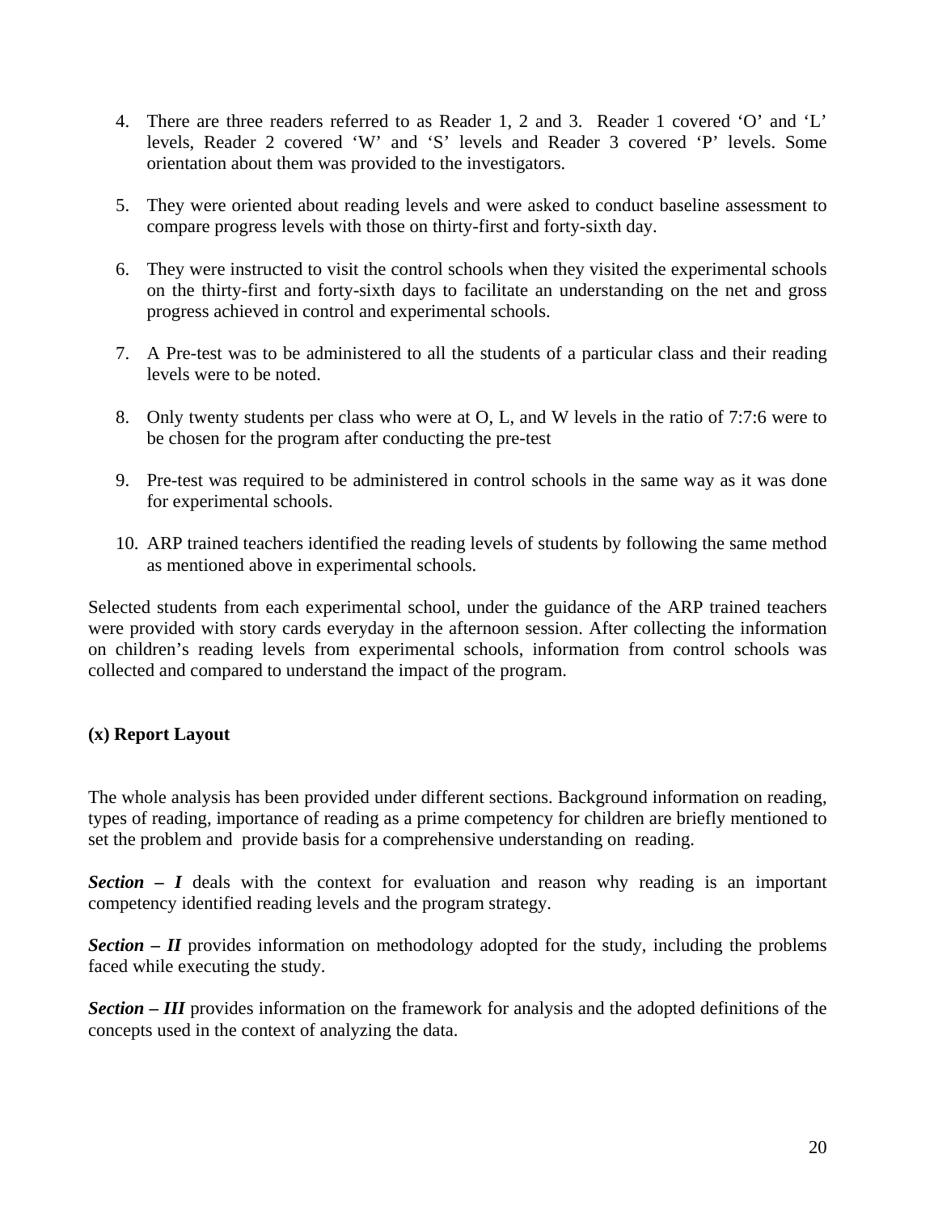4. There are three readers referred to as Reader 1, 2 and 3. Reader 1 covered 'O' and 'L' levels, Reader 2 covered 'W' and 'S' levels and Reader 3 covered 'P' levels. Some orientation about them was provided to the investigators.

5. They were oriented about reading levels and were asked to conduct baseline assessment to compare progress levels with those on thirty-first and forty-sixth day.

6. They were instructed to visit the control schools when they visited the experimental schools on the thirty-first and forty-sixth days to facilitate an understanding on the net and gross progress achieved in control and experimental schools.

7. A Pre-test was to be administered to all the students of a particular class and their reading levels were to be noted.

8. Only twenty students per class who were at O, L, and W levels in the ratio of 7:7:6 were to be chosen for the program after conducting the pre-test

9. Pre-test was required to be administered in control schools in the same way as it was done for experimental schools.

10. ARP trained teachers identified the reading levels of students by following the same method as mentioned above in experimental schools.

Selected students from each experimental school, under the guidance of the ARP trained teachers were provided with story cards everyday in the afternoon session. After collecting the information on children's reading levels from experimental schools, information from control schools was collected and compared to understand the impact of the program.

### (x) Report Layout

The whole analysis has been provided under different sections. Background information on reading, types of reading, importance of reading as a prime competency for children are briefly mentioned to set the problem and provide basis for a comprehensive understanding on reading.

***Section – I*** deals with the context for evaluation and reason why reading is an important competency identified reading levels and the program strategy.

***Section – II*** provides information on methodology adopted for the study, including the problems faced while executing the study.

***Section – III*** provides information on the framework for analysis and the adopted definitions of the concepts used in the context of analyzing the data.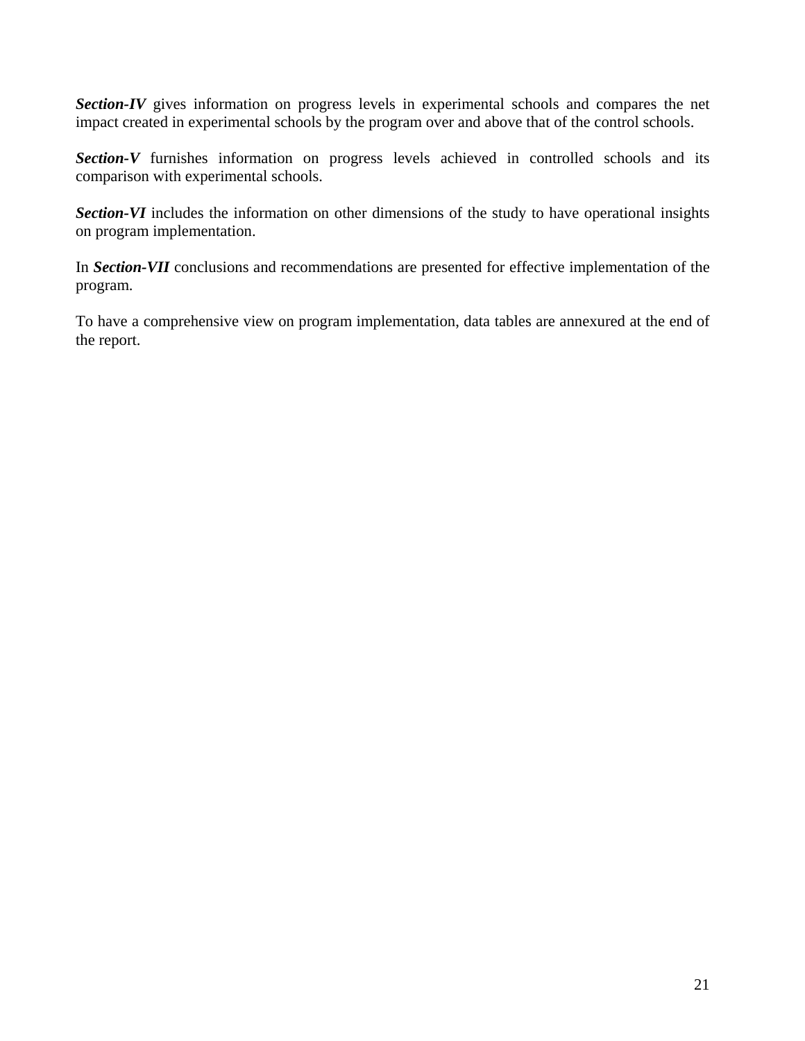***Section-IV*** gives information on progress levels in experimental schools and compares the net impact created in experimental schools by the program over and above that of the control schools.

***Section-V*** furnishes information on progress levels achieved in controlled schools and its comparison with experimental schools.

***Section-VI*** includes the information on other dimensions of the study to have operational insights on program implementation.

In ***Section-VII*** conclusions and recommendations are presented for effective implementation of the program.

To have a comprehensive view on program implementation, data tables are annexured at the end of the report.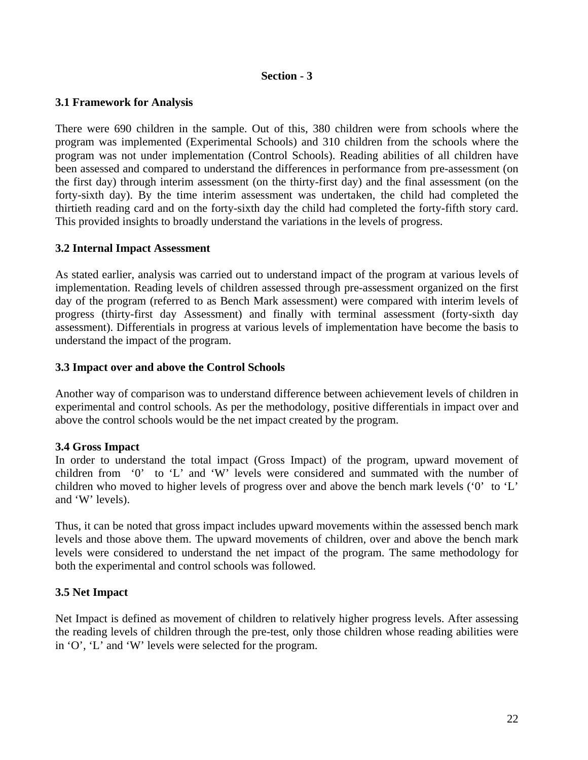## Section - 3

### 3.1 Framework for Analysis

There were 690 children in the sample. Out of this, 380 children were from schools where the program was implemented (Experimental Schools) and 310 children from the schools where the program was not under implementation (Control Schools). Reading abilities of all children have been assessed and compared to understand the differences in performance from pre-assessment (on the first day) through interim assessment (on the thirty-first day) and the final assessment (on the forty-sixth day). By the time interim assessment was undertaken, the child had completed the thirtieth reading card and on the forty-sixth day the child had completed the forty-fifth story card. This provided insights to broadly understand the variations in the levels of progress.

### 3.2 Internal Impact Assessment

As stated earlier, analysis was carried out to understand impact of the program at various levels of implementation. Reading levels of children assessed through pre-assessment organized on the first day of the program (referred to as Bench Mark assessment) were compared with interim levels of progress (thirty-first day Assessment) and finally with terminal assessment (forty-sixth day assessment). Differentials in progress at various levels of implementation have become the basis to understand the impact of the program.

### 3.3 Impact over and above the Control Schools

Another way of comparison was to understand difference between achievement levels of children in experimental and control schools. As per the methodology, positive differentials in impact over and above the control schools would be the net impact created by the program.

### 3.4 Gross Impact

In order to understand the total impact (Gross Impact) of the program, upward movement of children from '0' to 'L' and 'W' levels were considered and summated with the number of children who moved to higher levels of progress over and above the bench mark levels ('0' to 'L' and 'W' levels).

Thus, it can be noted that gross impact includes upward movements within the assessed bench mark levels and those above them. The upward movements of children, over and above the bench mark levels were considered to understand the net impact of the program. The same methodology for both the experimental and control schools was followed.

### 3.5 Net Impact

Net Impact is defined as movement of children to relatively higher progress levels. After assessing the reading levels of children through the pre-test, only those children whose reading abilities were in 'O', 'L' and 'W' levels were selected for the program.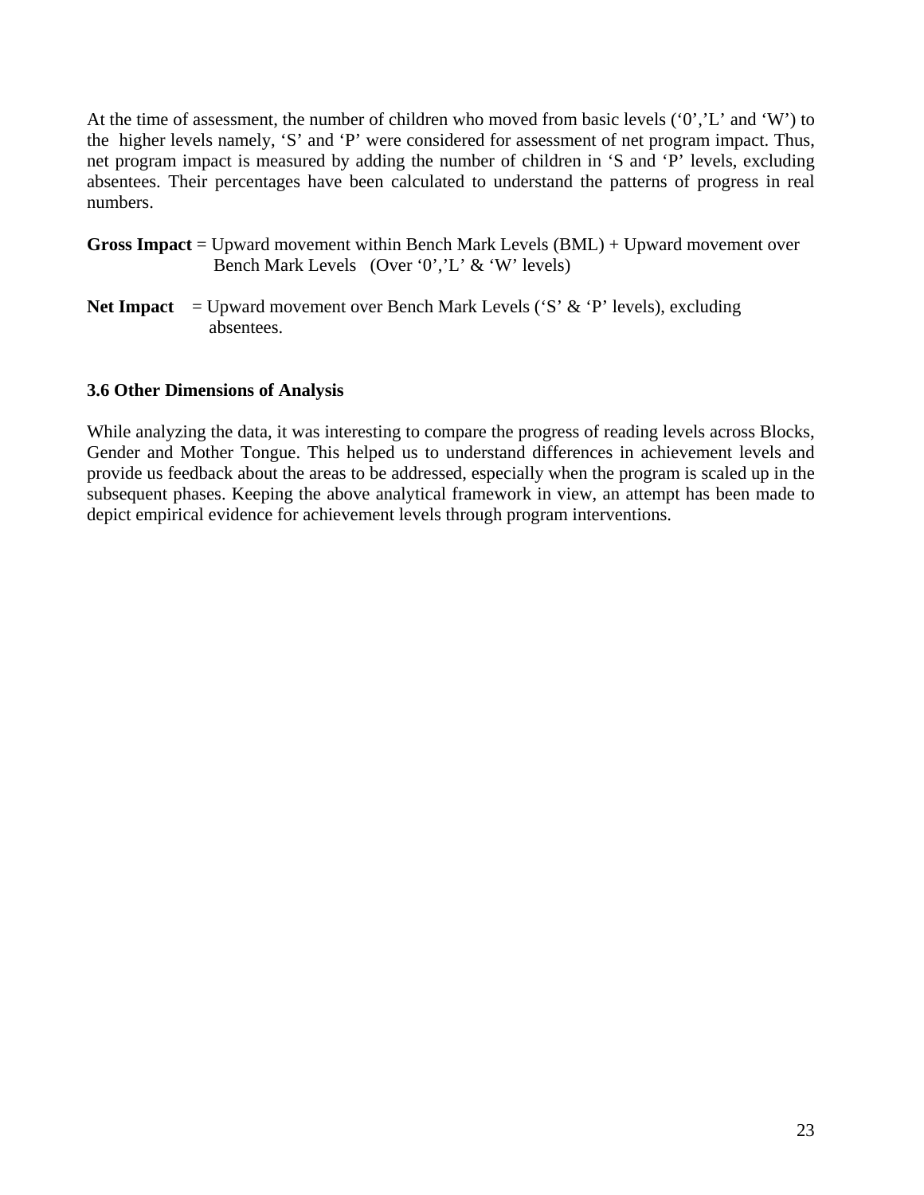At the time of assessment, the number of children who moved from basic levels ('0','L' and 'W') to the higher levels namely, 'S' and 'P' were considered for assessment of net program impact. Thus, net program impact is measured by adding the number of children in 'S and 'P' levels, excluding absentees. Their percentages have been calculated to understand the patterns of progress in real numbers.

**Gross Impact** = Upward movement within Bench Mark Levels (BML) + Upward movement over Bench Mark Levels (Over '0','L' & 'W' levels)

**Net Impact** = Upward movement over Bench Mark Levels ('S' & 'P' levels), excluding absentees.

### 3.6 Other Dimensions of Analysis

While analyzing the data, it was interesting to compare the progress of reading levels across Blocks, Gender and Mother Tongue. This helped us to understand differences in achievement levels and provide us feedback about the areas to be addressed, especially when the program is scaled up in the subsequent phases. Keeping the above analytical framework in view, an attempt has been made to depict empirical evidence for achievement levels through program interventions.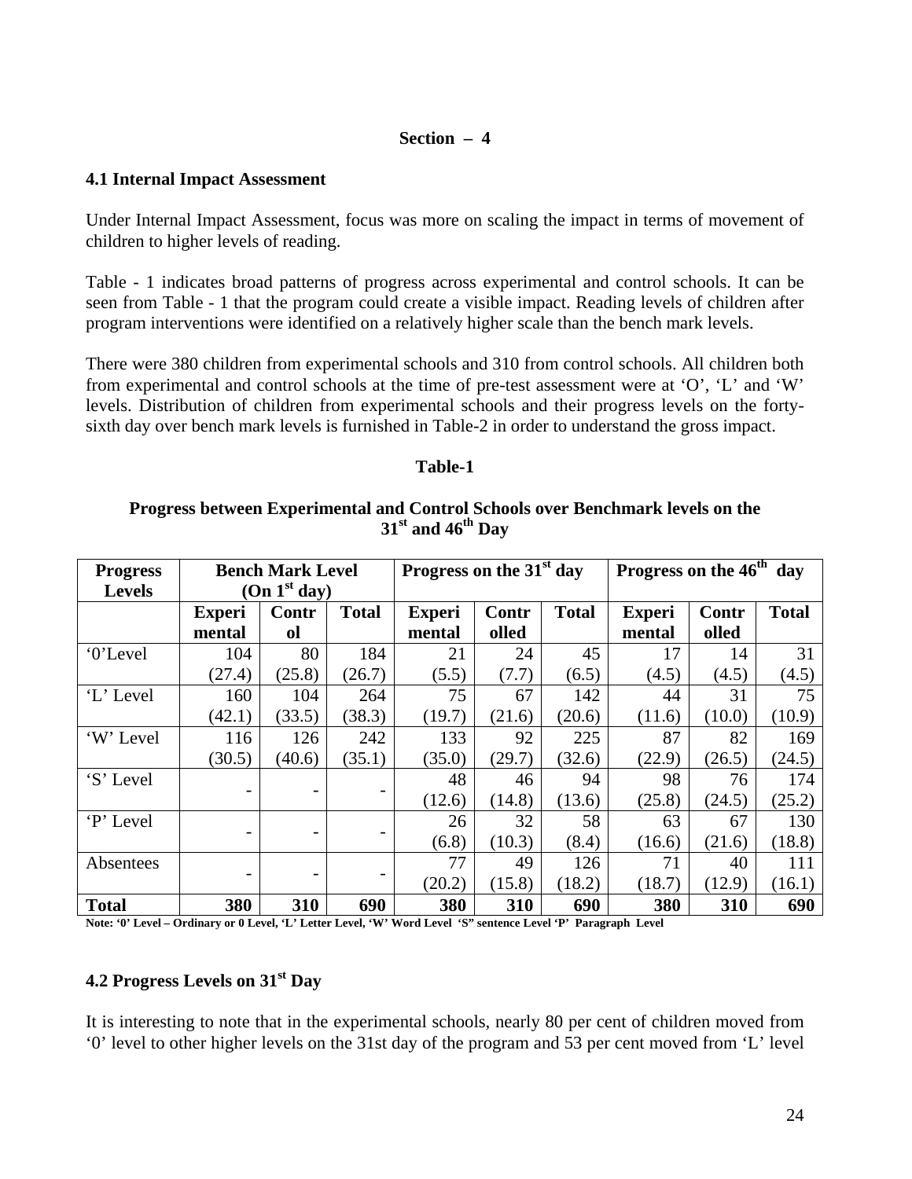**Section – 4**

## 4.1 Internal Impact Assessment

Under Internal Impact Assessment, focus was more on scaling the impact in terms of movement of children to higher levels of reading.

Table - 1 indicates broad patterns of progress across experimental and control schools. It can be seen from Table - 1 that the program could create a visible impact. Reading levels of children after program interventions were identified on a relatively higher scale than the bench mark levels.

There were 380 children from experimental schools and 310 from control schools. All children both from experimental and control schools at the time of pre-test assessment were at 'O', 'L' and 'W' levels. Distribution of children from experimental schools and their progress levels on the forty-sixth day over bench mark levels is furnished in Table-2 in order to understand the gross impact.

**Table-1**

**Progress between Experimental and Control Schools over Benchmark levels on the 31st and 46th Day**

| Progress Levels | Bench Mark Level (On 1st day) | | | Progress on the 31st day | | | Progress on the 46th day | | |
|---|---|---|---|---|---|---|---|---|---|
| | Experimental | Control | Total | Experimental | Controlled | Total | Experimental | Controlled | Total |
| '0'Level | 104 (27.4) | 80 (25.8) | 184 (26.7) | 21 (5.5) | 24 (7.7) | 45 (6.5) | 17 (4.5) | 14 (4.5) | 31 (4.5) |
| 'L' Level | 160 (42.1) | 104 (33.5) | 264 (38.3) | 75 (19.7) | 67 (21.6) | 142 (20.6) | 44 (11.6) | 31 (10.0) | 75 (10.9) |
| 'W' Level | 116 (30.5) | 126 (40.6) | 242 (35.1) | 133 (35.0) | 92 (29.7) | 225 (32.6) | 87 (22.9) | 82 (26.5) | 169 (24.5) |
| 'S' Level | - | - | - | 48 (12.6) | 46 (14.8) | 94 (13.6) | 98 (25.8) | 76 (24.5) | 174 (25.2) |
| 'P' Level | - | - | - | 26 (6.8) | 32 (10.3) | 58 (8.4) | 63 (16.6) | 67 (21.6) | 130 (18.8) |
| Absentees | - | - | - | 77 (20.2) | 49 (15.8) | 126 (18.2) | 71 (18.7) | 40 (12.9) | 111 (16.1) |
| **Total** | **380** | **310** | **690** | **380** | **310** | **690** | **380** | **310** | **690** |

**Note: '0' Level – Ordinary or 0 Level, 'L' Letter Level, 'W' Word Level 'S" sentence Level 'P' Paragraph Level**

## 4.2 Progress Levels on 31st Day

It is interesting to note that in the experimental schools, nearly 80 per cent of children moved from '0' level to other higher levels on the 31st day of the program and 53 per cent moved from 'L' level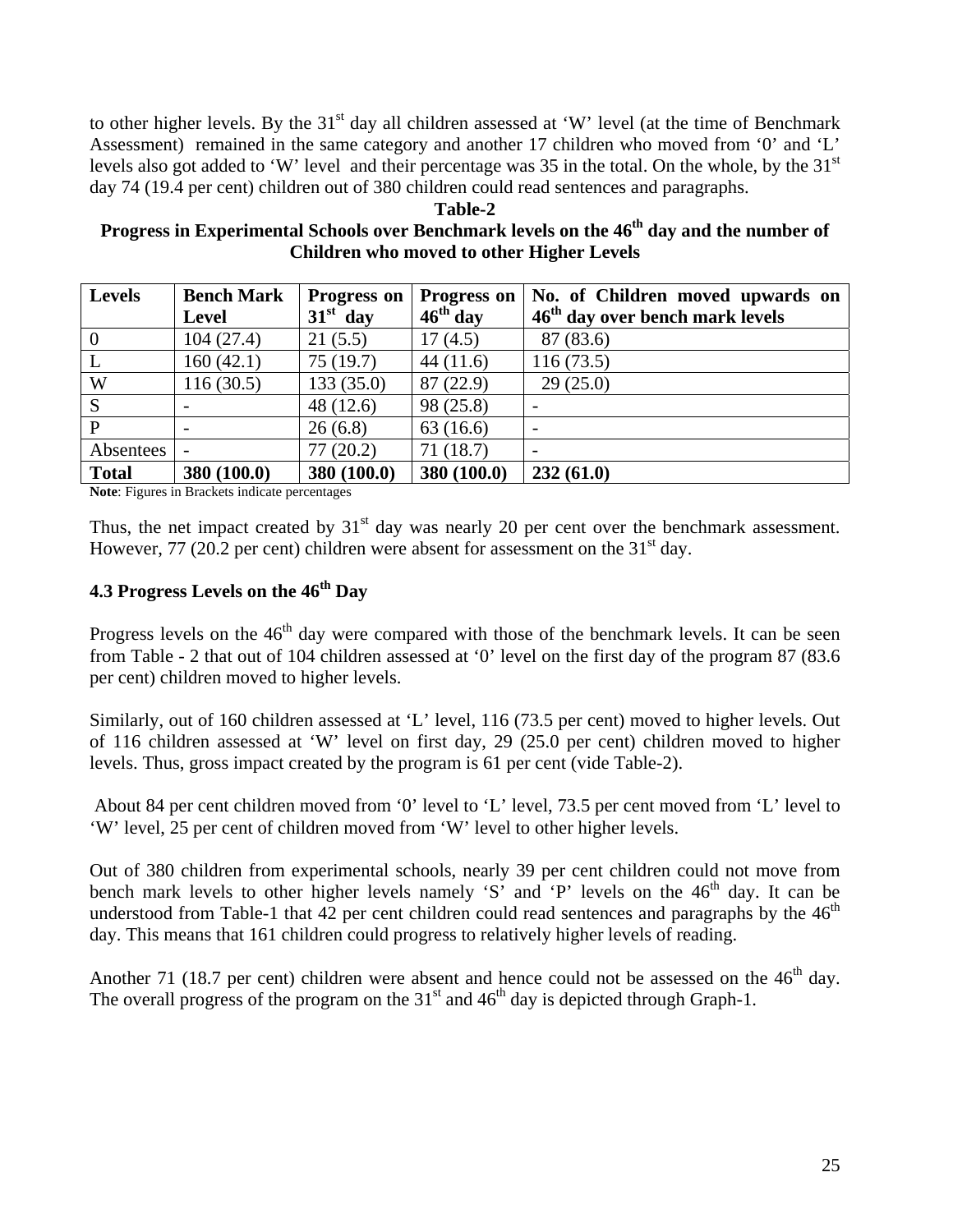to other higher levels. By the 31st day all children assessed at 'W' level (at the time of Benchmark Assessment) remained in the same category and another 17 children who moved from '0' and 'L' levels also got added to 'W' level and their percentage was 35 in the total. On the whole, by the 31st day 74 (19.4 per cent) children out of 380 children could read sentences and paragraphs.

**Table-2**

**Progress in Experimental Schools over Benchmark levels on the 46th day and the number of Children who moved to other Higher Levels**

| **Levels** | **Bench Mark Level** | **Progress on 31st day** | **Progress on 46th day** | **No. of Children moved upwards on 46th day over bench mark levels** |
|---|---|---|---|---|
| 0 | 104 (27.4) | 21 (5.5) | 17 (4.5) | 87 (83.6) |
| L | 160 (42.1) | 75 (19.7) | 44 (11.6) | 116 (73.5) |
| W | 116 (30.5) | 133 (35.0) | 87 (22.9) | 29 (25.0) |
| S | - | 48 (12.6) | 98 (25.8) | - |
| P | - | 26 (6.8) | 63 (16.6) | - |
| Absentees | - | 77 (20.2) | 71 (18.7) | - |
| **Total** | **380 (100.0)** | **380 (100.0)** | **380 (100.0)** | **232 (61.0)** |

**Note**: Figures in Brackets indicate percentages

Thus, the net impact created by 31st day was nearly 20 per cent over the benchmark assessment. However, 77 (20.2 per cent) children were absent for assessment on the 31st day.

### 4.3 Progress Levels on the 46th Day

Progress levels on the 46th day were compared with those of the benchmark levels. It can be seen from Table - 2 that out of 104 children assessed at '0' level on the first day of the program 87 (83.6 per cent) children moved to higher levels.

Similarly, out of 160 children assessed at 'L' level, 116 (73.5 per cent) moved to higher levels. Out of 116 children assessed at 'W' level on first day, 29 (25.0 per cent) children moved to higher levels. Thus, gross impact created by the program is 61 per cent (vide Table-2).

About 84 per cent children moved from '0' level to 'L' level, 73.5 per cent moved from 'L' level to 'W' level, 25 per cent of children moved from 'W' level to other higher levels.

Out of 380 children from experimental schools, nearly 39 per cent children could not move from bench mark levels to other higher levels namely 'S' and 'P' levels on the 46th day. It can be understood from Table-1 that 42 per cent children could read sentences and paragraphs by the 46th day. This means that 161 children could progress to relatively higher levels of reading.

Another 71 (18.7 per cent) children were absent and hence could not be assessed on the 46th day. The overall progress of the program on the 31st and 46th day is depicted through Graph-1.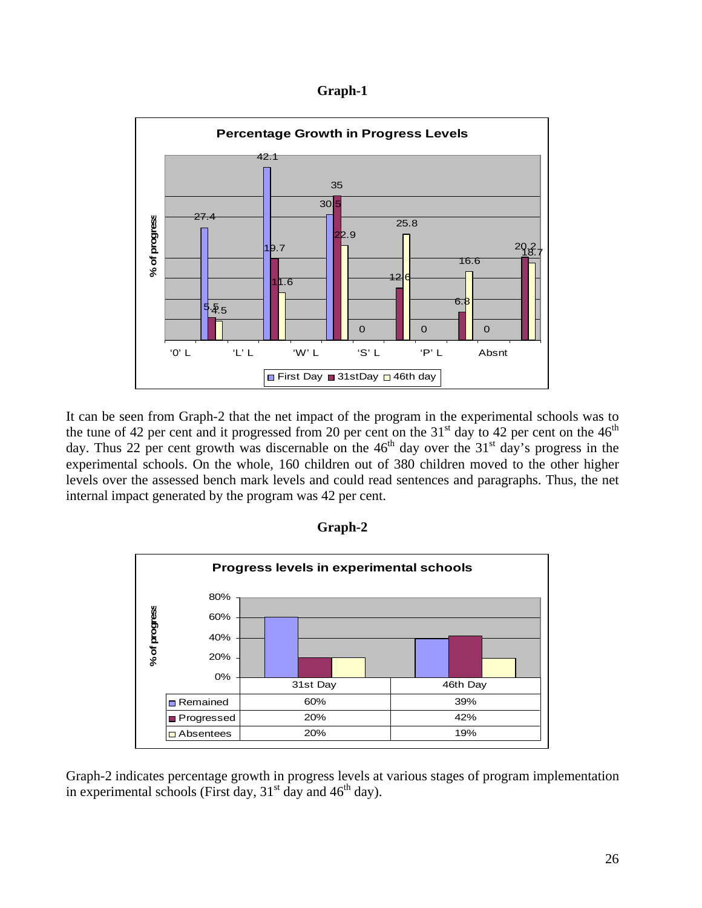**Graph-1**

**Percentage Growth in Progress Levels**

| Level | First Day | 31stDay | 46th day |
|---|---|---|---|
| '0' L | 27.4 | 5.5 | 4.5 |
| 'L' L | 42.1 | 19.7 | 11.6 |
| 'W' L | 30.5 | 35 | 22.9 |
| 'S' L | 0 | 12.6 | 25.8 |
| 'P' L | 0 | 6.8 | 16.6 |
| Absnt | 0 | 20.2 | 18.7 |

It can be seen from Graph-2 that the net impact of the program in the experimental schools was to the tune of 42 per cent and it progressed from 20 per cent on the 31st day to 42 per cent on the 46th day. Thus 22 per cent growth was discernable on the 46th day over the 31st day's progress in the experimental schools. On the whole, 160 children out of 380 children moved to the other higher levels over the assessed bench mark levels and could read sentences and paragraphs. Thus, the net internal impact generated by the program was 42 per cent.

**Graph-2**

**Progress levels in experimental schools**

| | 31st Day | 46th Day |
|---|---|---|
| Remained | 60% | 39% |
| Progressed | 20% | 42% |
| Absentees | 20% | 19% |

Graph-2 indicates percentage growth in progress levels at various stages of program implementation in experimental schools (First day, 31st day and 46th day).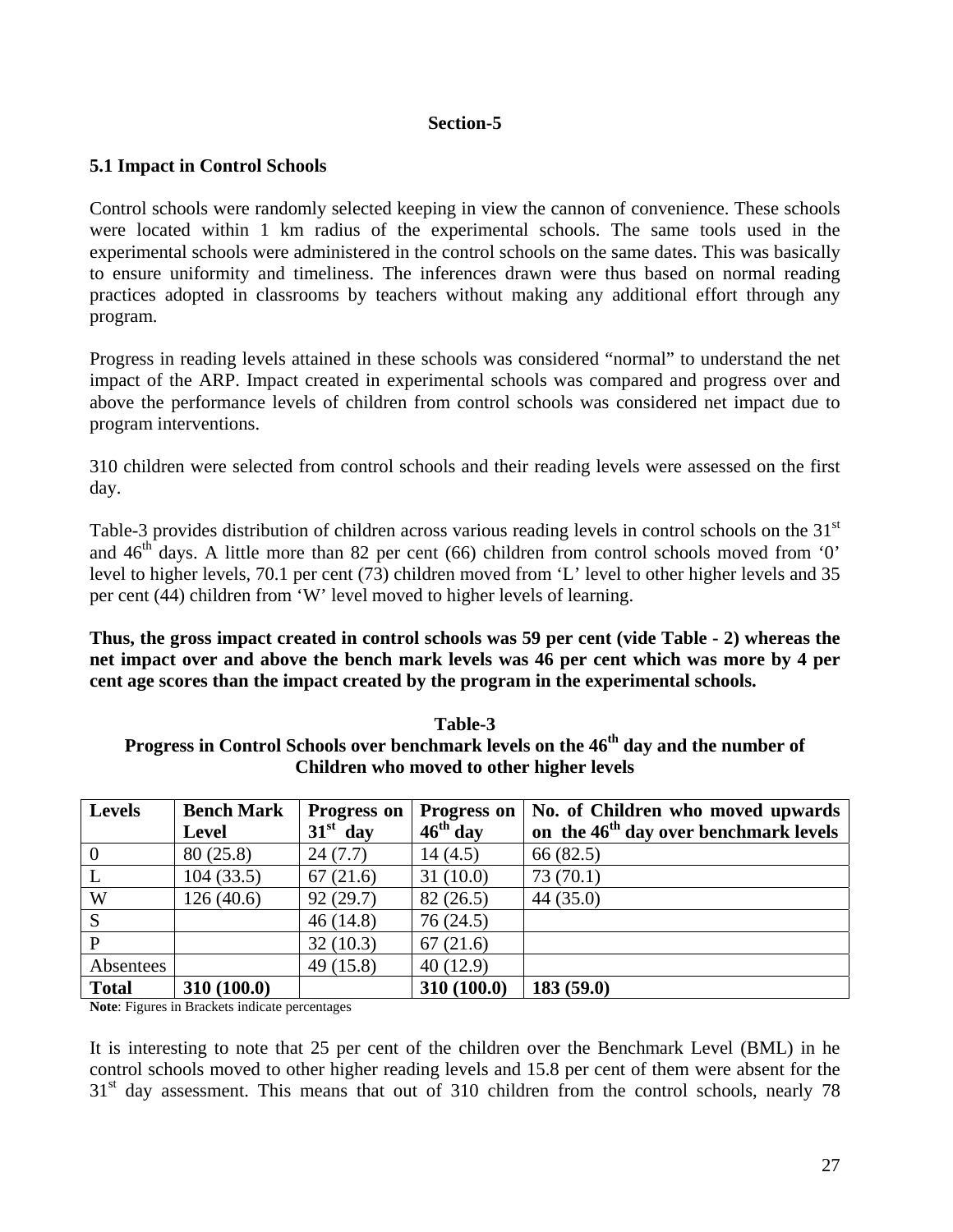## Section-5

### 5.1 Impact in Control Schools

Control schools were randomly selected keeping in view the cannon of convenience. These schools were located within 1 km radius of the experimental schools. The same tools used in the experimental schools were administered in the control schools on the same dates. This was basically to ensure uniformity and timeliness. The inferences drawn were thus based on normal reading practices adopted in classrooms by teachers without making any additional effort through any program.

Progress in reading levels attained in these schools was considered "normal" to understand the net impact of the ARP. Impact created in experimental schools was compared and progress over and above the performance levels of children from control schools was considered net impact due to program interventions.

310 children were selected from control schools and their reading levels were assessed on the first day.

Table-3 provides distribution of children across various reading levels in control schools on the 31st and 46th days. A little more than 82 per cent (66) children from control schools moved from '0' level to higher levels, 70.1 per cent (73) children moved from 'L' level to other higher levels and 35 per cent (44) children from 'W' level moved to higher levels of learning.

**Thus, the gross impact created in control schools was 59 per cent (vide Table - 2) whereas the net impact over and above the bench mark levels was 46 per cent which was more by 4 per cent age scores than the impact created by the program in the experimental schools.**

**Table-3**
**Progress in Control Schools over benchmark levels on the 46th day and the number of Children who moved to other higher levels**

| Levels | Bench Mark Level | Progress on 31st day | Progress on 46th day | No. of Children who moved upwards on the 46th day over benchmark levels |
|---|---|---|---|---|
| 0 | 80 (25.8) | 24 (7.7) | 14 (4.5) | 66 (82.5) |
| L | 104 (33.5) | 67 (21.6) | 31 (10.0) | 73 (70.1) |
| W | 126 (40.6) | 92 (29.7) | 82 (26.5) | 44 (35.0) |
| S | | 46 (14.8) | 76 (24.5) | |
| P | | 32 (10.3) | 67 (21.6) | |
| Absentees | | 49 (15.8) | 40 (12.9) | |
| **Total** | **310 (100.0)** | | **310 (100.0)** | **183 (59.0)** |

**Note**: Figures in Brackets indicate percentages

It is interesting to note that 25 per cent of the children over the Benchmark Level (BML) in he control schools moved to other higher reading levels and 15.8 per cent of them were absent for the 31st day assessment. This means that out of 310 children from the control schools, nearly 78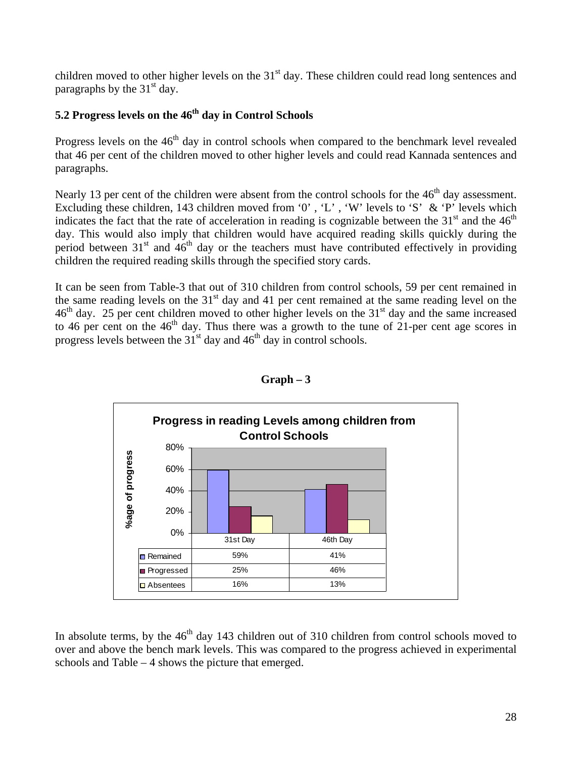children moved to other higher levels on the 31st day. These children could read long sentences and paragraphs by the 31st day.

## 5.2 Progress levels on the 46th day in Control Schools

Progress levels on the 46th day in control schools when compared to the benchmark level revealed that 46 per cent of the children moved to other higher levels and could read Kannada sentences and paragraphs.

Nearly 13 per cent of the children were absent from the control schools for the 46th day assessment. Excluding these children, 143 children moved from '0' , 'L' , 'W' levels to 'S' & 'P' levels which indicates the fact that the rate of acceleration in reading is cognizable between the 31st and the 46th day. This would also imply that children would have acquired reading skills quickly during the period between 31st and 46th day or the teachers must have contributed effectively in providing children the required reading skills through the specified story cards.

It can be seen from Table-3 that out of 310 children from control schools, 59 per cent remained in the same reading levels on the 31st day and 41 per cent remained at the same reading level on the 46th day. 25 per cent children moved to other higher levels on the 31st day and the same increased to 46 per cent on the 46th day. Thus there was a growth to the tune of 21-per cent age scores in progress levels between the 31st day and 46th day in control schools.

**Graph – 3**

**Progress in reading Levels among children from Control Schools**

| | 31st Day | 46th Day |
|---|---|---|
| Remained | 59% | 41% |
| Progressed | 25% | 46% |
| Absentees | 16% | 13% |

In absolute terms, by the 46th day 143 children out of 310 children from control schools moved to over and above the bench mark levels. This was compared to the progress achieved in experimental schools and Table – 4 shows the picture that emerged.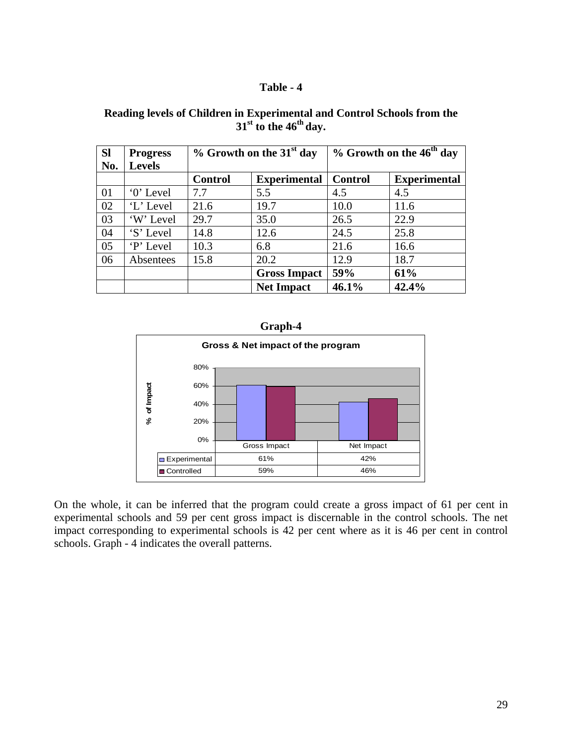**Table - 4**

**Reading levels of Children in Experimental and Control Schools from the 31st to the 46th day.**

| Sl No. | Progress Levels | % Growth on the 31st day | | % Growth on the 46th day | |
|---|---|---|---|---|---|
| | | **Control** | **Experimental** | **Control** | **Experimental** |
| 01 | '0' Level | 7.7 | 5.5 | 4.5 | 4.5 |
| 02 | 'L' Level | 21.6 | 19.7 | 10.0 | 11.6 |
| 03 | 'W' Level | 29.7 | 35.0 | 26.5 | 22.9 |
| 04 | 'S' Level | 14.8 | 12.6 | 24.5 | 25.8 |
| 05 | 'P' Level | 10.3 | 6.8 | 21.6 | 16.6 |
| 06 | Absentees | 15.8 | 20.2 | 12.9 | 18.7 |
| | | | **Gross Impact** | **59%** | **61%** |
| | | | **Net Impact** | **46.1%** | **42.4%** |

**Graph-4**

**Gross & Net impact of the program**

| | Gross Impact | Net Impact |
|---|---|---|
| Experimental | 61% | 42% |
| Controlled | 59% | 46% |

On the whole, it can be inferred that the program could create a gross impact of 61 per cent in experimental schools and 59 per cent gross impact is discernable in the control schools. The net impact corresponding to experimental schools is 42 per cent where as it is 46 per cent in control schools. Graph - 4 indicates the overall patterns.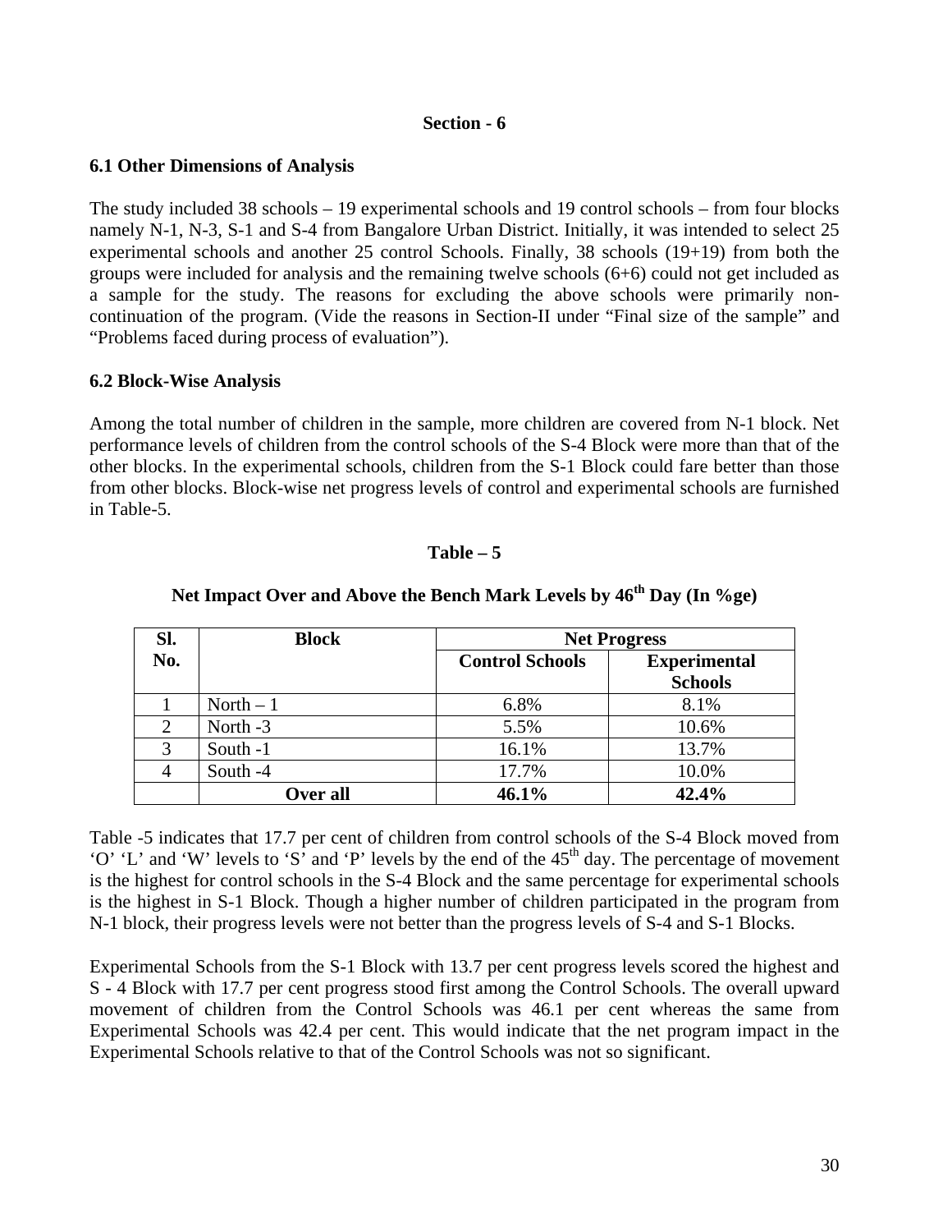## Section - 6

### 6.1 Other Dimensions of Analysis

The study included 38 schools – 19 experimental schools and 19 control schools – from four blocks namely N-1, N-3, S-1 and S-4 from Bangalore Urban District. Initially, it was intended to select 25 experimental schools and another 25 control Schools. Finally, 38 schools (19+19) from both the groups were included for analysis and the remaining twelve schools (6+6) could not get included as a sample for the study. The reasons for excluding the above schools were primarily non-continuation of the program. (Vide the reasons in Section-II under "Final size of the sample" and "Problems faced during process of evaluation").

### 6.2 Block-Wise Analysis

Among the total number of children in the sample, more children are covered from N-1 block. Net performance levels of children from the control schools of the S-4 Block were more than that of the other blocks. In the experimental schools, children from the S-1 Block could fare better than those from other blocks. Block-wise net progress levels of control and experimental schools are furnished in Table-5.

**Table – 5**

**Net Impact Over and Above the Bench Mark Levels by 46th Day (In %ge)**

| Sl. No. | Block | Net Progress | |
|---|---|---|---|
| | | Control Schools | Experimental Schools |
| 1 | North – 1 | 6.8% | 8.1% |
| 2 | North -3 | 5.5% | 10.6% |
| 3 | South -1 | 16.1% | 13.7% |
| 4 | South -4 | 17.7% | 10.0% |
| | **Over all** | **46.1%** | **42.4%** |

Table -5 indicates that 17.7 per cent of children from control schools of the S-4 Block moved from 'O' 'L' and 'W' levels to 'S' and 'P' levels by the end of the 45th day. The percentage of movement is the highest for control schools in the S-4 Block and the same percentage for experimental schools is the highest in S-1 Block. Though a higher number of children participated in the program from N-1 block, their progress levels were not better than the progress levels of S-4 and S-1 Blocks.

Experimental Schools from the S-1 Block with 13.7 per cent progress levels scored the highest and S - 4 Block with 17.7 per cent progress stood first among the Control Schools. The overall upward movement of children from the Control Schools was 46.1 per cent whereas the same from Experimental Schools was 42.4 per cent. This would indicate that the net program impact in the Experimental Schools relative to that of the Control Schools was not so significant.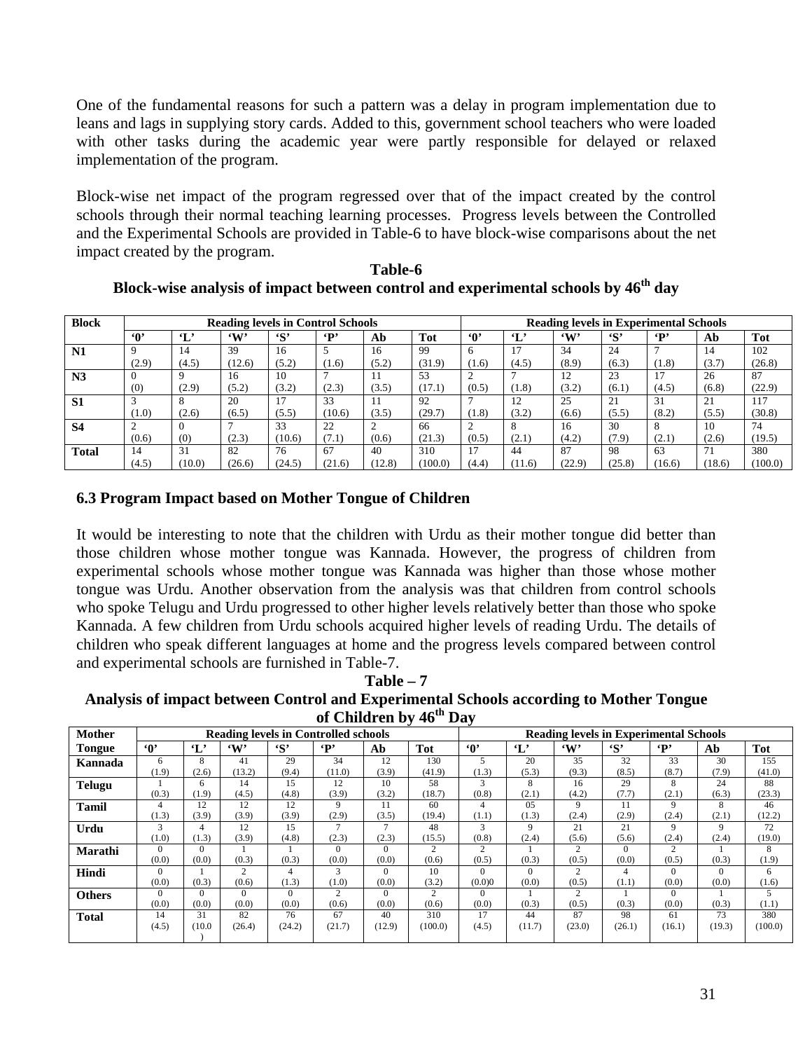One of the fundamental reasons for such a pattern was a delay in program implementation due to leans and lags in supplying story cards. Added to this, government school teachers who were loaded with other tasks during the academic year were partly responsible for delayed or relaxed implementation of the program.

Block-wise net impact of the program regressed over that of the impact created by the control schools through their normal teaching learning processes. Progress levels between the Controlled and the Experimental Schools are provided in Table-6 to have block-wise comparisons about the net impact created by the program.

**Table-6**

**Block-wise analysis of impact between control and experimental schools by 46th day**

| Block | Reading levels in Control Schools | | | | | | | Reading levels in Experimental Schools | | | | | | |
|---|---|---|---|---|---|---|---|---|---|---|---|---|---|---|
| | '0' | 'L' | 'W' | 'S' | 'P' | Ab | Tot | '0' | 'L' | 'W' | 'S' | 'P' | Ab | Tot |
| **N1** | 9 (2.9) | 14 (4.5) | 39 (12.6) | 16 (5.2) | 5 (1.6) | 16 (5.2) | 99 (31.9) | 6 (1.6) | 17 (4.5) | 34 (8.9) | 24 (6.3) | 7 (1.8) | 14 (3.7) | 102 (26.8) |
| **N3** | 0 (0) | 9 (2.9) | 16 (5.2) | 10 (3.2) | 7 (2.3) | 11 (3.5) | 53 (17.1) | 2 (0.5) | 7 (1.8) | 12 (3.2) | 23 (6.1) | 17 (4.5) | 26 (6.8) | 87 (22.9) |
| **S1** | 3 (1.0) | 8 (2.6) | 20 (6.5) | 17 (5.5) | 33 (10.6) | 11 (3.5) | 92 (29.7) | 7 (1.8) | 12 (3.2) | 25 (6.6) | 21 (5.5) | 31 (8.2) | 21 (5.5) | 117 (30.8) |
| **S4** | 2 (0.6) | 0 (0) | 7 (2.3) | 33 (10.6) | 22 (7.1) | 2 (0.6) | 66 (21.3) | 2 (0.5) | 8 (2.1) | 16 (4.2) | 30 (7.9) | 8 (2.1) | 10 (2.6) | 74 (19.5) |
| **Total** | 14 (4.5) | 31 (10.0) | 82 (26.6) | 76 (24.5) | 67 (21.6) | 40 (12.8) | 310 (100.0) | 17 (4.4) | 44 (11.6) | 87 (22.9) | 98 (25.8) | 63 (16.6) | 71 (18.6) | 380 (100.0) |

### 6.3 Program Impact based on Mother Tongue of Children

It would be interesting to note that the children with Urdu as their mother tongue did better than those children whose mother tongue was Kannada. However, the progress of children from experimental schools whose mother tongue was Kannada was higher than those whose mother tongue was Urdu. Another observation from the analysis was that children from control schools who spoke Telugu and Urdu progressed to other higher levels relatively better than those who spoke Kannada. A few children from Urdu schools acquired higher levels of reading Urdu. The details of children who speak different languages at home and the progress levels compared between control and experimental schools are furnished in Table-7.

**Table – 7**

**Analysis of impact between Control and Experimental Schools according to Mother Tongue of Children by 46th Day**

| Mother Tongue | Reading levels in Controlled schools | | | | | | | Reading levels in Experimental Schools | | | | | | |
|---|---|---|---|---|---|---|---|---|---|---|---|---|---|---|
| | '0' | 'L' | 'W' | 'S' | 'P' | Ab | Tot | '0' | 'L' | 'W' | 'S' | 'P' | Ab | Tot |
| **Kannada** | 6 (1.9) | 8 (2.6) | 41 (13.2) | 29 (9.4) | 34 (11.0) | 12 (3.9) | 130 (41.9) | 5 (1.3) | 20 (5.3) | 35 (9.3) | 32 (8.5) | 33 (8.7) | 30 (7.9) | 155 (41.0) |
| **Telugu** | 1 (0.3) | 6 (1.9) | 14 (4.5) | 15 (4.8) | 12 (3.9) | 10 (3.2) | 58 (18.7) | 3 (0.8) | 8 (2.1) | 16 (4.2) | 29 (7.7) | 8 (2.1) | 24 (6.3) | 88 (23.3) |
| **Tamil** | 4 (1.3) | 12 (3.9) | 12 (3.9) | 12 (3.9) | 9 (2.9) | 11 (3.5) | 60 (19.4) | 4 (1.1) | 05 (1.3) | 9 (2.4) | 11 (2.9) | 9 (2.4) | 8 (2.1) | 46 (12.2) |
| **Urdu** | 3 (1.0) | 4 (1.3) | 12 (3.9) | 15 (4.8) | 7 (2.3) | 7 (2.3) | 48 (15.5) | 3 (0.8) | 9 (2.4) | 21 (5.6) | 21 (5.6) | 9 (2.4) | 9 (2.4) | 72 (19.0) |
| **Marathi** | 0 (0.0) | 0 (0.0) | 1 (0.3) | 1 (0.3) | 0 (0.0) | 0 (0.0) | 2 (0.6) | 2 (0.5) | 1 (0.3) | 2 (0.5) | 0 (0.0) | 2 (0.5) | 1 (0.3) | 8 (1.9) |
| **Hindi** | 0 (0.0) | 1 (0.3) | 2 (0.6) | 4 (1.3) | 3 (1.0) | 0 (0.0) | 10 (3.2) | 0 (0.0)0 | 0 (0.0) | 2 (0.5) | 4 (1.1) | 0 (0.0) | 0 (0.0) | 6 (1.6) |
| **Others** | 0 (0.0) | 0 (0.0) | 0 (0.0) | 0 (0.0) | 2 (0.6) | 0 (0.0) | 2 (0.6) | 0 (0.0) | 1 (0.3) | 2 (0.5) | 1 (0.3) | 0 (0.0) | 1 (0.3) | 5 (1.1) |
| **Total** | 14 (4.5) | 31 (10.0) | 82 (26.4) | 76 (24.2) | 67 (21.7) | 40 (12.9) | 310 (100.0) | 17 (4.5) | 44 (11.7) | 87 (23.0) | 98 (26.1) | 61 (16.1) | 73 (19.3) | 380 (100.0) |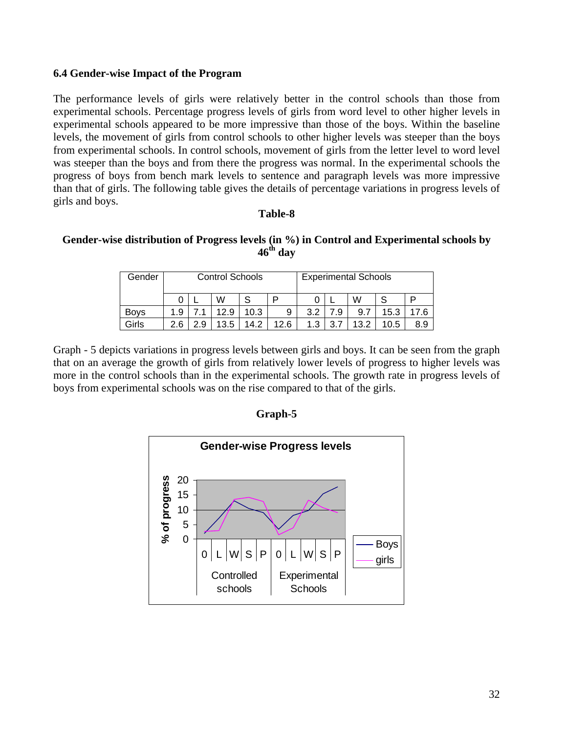### 6.4 Gender-wise Impact of the Program

The performance levels of girls were relatively better in the control schools than those from experimental schools. Percentage progress levels of girls from word level to other higher levels in experimental schools appeared to be more impressive than those of the boys. Within the baseline levels, the movement of girls from control schools to other higher levels was steeper than the boys from experimental schools. In control schools, movement of girls from the letter level to word level was steeper than the boys and from there the progress was normal. In the experimental schools the progress of boys from bench mark levels to sentence and paragraph levels was more impressive than that of girls. The following table gives the details of percentage variations in progress levels of girls and boys.

**Table-8**

**Gender-wise distribution of Progress levels (in %) in Control and Experimental schools by 46th day**

| Gender | Control Schools | | | | | Experimental Schools | | | | |
|---|---|---|---|---|---|---|---|---|---|---|
| | 0 | L | W | S | P | 0 | L | W | S | P |
| Boys | 1.9 | 7.1 | 12.9 | 10.3 | 9 | 3.2 | 7.9 | 9.7 | 15.3 | 17.6 |
| Girls | 2.6 | 2.9 | 13.5 | 14.2 | 12.6 | 1.3 | 3.7 | 13.2 | 10.5 | 8.9 |

Graph - 5 depicts variations in progress levels between girls and boys. It can be seen from the graph that on an average the growth of girls from relatively lower levels of progress to higher levels was more in the control schools than in the experimental schools. The growth rate in progress levels of boys from experimental schools was on the rise compared to that of the girls.

**Graph-5**

**Gender-wise Progress levels**

| Level | Controlled schools: 0 | L | W | S | P | Experimental Schools: 0 | L | W | S | P |
|---|---|---|---|---|---|---|---|---|---|---|
| Boys | 1.9 | 7.1 | 12.9 | 10.3 | 9 | 3.2 | 7.9 | 9.7 | 15.3 | 17.6 |
| girls | 2.6 | 2.9 | 13.5 | 14.2 | 12.6 | 1.3 | 3.7 | 13.2 | 10.5 | 8.9 |

(Y-axis: % of progress, 0–20)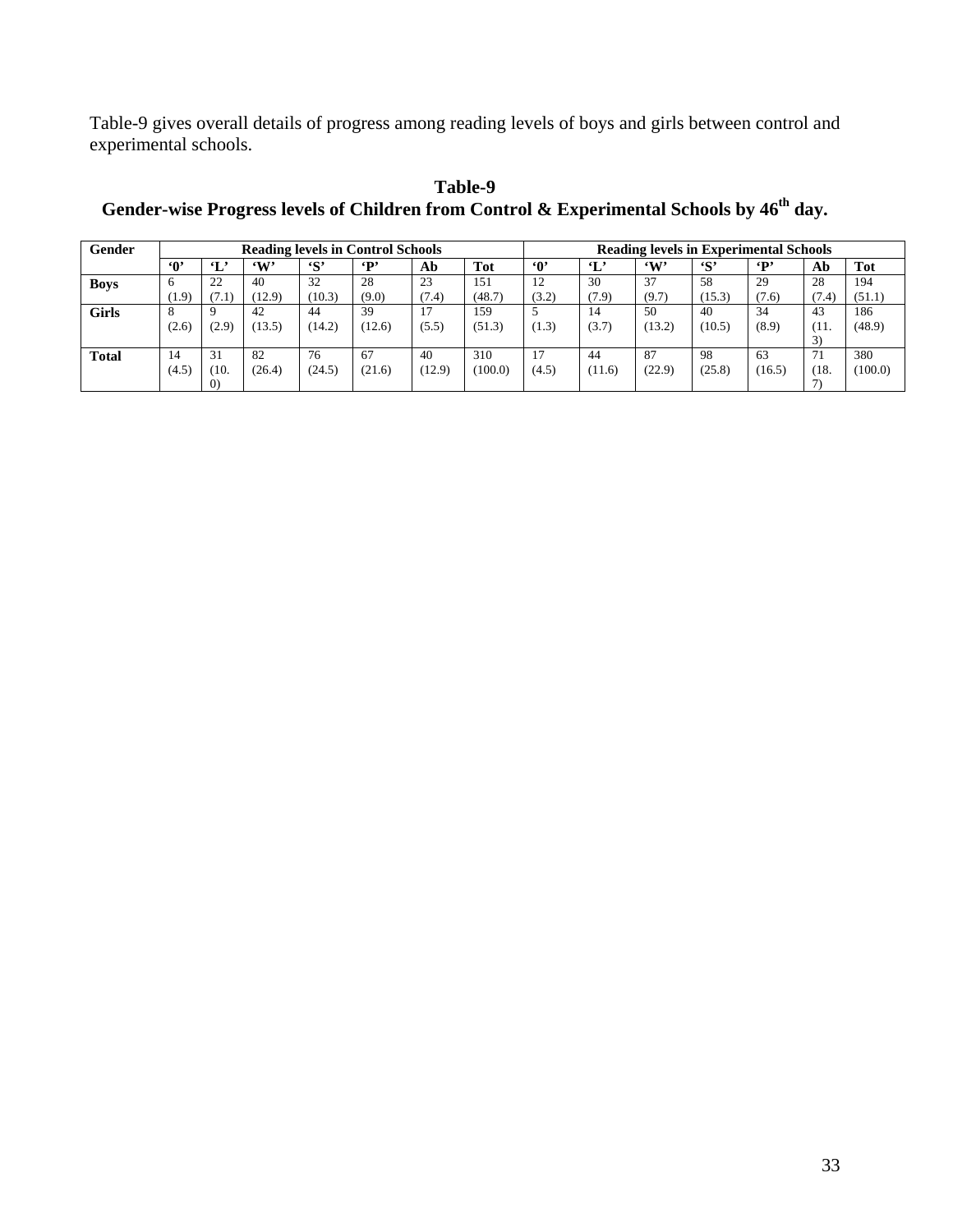Table-9 gives overall details of progress among reading levels of boys and girls between control and experimental schools.

**Table-9**
**Gender-wise Progress levels of Children from Control & Experimental Schools by 46th day.**

| Gender | Reading levels in Control Schools | | | | | | | Reading levels in Experimental Schools | | | | | | |
|---|---|---|---|---|---|---|---|---|---|---|---|---|---|---|
| | '0' | 'L' | 'W' | 'S' | 'P' | Ab | Tot | '0' | 'L' | 'W' | 'S' | 'P' | Ab | Tot |
| **Boys** | 6 (1.9) | 22 (7.1) | 40 (12.9) | 32 (10.3) | 28 (9.0) | 23 (7.4) | 151 (48.7) | 12 (3.2) | 30 (7.9) | 37 (9.7) | 58 (15.3) | 29 (7.6) | 28 (7.4) | 194 (51.1) |
| **Girls** | 8 (2.6) | 9 (2.9) | 42 (13.5) | 44 (14.2) | 39 (12.6) | 17 (5.5) | 159 (51.3) | 5 (1.3) | 14 (3.7) | 50 (13.2) | 40 (10.5) | 34 (8.9) | 43 (11.3) | 186 (48.9) |
| **Total** | 14 (4.5) | 31 (10.0) | 82 (26.4) | 76 (24.5) | 67 (21.6) | 40 (12.9) | 310 (100.0) | 17 (4.5) | 44 (11.6) | 87 (22.9) | 98 (25.8) | 63 (16.5) | 71 (18.7) | 380 (100.0) |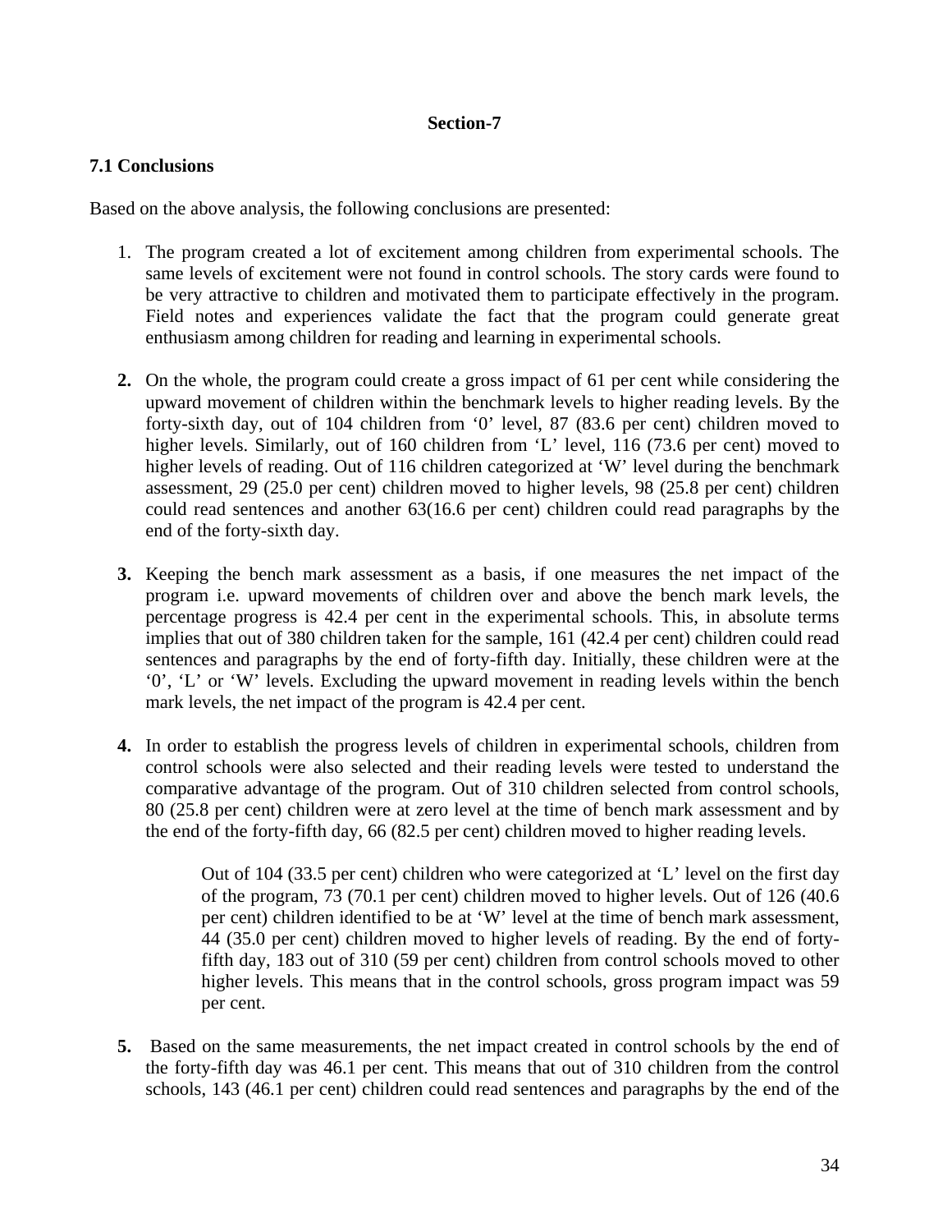**Section-7**

## 7.1 Conclusions

Based on the above analysis, the following conclusions are presented:

1. The program created a lot of excitement among children from experimental schools. The same levels of excitement were not found in control schools. The story cards were found to be very attractive to children and motivated them to participate effectively in the program. Field notes and experiences validate the fact that the program could generate great enthusiasm among children for reading and learning in experimental schools.

2. On the whole, the program could create a gross impact of 61 per cent while considering the upward movement of children within the benchmark levels to higher reading levels. By the forty-sixth day, out of 104 children from '0' level, 87 (83.6 per cent) children moved to higher levels. Similarly, out of 160 children from 'L' level, 116 (73.6 per cent) moved to higher levels of reading. Out of 116 children categorized at 'W' level during the benchmark assessment, 29 (25.0 per cent) children moved to higher levels, 98 (25.8 per cent) children could read sentences and another 63(16.6 per cent) children could read paragraphs by the end of the forty-sixth day.

3. Keeping the bench mark assessment as a basis, if one measures the net impact of the program i.e. upward movements of children over and above the bench mark levels, the percentage progress is 42.4 per cent in the experimental schools. This, in absolute terms implies that out of 380 children taken for the sample, 161 (42.4 per cent) children could read sentences and paragraphs by the end of forty-fifth day. Initially, these children were at the '0', 'L' or 'W' levels. Excluding the upward movement in reading levels within the bench mark levels, the net impact of the program is 42.4 per cent.

4. In order to establish the progress levels of children in experimental schools, children from control schools were also selected and their reading levels were tested to understand the comparative advantage of the program. Out of 310 children selected from control schools, 80 (25.8 per cent) children were at zero level at the time of bench mark assessment and by the end of the forty-fifth day, 66 (82.5 per cent) children moved to higher reading levels.

   Out of 104 (33.5 per cent) children who were categorized at 'L' level on the first day of the program, 73 (70.1 per cent) children moved to higher levels. Out of 126 (40.6 per cent) children identified to be at 'W' level at the time of bench mark assessment, 44 (35.0 per cent) children moved to higher levels of reading. By the end of forty-fifth day, 183 out of 310 (59 per cent) children from control schools moved to other higher levels. This means that in the control schools, gross program impact was 59 per cent.

5. Based on the same measurements, the net impact created in control schools by the end of the forty-fifth day was 46.1 per cent. This means that out of 310 children from the control schools, 143 (46.1 per cent) children could read sentences and paragraphs by the end of the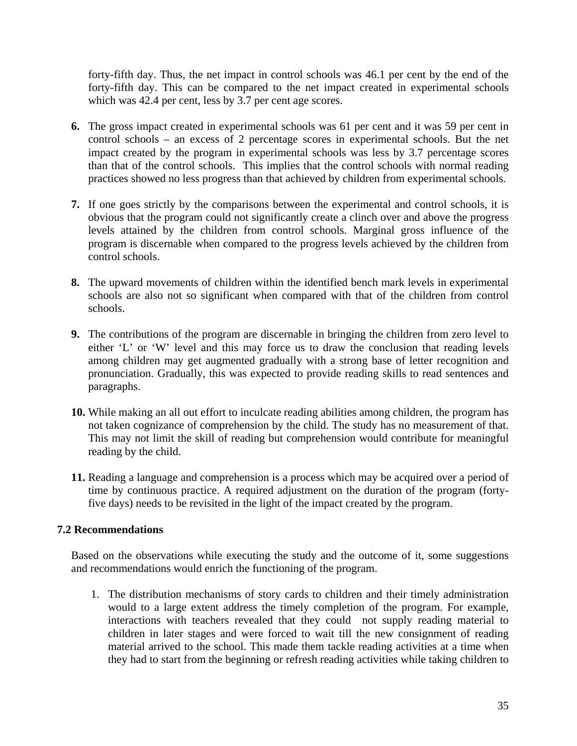forty-fifth day. Thus, the net impact in control schools was 46.1 per cent by the end of the forty-fifth day. This can be compared to the net impact created in experimental schools which was 42.4 per cent, less by 3.7 per cent age scores.

**6.** The gross impact created in experimental schools was 61 per cent and it was 59 per cent in control schools – an excess of 2 percentage scores in experimental schools. But the net impact created by the program in experimental schools was less by 3.7 percentage scores than that of the control schools. This implies that the control schools with normal reading practices showed no less progress than that achieved by children from experimental schools.

**7.** If one goes strictly by the comparisons between the experimental and control schools, it is obvious that the program could not significantly create a clinch over and above the progress levels attained by the children from control schools. Marginal gross influence of the program is discernable when compared to the progress levels achieved by the children from control schools.

**8.** The upward movements of children within the identified bench mark levels in experimental schools are also not so significant when compared with that of the children from control schools.

**9.** The contributions of the program are discernable in bringing the children from zero level to either 'L' or 'W' level and this may force us to draw the conclusion that reading levels among children may get augmented gradually with a strong base of letter recognition and pronunciation. Gradually, this was expected to provide reading skills to read sentences and paragraphs.

**10.** While making an all out effort to inculcate reading abilities among children, the program has not taken cognizance of comprehension by the child. The study has no measurement of that. This may not limit the skill of reading but comprehension would contribute for meaningful reading by the child.

**11.** Reading a language and comprehension is a process which may be acquired over a period of time by continuous practice. A required adjustment on the duration of the program (forty-five days) needs to be revisited in the light of the impact created by the program.

### 7.2 Recommendations

Based on the observations while executing the study and the outcome of it, some suggestions and recommendations would enrich the functioning of the program.

1. The distribution mechanisms of story cards to children and their timely administration would to a large extent address the timely completion of the program. For example, interactions with teachers revealed that they could not supply reading material to children in later stages and were forced to wait till the new consignment of reading material arrived to the school. This made them tackle reading activities at a time when they had to start from the beginning or refresh reading activities while taking children to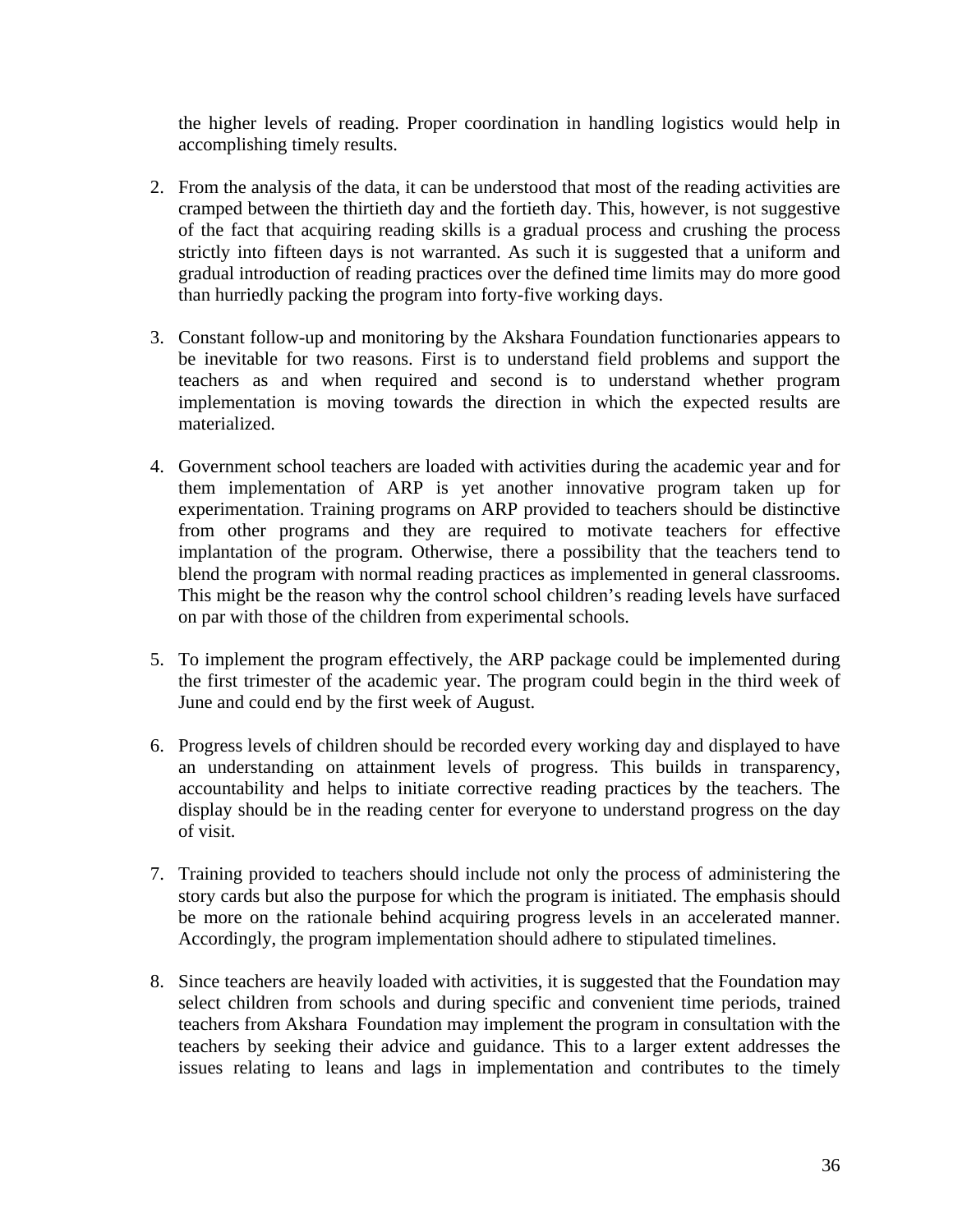the higher levels of reading. Proper coordination in handling logistics would help in accomplishing timely results.

2. From the analysis of the data, it can be understood that most of the reading activities are cramped between the thirtieth day and the fortieth day. This, however, is not suggestive of the fact that acquiring reading skills is a gradual process and crushing the process strictly into fifteen days is not warranted. As such it is suggested that a uniform and gradual introduction of reading practices over the defined time limits may do more good than hurriedly packing the program into forty-five working days.

3. Constant follow-up and monitoring by the Akshara Foundation functionaries appears to be inevitable for two reasons. First is to understand field problems and support the teachers as and when required and second is to understand whether program implementation is moving towards the direction in which the expected results are materialized.

4. Government school teachers are loaded with activities during the academic year and for them implementation of ARP is yet another innovative program taken up for experimentation. Training programs on ARP provided to teachers should be distinctive from other programs and they are required to motivate teachers for effective implantation of the program. Otherwise, there a possibility that the teachers tend to blend the program with normal reading practices as implemented in general classrooms. This might be the reason why the control school children's reading levels have surfaced on par with those of the children from experimental schools.

5. To implement the program effectively, the ARP package could be implemented during the first trimester of the academic year. The program could begin in the third week of June and could end by the first week of August.

6. Progress levels of children should be recorded every working day and displayed to have an understanding on attainment levels of progress. This builds in transparency, accountability and helps to initiate corrective reading practices by the teachers. The display should be in the reading center for everyone to understand progress on the day of visit.

7. Training provided to teachers should include not only the process of administering the story cards but also the purpose for which the program is initiated. The emphasis should be more on the rationale behind acquiring progress levels in an accelerated manner. Accordingly, the program implementation should adhere to stipulated timelines.

8. Since teachers are heavily loaded with activities, it is suggested that the Foundation may select children from schools and during specific and convenient time periods, trained teachers from Akshara Foundation may implement the program in consultation with the teachers by seeking their advice and guidance. This to a larger extent addresses the issues relating to leans and lags in implementation and contributes to the timely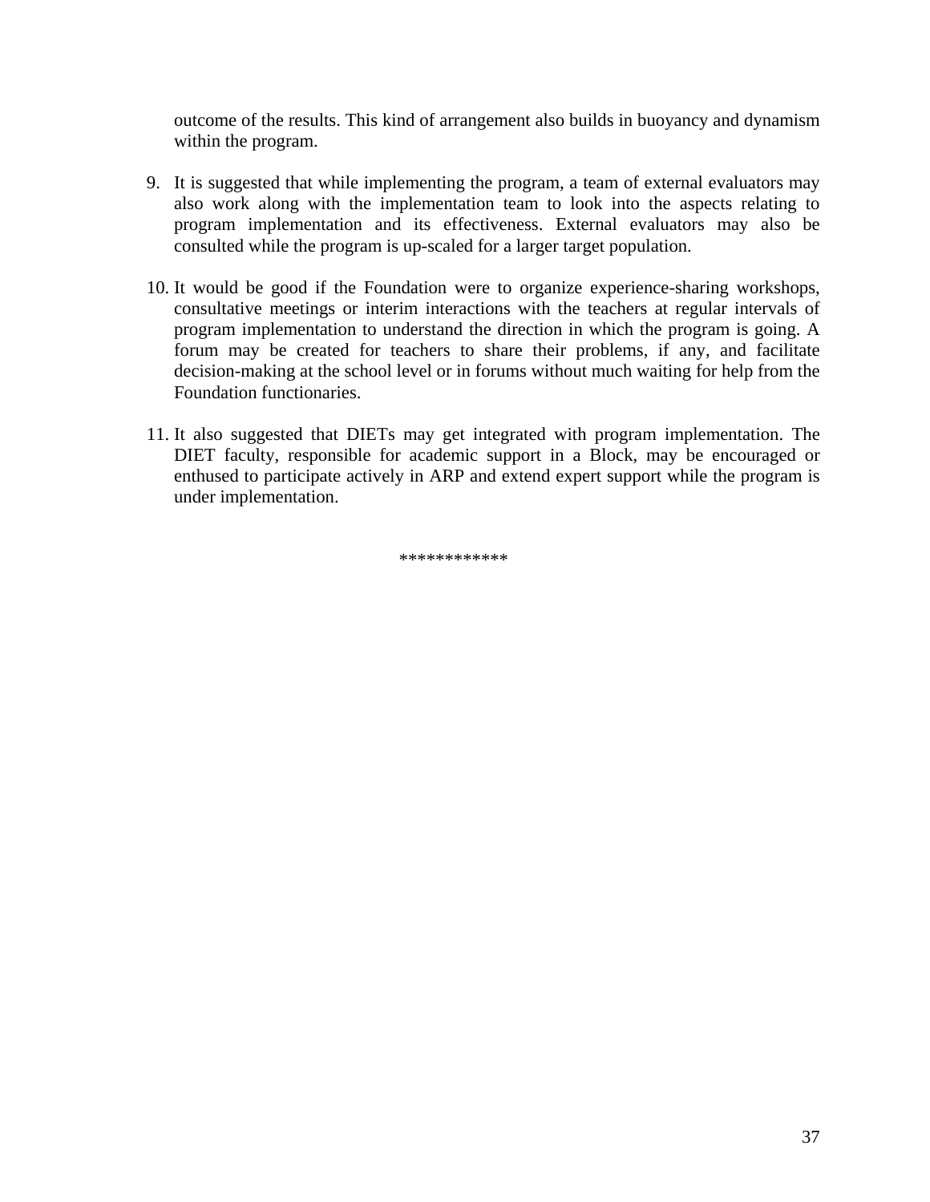outcome of the results. This kind of arrangement also builds in buoyancy and dynamism within the program.

9. It is suggested that while implementing the program, a team of external evaluators may also work along with the implementation team to look into the aspects relating to program implementation and its effectiveness. External evaluators may also be consulted while the program is up-scaled for a larger target population.

10. It would be good if the Foundation were to organize experience-sharing workshops, consultative meetings or interim interactions with the teachers at regular intervals of program implementation to understand the direction in which the program is going. A forum may be created for teachers to share their problems, if any, and facilitate decision-making at the school level or in forums without much waiting for help from the Foundation functionaries.

11. It also suggested that DIETs may get integrated with program implementation. The DIET faculty, responsible for academic support in a Block, may be encouraged or enthused to participate actively in ARP and extend expert support while the program is under implementation.

************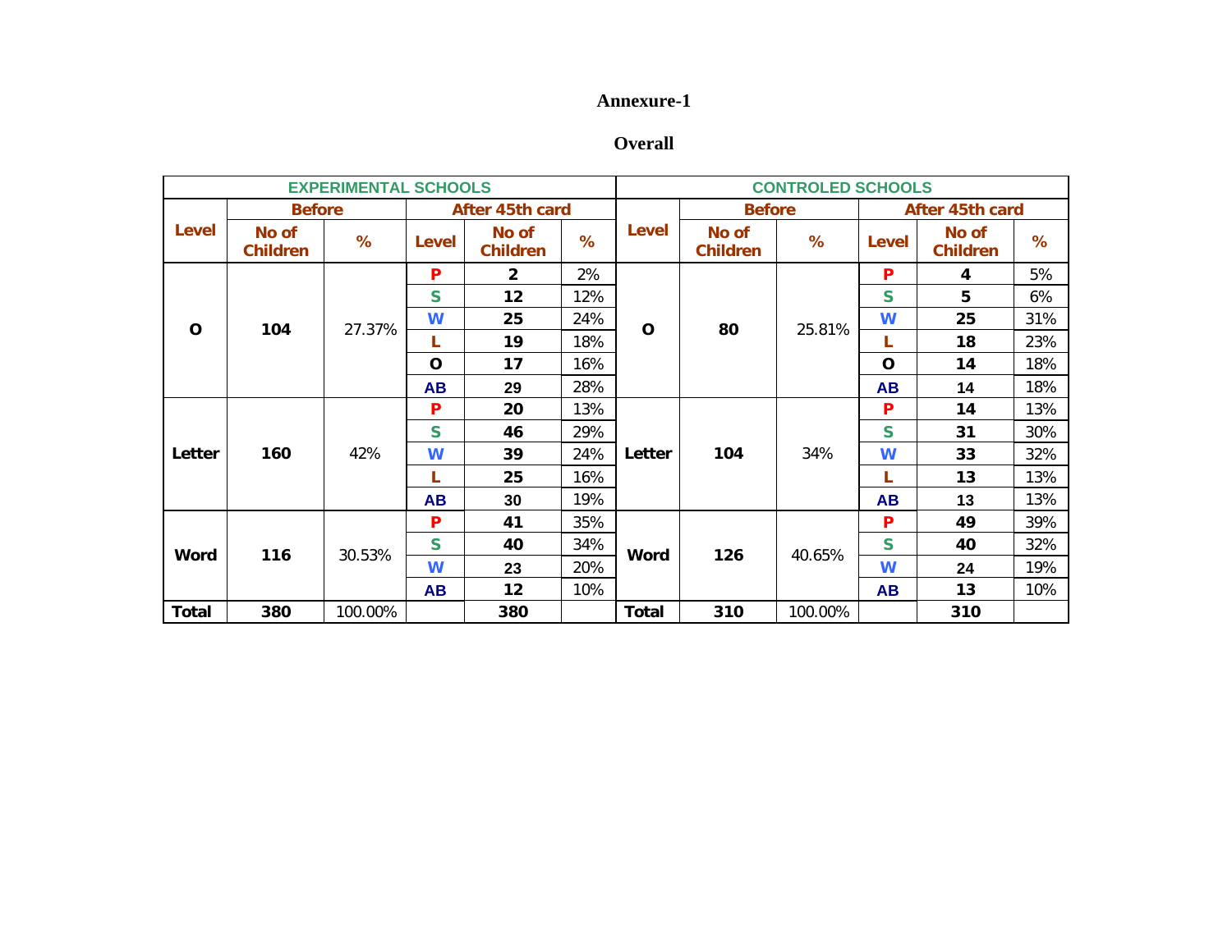# Annexure-1

## Overall

| EXPERIMENTAL SCHOOLS | | | | | | CONTROLED SCHOOLS | | | | | |
|---|---|---|---|---|---|---|---|---|---|---|---|
| Level | Before | | After 45th card | | | Level | Before | | After 45th card | | |
| | No of Children | % | Level | No of Children | % | | No of Children | % | Level | No of Children | % |
| O | 104 | 27.37% | P | 2 | 2% | O | 80 | 25.81% | P | 4 | 5% |
| | | | S | 12 | 12% | | | | S | 5 | 6% |
| | | | W | 25 | 24% | | | | W | 25 | 31% |
| | | | L | 19 | 18% | | | | L | 18 | 23% |
| | | | O | 17 | 16% | | | | O | 14 | 18% |
| | | | AB | 29 | 28% | | | | AB | 14 | 18% |
| Letter | 160 | 42% | P | 20 | 13% | Letter | 104 | 34% | P | 14 | 13% |
| | | | S | 46 | 29% | | | | S | 31 | 30% |
| | | | W | 39 | 24% | | | | W | 33 | 32% |
| | | | L | 25 | 16% | | | | L | 13 | 13% |
| | | | AB | 30 | 19% | | | | AB | 13 | 13% |
| Word | 116 | 30.53% | P | 41 | 35% | Word | 126 | 40.65% | P | 49 | 39% |
| | | | S | 40 | 34% | | | | S | 40 | 32% |
| | | | W | 23 | 20% | | | | W | 24 | 19% |
| | | | AB | 12 | 10% | | | | AB | 13 | 10% |
| Total | 380 | 100.00% | | 380 | | Total | 310 | 100.00% | | 310 | |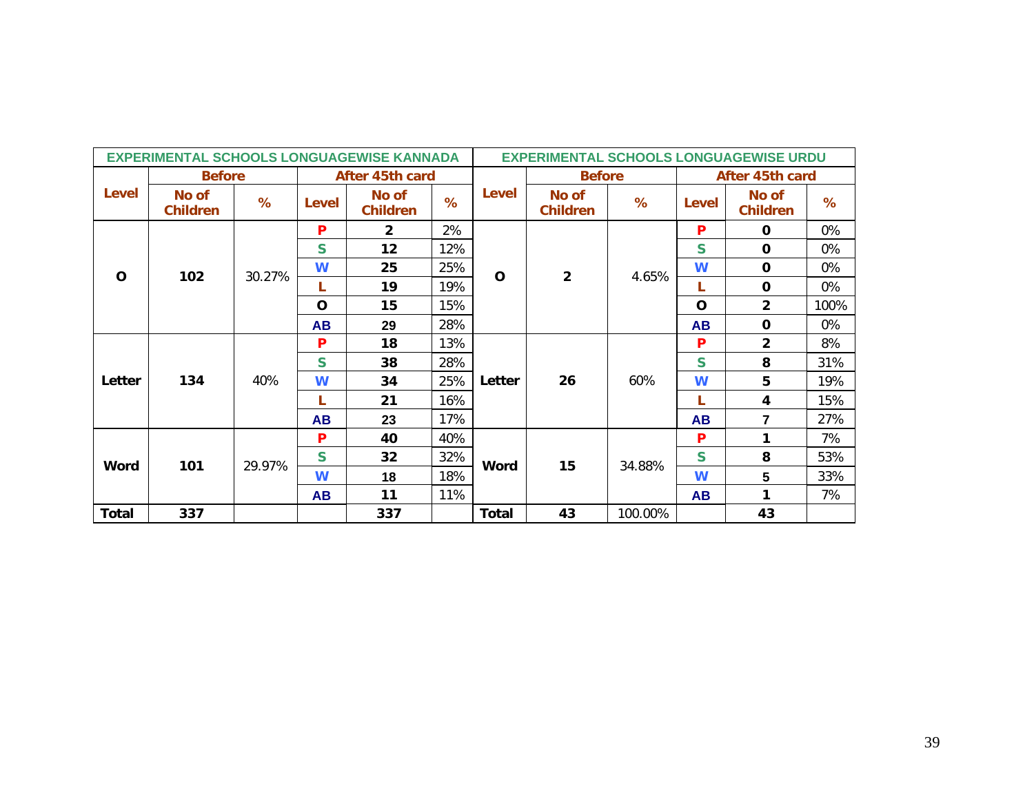| EXPERIMENTAL SCHOOLS LONGUAGEWISE KANNADA | | | | | | EXPERIMENTAL SCHOOLS LONGUAGEWISE URDU | | | | | |
|---|---|---|---|---|---|---|---|---|---|---|---|
| Level | Before | | After 45th card | | | Level | Before | | After 45th card | | |
| | No of Children | % | Level | No of Children | % | | No of Children | % | Level | No of Children | % |
| O | 102 | 30.27% | P | 2 | 2% | O | 2 | 4.65% | P | 0 | 0% |
| | | | S | 12 | 12% | | | | S | 0 | 0% |
| | | | W | 25 | 25% | | | | W | 0 | 0% |
| | | | L | 19 | 19% | | | | L | 0 | 0% |
| | | | O | 15 | 15% | | | | O | 2 | 100% |
| | | | AB | 29 | 28% | | | | AB | 0 | 0% |
| Letter | 134 | 40% | P | 18 | 13% | Letter | 26 | 60% | P | 2 | 8% |
| | | | S | 38 | 28% | | | | S | 8 | 31% |
| | | | W | 34 | 25% | | | | W | 5 | 19% |
| | | | L | 21 | 16% | | | | L | 4 | 15% |
| | | | AB | 23 | 17% | | | | AB | 7 | 27% |
| Word | 101 | 29.97% | P | 40 | 40% | Word | 15 | 34.88% | P | 1 | 7% |
| | | | S | 32 | 32% | | | | S | 8 | 53% |
| | | | W | 18 | 18% | | | | W | 5 | 33% |
| | | | AB | 11 | 11% | | | | AB | 1 | 7% |
| Total | 337 | | | 337 | | Total | 43 | 100.00% | | 43 | |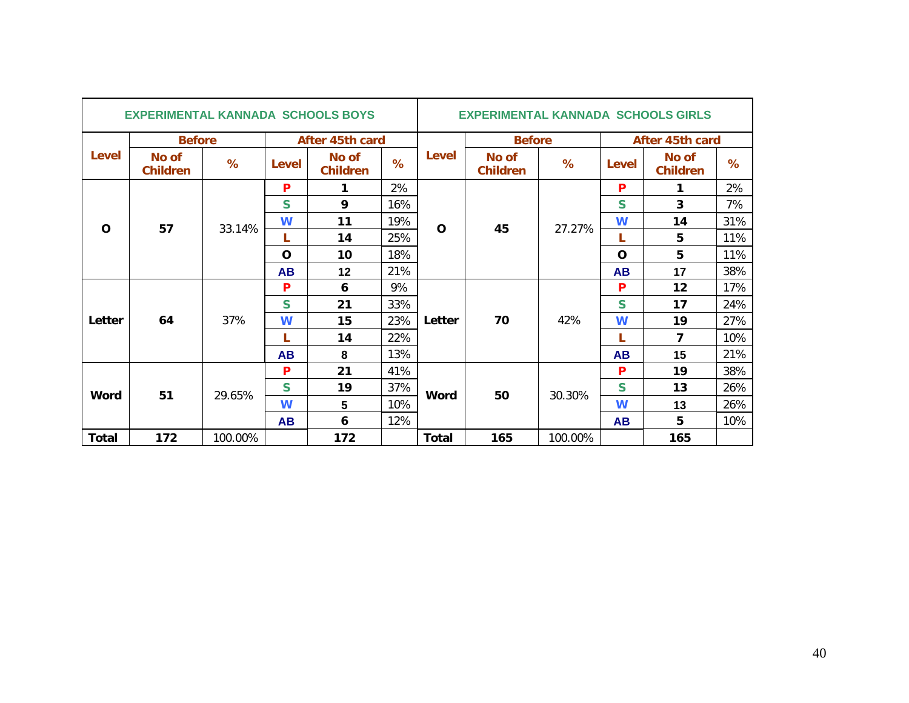| EXPERIMENTAL KANNADA SCHOOLS BOYS | | | | | | EXPERIMENTAL KANNADA SCHOOLS GIRLS | | | | | |
|---|---|---|---|---|---|---|---|---|---|---|---|
| Level | Before | | After 45th card | | | Level | Before | | After 45th card | | |
| | No of Children | % | Level | No of Children | % | | No of Children | % | Level | No of Children | % |
| O | 57 | 33.14% | P | 1 | 2% | O | 45 | 27.27% | P | 1 | 2% |
| | | | S | 9 | 16% | | | | S | 3 | 7% |
| | | | W | 11 | 19% | | | | W | 14 | 31% |
| | | | L | 14 | 25% | | | | L | 5 | 11% |
| | | | O | 10 | 18% | | | | O | 5 | 11% |
| | | | AB | 12 | 21% | | | | AB | 17 | 38% |
| Letter | 64 | 37% | P | 6 | 9% | Letter | 70 | 42% | P | 12 | 17% |
| | | | S | 21 | 33% | | | | S | 17 | 24% |
| | | | W | 15 | 23% | | | | W | 19 | 27% |
| | | | L | 14 | 22% | | | | L | 7 | 10% |
| | | | AB | 8 | 13% | | | | AB | 15 | 21% |
| Word | 51 | 29.65% | P | 21 | 41% | Word | 50 | 30.30% | P | 19 | 38% |
| | | | S | 19 | 37% | | | | S | 13 | 26% |
| | | | W | 5 | 10% | | | | W | 13 | 26% |
| | | | AB | 6 | 12% | | | | AB | 5 | 10% |
| Total | 172 | 100.00% | | 172 | | Total | 165 | 100.00% | | 165 | |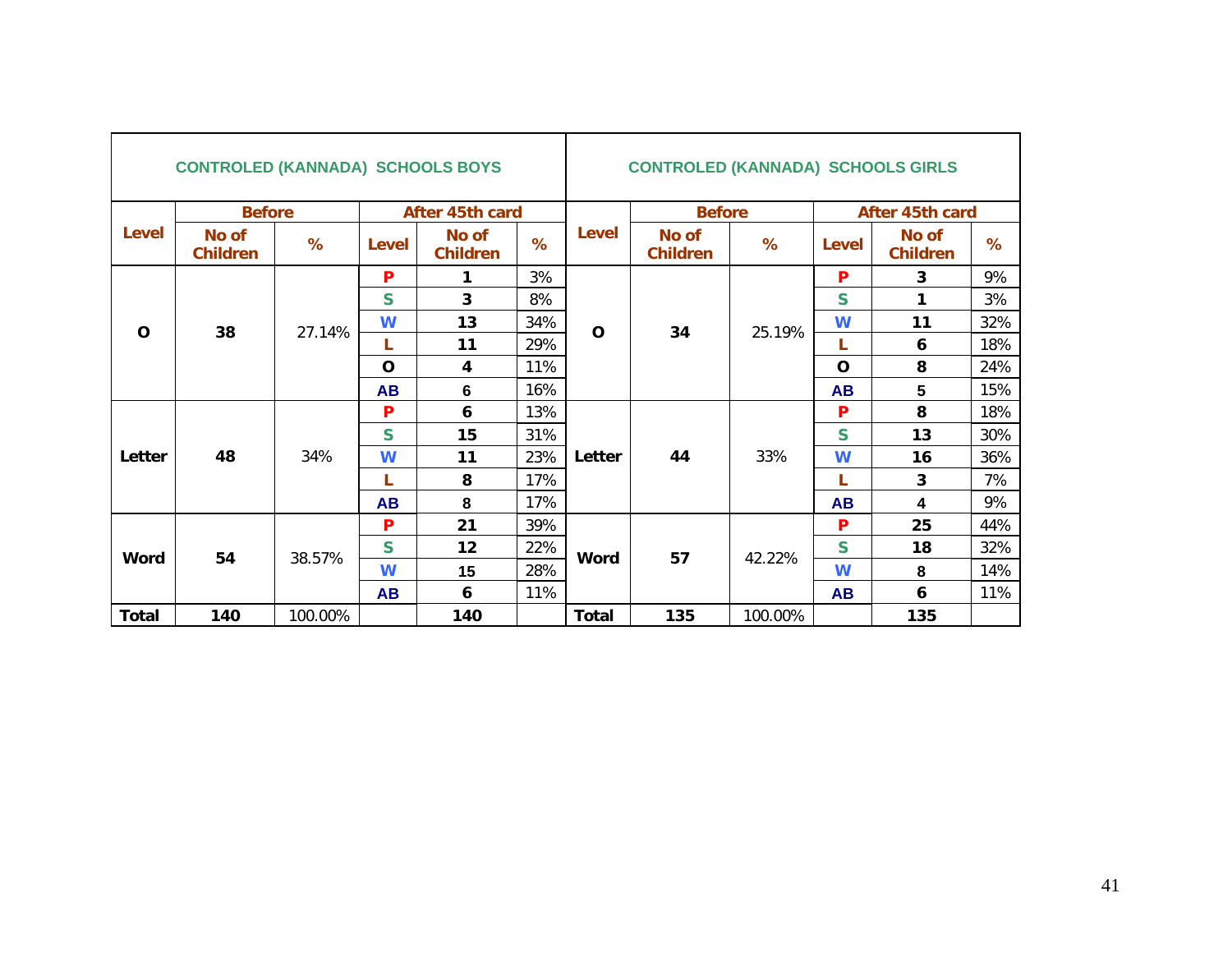| CONTROLED (KANNADA) SCHOOLS BOYS | | | | | | CONTROLED (KANNADA) SCHOOLS GIRLS | | | | | |
|---|---|---|---|---|---|---|---|---|---|---|---|
| Level | Before | | After 45th card | | | Level | Before | | After 45th card | | |
| | No of Children | % | Level | No of Children | % | | No of Children | % | Level | No of Children | % |
| O | 38 | 27.14% | P | 1 | 3% | O | 34 | 25.19% | P | 3 | 9% |
| | | | S | 3 | 8% | | | | S | 1 | 3% |
| | | | W | 13 | 34% | | | | W | 11 | 32% |
| | | | L | 11 | 29% | | | | L | 6 | 18% |
| | | | O | 4 | 11% | | | | O | 8 | 24% |
| | | | AB | 6 | 16% | | | | AB | 5 | 15% |
| Letter | 48 | 34% | P | 6 | 13% | Letter | 44 | 33% | P | 8 | 18% |
| | | | S | 15 | 31% | | | | S | 13 | 30% |
| | | | W | 11 | 23% | | | | W | 16 | 36% |
| | | | L | 8 | 17% | | | | L | 3 | 7% |
| | | | AB | 8 | 17% | | | | AB | 4 | 9% |
| Word | 54 | 38.57% | P | 21 | 39% | Word | 57 | 42.22% | P | 25 | 44% |
| | | | S | 12 | 22% | | | | S | 18 | 32% |
| | | | W | 15 | 28% | | | | W | 8 | 14% |
| | | | AB | 6 | 11% | | | | AB | 6 | 11% |
| Total | 140 | 100.00% | | 140 | | Total | 135 | 100.00% | | 135 | |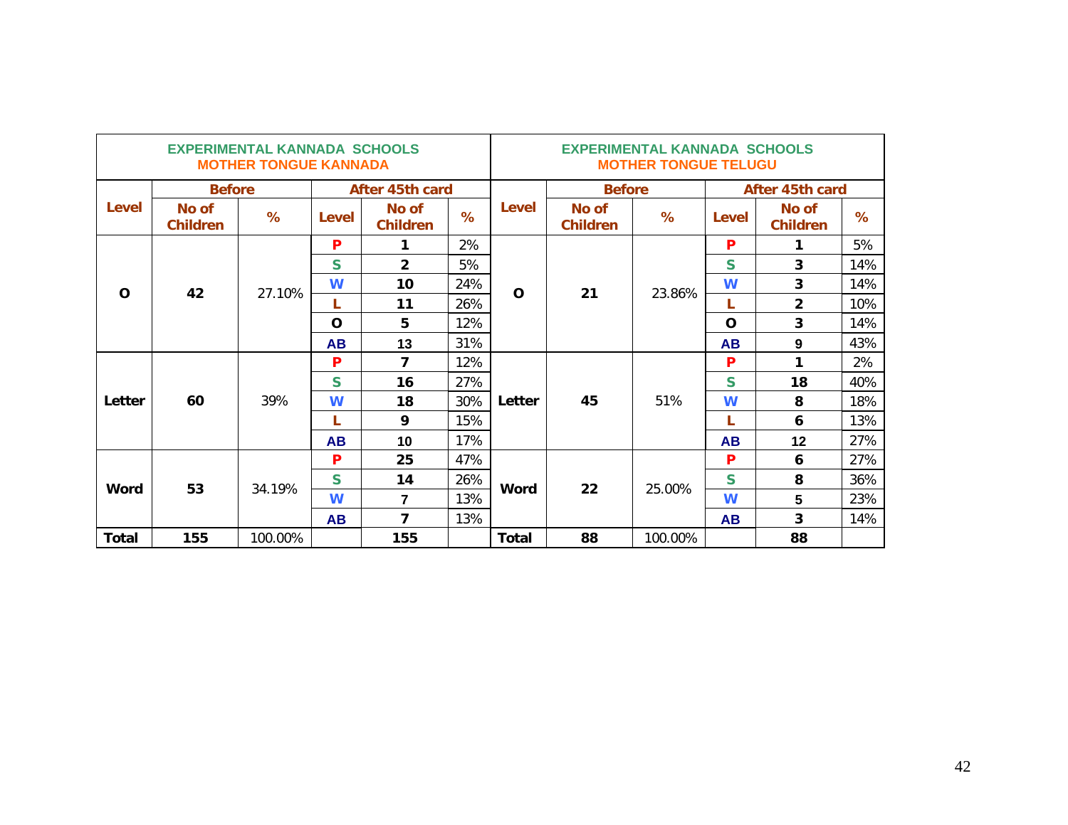| EXPERIMENTAL KANNADA SCHOOLS<br>MOTHER TONGUE KANNADA | | | | | | EXPERIMENTAL KANNADA SCHOOLS<br>MOTHER TONGUE TELUGU | | | | | |
|---|---|---|---|---|---|---|---|---|---|---|---|
| Level | Before | | After 45th card | | | Level | Before | | After 45th card | | |
| | No of Children | % | Level | No of Children | % | | No of Children | % | Level | No of Children | % |
| O | 42 | 27.10% | P | 1 | 2% | O | 21 | 23.86% | P | 1 | 5% |
| | | | S | 2 | 5% | | | | S | 3 | 14% |
| | | | W | 10 | 24% | | | | W | 3 | 14% |
| | | | L | 11 | 26% | | | | L | 2 | 10% |
| | | | O | 5 | 12% | | | | O | 3 | 14% |
| | | | AB | 13 | 31% | | | | AB | 9 | 43% |
| Letter | 60 | 39% | P | 7 | 12% | Letter | 45 | 51% | P | 1 | 2% |
| | | | S | 16 | 27% | | | | S | 18 | 40% |
| | | | W | 18 | 30% | | | | W | 8 | 18% |
| | | | L | 9 | 15% | | | | L | 6 | 13% |
| | | | AB | 10 | 17% | | | | AB | 12 | 27% |
| Word | 53 | 34.19% | P | 25 | 47% | Word | 22 | 25.00% | P | 6 | 27% |
| | | | S | 14 | 26% | | | | S | 8 | 36% |
| | | | W | 7 | 13% | | | | W | 5 | 23% |
| | | | AB | 7 | 13% | | | | AB | 3 | 14% |
| Total | 155 | 100.00% | | 155 | | Total | 88 | 100.00% | | 88 | |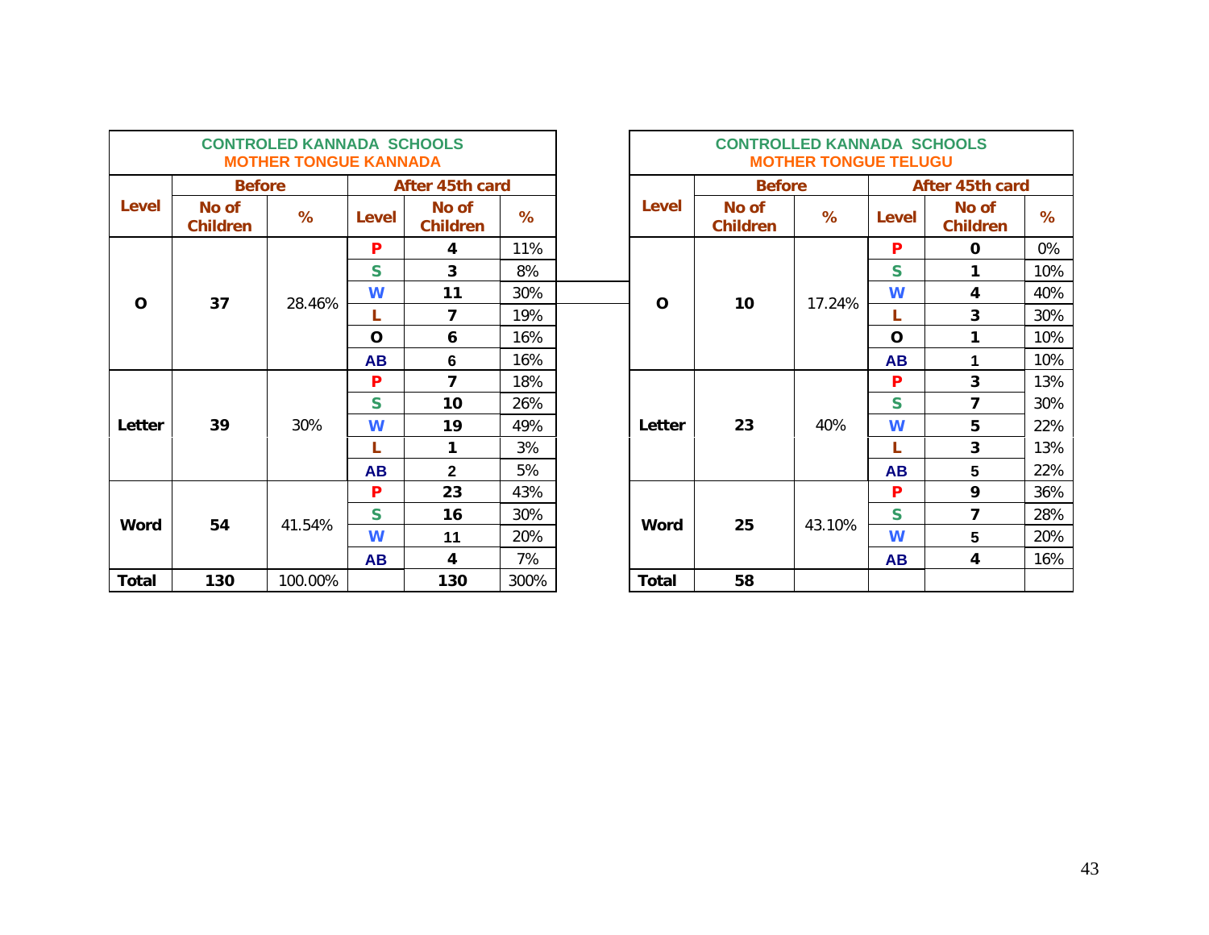| CONTROLED KANNADA SCHOOLS MOTHER TONGUE KANNADA | | | | | |
|---|---|---|---|---|---|
| **Level** | **Before** | | **After 45th card** | | |
| | **No of Children** | **%** | **Level** | **No of Children** | **%** |
| **O** | **37** | 28.46% | **P** | **4** | 11% |
| | | | **S** | **3** | 8% |
| | | | **W** | **11** | 30% |
| | | | **L** | **7** | 19% |
| | | | **O** | **6** | 16% |
| | | | **AB** | **6** | 16% |
| **Letter** | **39** | 30% | **P** | **7** | 18% |
| | | | **S** | **10** | 26% |
| | | | **W** | **19** | 49% |
| | | | **L** | **1** | 3% |
| | | | **AB** | **2** | 5% |
| **Word** | **54** | 41.54% | **P** | **23** | 43% |
| | | | **S** | **16** | 30% |
| | | | **W** | **11** | 20% |
| | | | **AB** | **4** | 7% |
| **Total** | **130** | 100.00% | | **130** | 300% |

| CONTROLLED KANNADA SCHOOLS MOTHER TONGUE TELUGU | | | | | |
|---|---|---|---|---|---|
| **Level** | **Before** | | **After 45th card** | | |
| | **No of Children** | **%** | **Level** | **No of Children** | **%** |
| **O** | **10** | 17.24% | **P** | **0** | 0% |
| | | | **S** | **1** | 10% |
| | | | **W** | **4** | 40% |
| | | | **L** | **3** | 30% |
| | | | **O** | **1** | 10% |
| | | | **AB** | **1** | 10% |
| **Letter** | **23** | 40% | **P** | **3** | 13% |
| | | | **S** | **7** | 30% |
| | | | **W** | **5** | 22% |
| | | | **L** | **3** | 13% |
| | | | **AB** | **5** | 22% |
| **Word** | **25** | 43.10% | **P** | **9** | 36% |
| | | | **S** | **7** | 28% |
| | | | **W** | **5** | 20% |
| | | | **AB** | **4** | 16% |
| **Total** | **58** | | | | |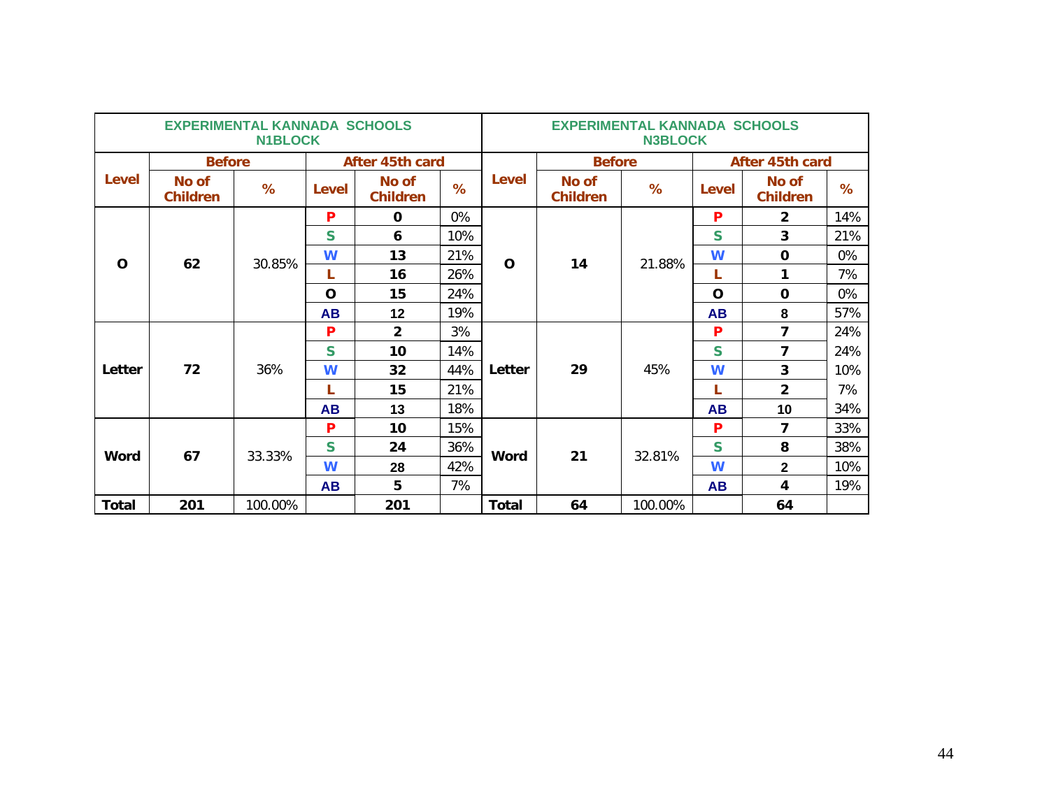| EXPERIMENTAL KANNADA SCHOOLS N1BLOCK | | | | | | EXPERIMENTAL KANNADA SCHOOLS N3BLOCK | | | | | |
|---|---|---|---|---|---|---|---|---|---|---|---|
| Level | Before | | After 45th card | | | Level | Before | | After 45th card | | |
| | No of Children | % | Level | No of Children | % | | No of Children | % | Level | No of Children | % |
| O | 62 | 30.85% | P | 0 | 0% | O | 14 | 21.88% | P | 2 | 14% |
| | | | S | 6 | 10% | | | | S | 3 | 21% |
| | | | W | 13 | 21% | | | | W | 0 | 0% |
| | | | L | 16 | 26% | | | | L | 1 | 7% |
| | | | O | 15 | 24% | | | | O | 0 | 0% |
| | | | AB | 12 | 19% | | | | AB | 8 | 57% |
| Letter | 72 | 36% | P | 2 | 3% | Letter | 29 | 45% | P | 7 | 24% |
| | | | S | 10 | 14% | | | | S | 7 | 24% |
| | | | W | 32 | 44% | | | | W | 3 | 10% |
| | | | L | 15 | 21% | | | | L | 2 | 7% |
| | | | AB | 13 | 18% | | | | AB | 10 | 34% |
| Word | 67 | 33.33% | P | 10 | 15% | Word | 21 | 32.81% | P | 7 | 33% |
| | | | S | 24 | 36% | | | | S | 8 | 38% |
| | | | W | 28 | 42% | | | | W | 2 | 10% |
| | | | AB | 5 | 7% | | | | AB | 4 | 19% |
| Total | 201 | 100.00% | | 201 | | Total | 64 | 100.00% | | 64 | |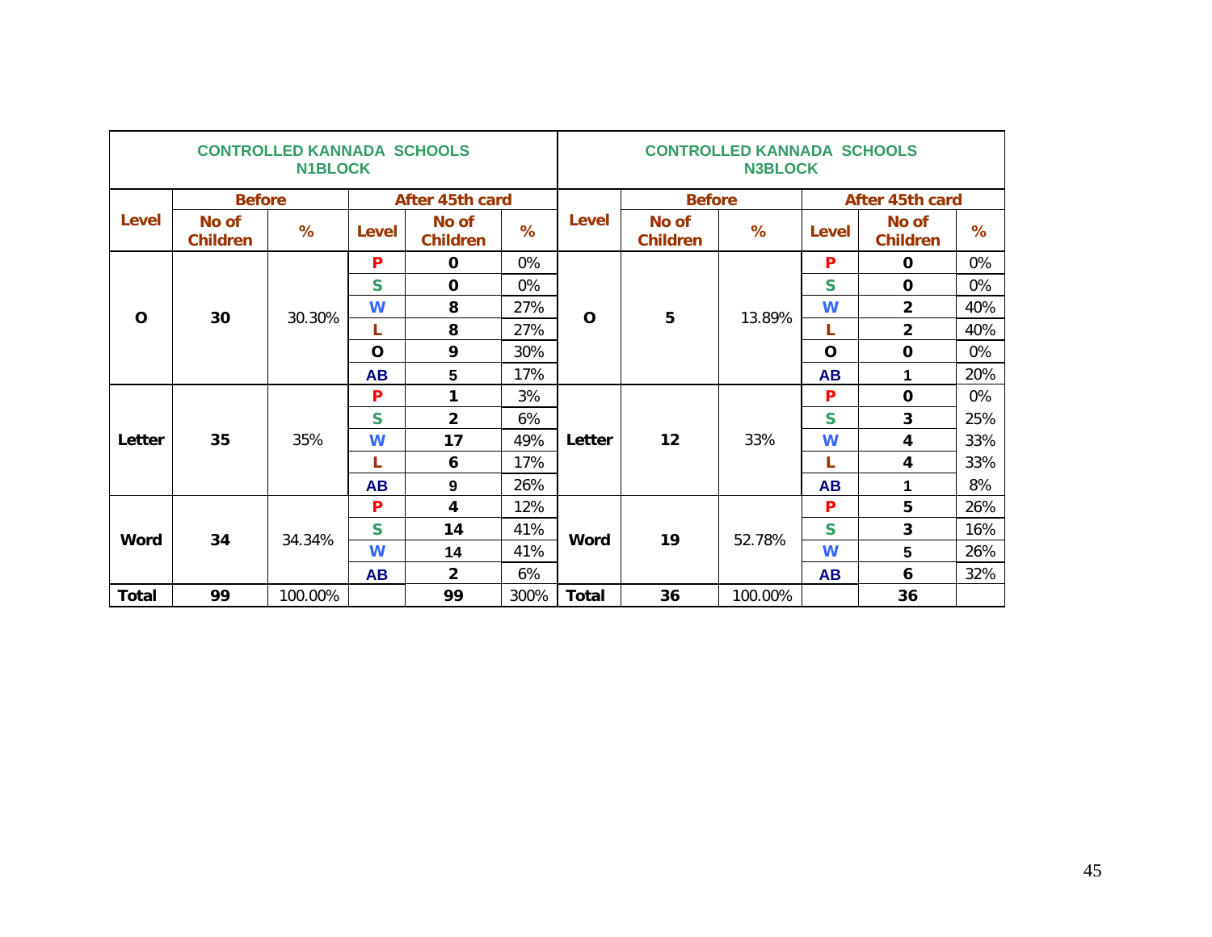| CONTROLLED KANNADA SCHOOLS N1BLOCK | | | | | | CONTROLLED KANNADA SCHOOLS N3BLOCK | | | | | |
|---|---|---|---|---|---|---|---|---|---|---|---|
| Level | Before | | After 45th card | | | Level | Before | | After 45th card | | |
| | No of Children | % | Level | No of Children | % | | No of Children | % | Level | No of Children | % |
| O | 30 | 30.30% | P | 0 | 0% | O | 5 | 13.89% | P | 0 | 0% |
| | | | S | 0 | 0% | | | | S | 0 | 0% |
| | | | W | 8 | 27% | | | | W | 2 | 40% |
| | | | L | 8 | 27% | | | | L | 2 | 40% |
| | | | O | 9 | 30% | | | | O | 0 | 0% |
| | | | AB | 5 | 17% | | | | AB | 1 | 20% |
| Letter | 35 | 35% | P | 1 | 3% | Letter | 12 | 33% | P | 0 | 0% |
| | | | S | 2 | 6% | | | | S | 3 | 25% |
| | | | W | 17 | 49% | | | | W | 4 | 33% |
| | | | L | 6 | 17% | | | | L | 4 | 33% |
| | | | AB | 9 | 26% | | | | AB | 1 | 8% |
| Word | 34 | 34.34% | P | 4 | 12% | Word | 19 | 52.78% | P | 5 | 26% |
| | | | S | 14 | 41% | | | | S | 3 | 16% |
| | | | W | 14 | 41% | | | | W | 5 | 26% |
| | | | AB | 2 | 6% | | | | AB | 6 | 32% |
| Total | 99 | 100.00% | | 99 | 300% | Total | 36 | 100.00% | | 36 | |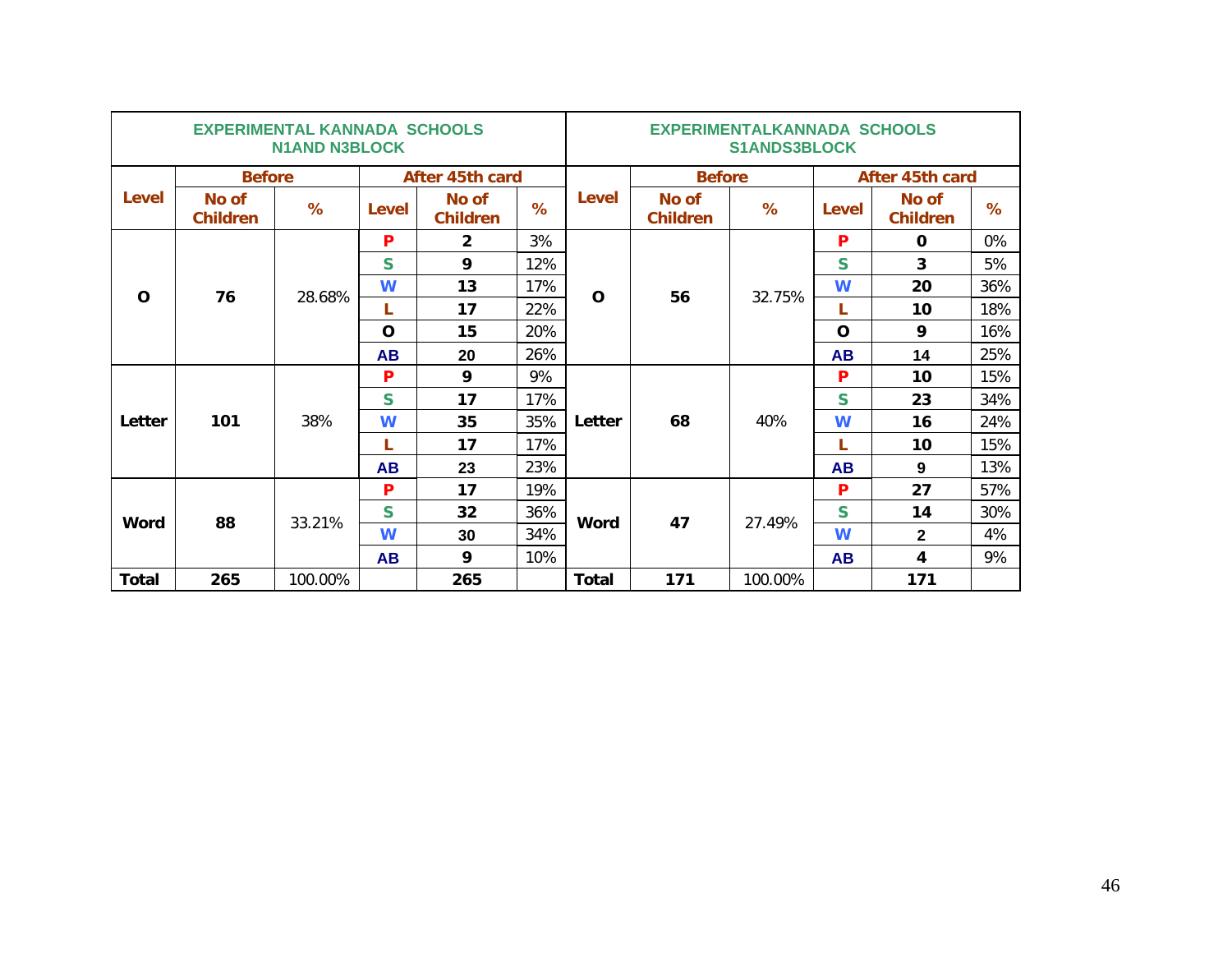| EXPERIMENTAL KANNADA SCHOOLS N1AND N3BLOCK | | | | | | EXPERIMENTALKANNADA SCHOOLS S1ANDS3BLOCK | | | | | |
|---|---|---|---|---|---|---|---|---|---|---|---|
| Level | Before | | After 45th card | | | Level | Before | | After 45th card | | |
| | No of Children | % | Level | No of Children | % | | No of Children | % | Level | No of Children | % |
| O | 76 | 28.68% | P | 2 | 3% | O | 56 | 32.75% | P | 0 | 0% |
| | | | S | 9 | 12% | | | | S | 3 | 5% |
| | | | W | 13 | 17% | | | | W | 20 | 36% |
| | | | L | 17 | 22% | | | | L | 10 | 18% |
| | | | O | 15 | 20% | | | | O | 9 | 16% |
| | | | AB | 20 | 26% | | | | AB | 14 | 25% |
| Letter | 101 | 38% | P | 9 | 9% | Letter | 68 | 40% | P | 10 | 15% |
| | | | S | 17 | 17% | | | | S | 23 | 34% |
| | | | W | 35 | 35% | | | | W | 16 | 24% |
| | | | L | 17 | 17% | | | | L | 10 | 15% |
| | | | AB | 23 | 23% | | | | AB | 9 | 13% |
| Word | 88 | 33.21% | P | 17 | 19% | Word | 47 | 27.49% | P | 27 | 57% |
| | | | S | 32 | 36% | | | | S | 14 | 30% |
| | | | W | 30 | 34% | | | | W | 2 | 4% |
| | | | AB | 9 | 10% | | | | AB | 4 | 9% |
| Total | 265 | 100.00% | | 265 | | Total | 171 | 100.00% | | 171 | |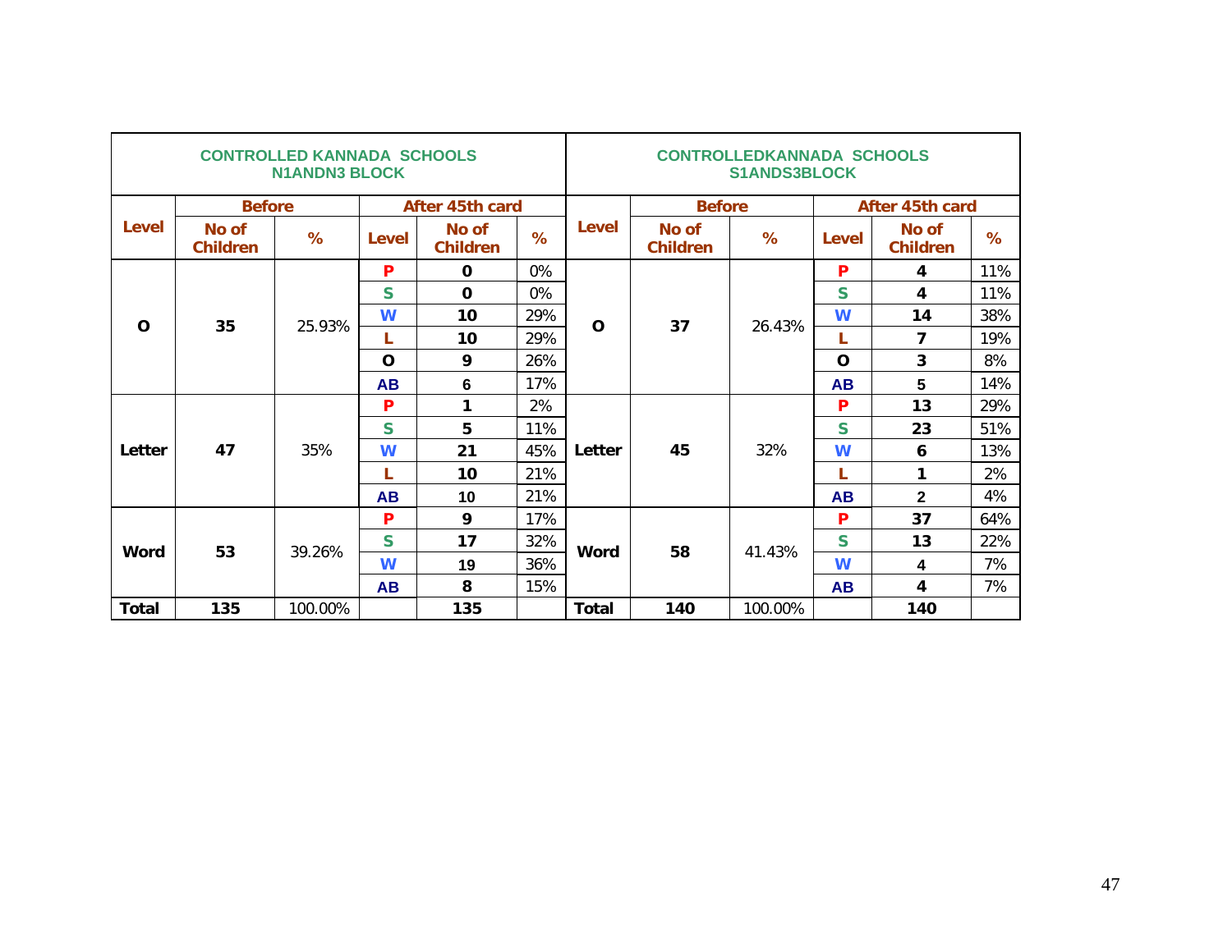| CONTROLLED KANNADA SCHOOLS N1ANDN3 BLOCK | | | | | | CONTROLLEDKANNADA SCHOOLS S1ANDS3BLOCK | | | | | |
|---|---|---|---|---|---|---|---|---|---|---|---|
| Level | Before | | After 45th card | | | Level | Before | | After 45th card | | |
| | No of Children | % | Level | No of Children | % | | No of Children | % | Level | No of Children | % |
| O | 35 | 25.93% | P | 0 | 0% | O | 37 | 26.43% | P | 4 | 11% |
| | | | S | 0 | 0% | | | | S | 4 | 11% |
| | | | W | 10 | 29% | | | | W | 14 | 38% |
| | | | L | 10 | 29% | | | | L | 7 | 19% |
| | | | O | 9 | 26% | | | | O | 3 | 8% |
| | | | AB | 6 | 17% | | | | AB | 5 | 14% |
| Letter | 47 | 35% | P | 1 | 2% | Letter | 45 | 32% | P | 13 | 29% |
| | | | S | 5 | 11% | | | | S | 23 | 51% |
| | | | W | 21 | 45% | | | | W | 6 | 13% |
| | | | L | 10 | 21% | | | | L | 1 | 2% |
| | | | AB | 10 | 21% | | | | AB | 2 | 4% |
| Word | 53 | 39.26% | P | 9 | 17% | Word | 58 | 41.43% | P | 37 | 64% |
| | | | S | 17 | 32% | | | | S | 13 | 22% |
| | | | W | 19 | 36% | | | | W | 4 | 7% |
| | | | AB | 8 | 15% | | | | AB | 4 | 7% |
| Total | 135 | 100.00% | | 135 | | Total | 140 | 100.00% | | 140 | |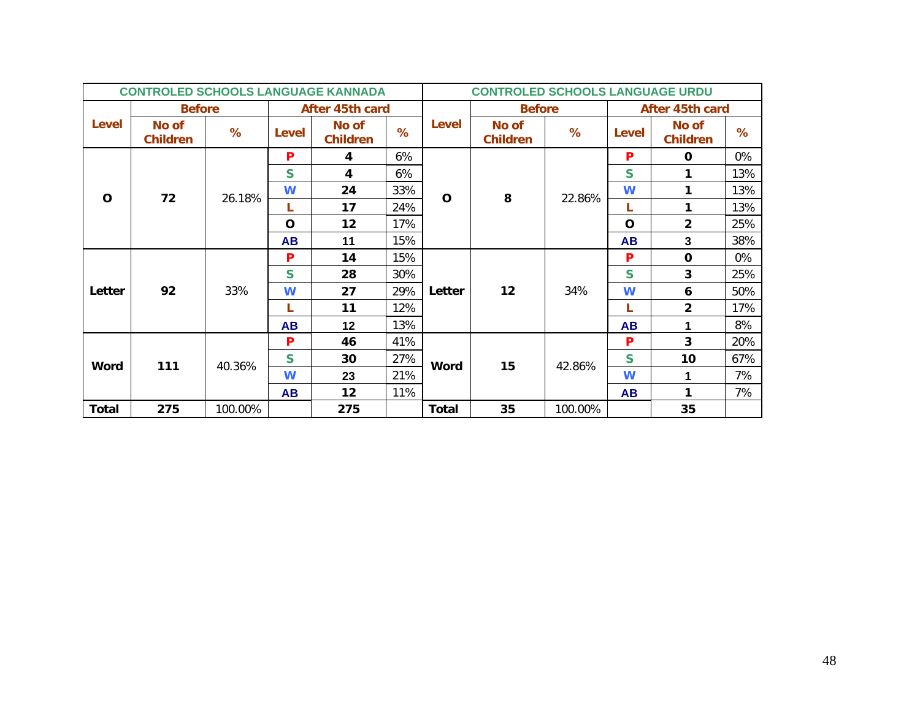| CONTROLED SCHOOLS LANGUAGE KANNADA | | | | | | CONTROLED SCHOOLS LANGUAGE URDU | | | | | |
|---|---|---|---|---|---|---|---|---|---|---|---|
| Level | Before | | After 45th card | | | Level | Before | | After 45th card | | |
| | No of Children | % | Level | No of Children | % | | No of Children | % | Level | No of Children | % |
| O | 72 | 26.18% | P | 4 | 6% | O | 8 | 22.86% | P | 0 | 0% |
| | | | S | 4 | 6% | | | | S | 1 | 13% |
| | | | W | 24 | 33% | | | | W | 1 | 13% |
| | | | L | 17 | 24% | | | | L | 1 | 13% |
| | | | O | 12 | 17% | | | | O | 2 | 25% |
| | | | AB | 11 | 15% | | | | AB | 3 | 38% |
| Letter | 92 | 33% | P | 14 | 15% | Letter | 12 | 34% | P | 0 | 0% |
| | | | S | 28 | 30% | | | | S | 3 | 25% |
| | | | W | 27 | 29% | | | | W | 6 | 50% |
| | | | L | 11 | 12% | | | | L | 2 | 17% |
| | | | AB | 12 | 13% | | | | AB | 1 | 8% |
| Word | 111 | 40.36% | P | 46 | 41% | Word | 15 | 42.86% | P | 3 | 20% |
| | | | S | 30 | 27% | | | | S | 10 | 67% |
| | | | W | 23 | 21% | | | | W | 1 | 7% |
| | | | AB | 12 | 11% | | | | AB | 1 | 7% |
| Total | 275 | 100.00% | | 275 | | Total | 35 | 100.00% | | 35 | |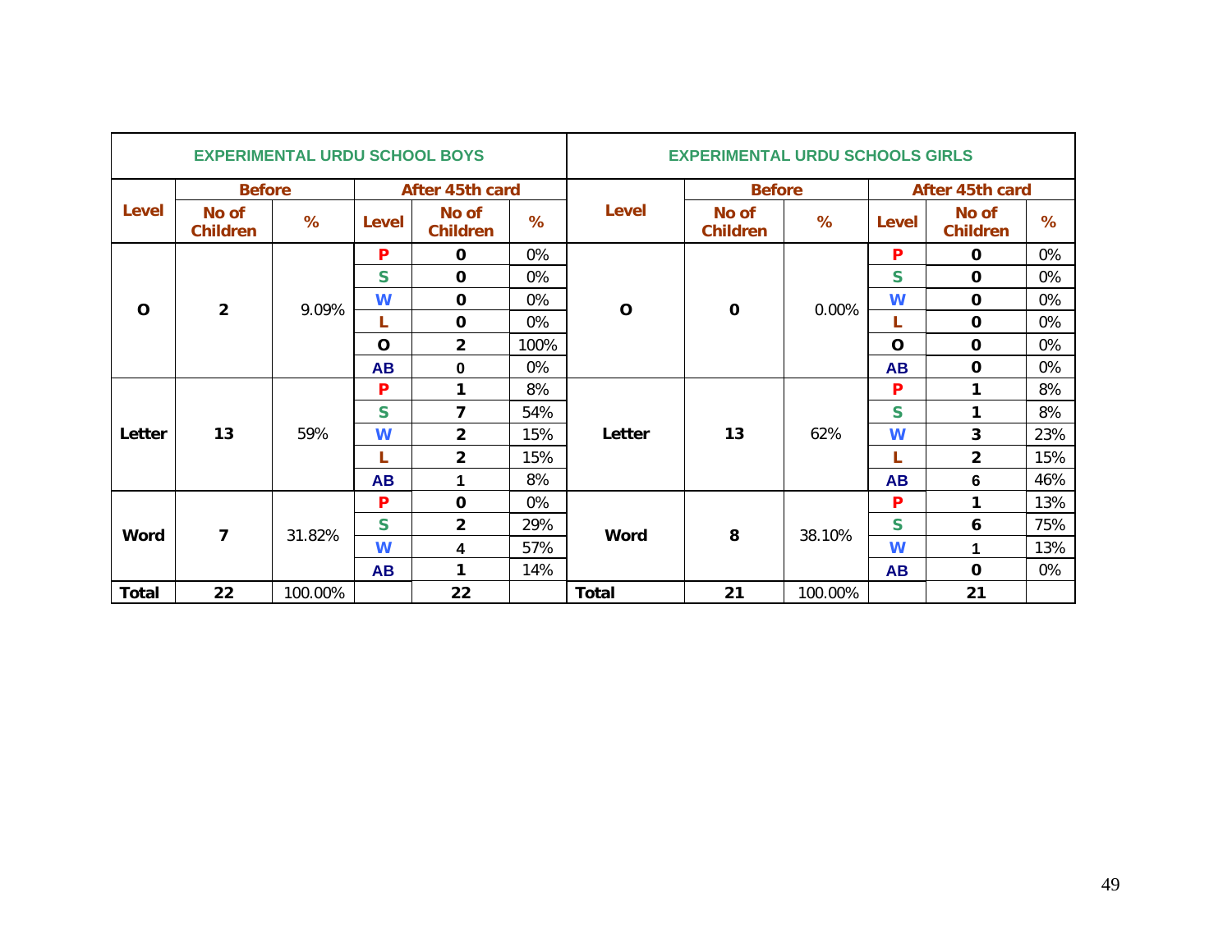| EXPERIMENTAL URDU SCHOOL BOYS | | | | | | EXPERIMENTAL URDU SCHOOLS GIRLS | | | | | |
|---|---|---|---|---|---|---|---|---|---|---|---|
| Level | Before | | After 45th card | | | Level | Before | | After 45th card | | |
| | No of Children | % | Level | No of Children | % | | No of Children | % | Level | No of Children | % |
| O | 2 | 9.09% | P | 0 | 0% | O | 0 | 0.00% | P | 0 | 0% |
| | | | S | 0 | 0% | | | | S | 0 | 0% |
| | | | W | 0 | 0% | | | | W | 0 | 0% |
| | | | L | 0 | 0% | | | | L | 0 | 0% |
| | | | O | 2 | 100% | | | | O | 0 | 0% |
| | | | AB | 0 | 0% | | | | AB | 0 | 0% |
| Letter | 13 | 59% | P | 1 | 8% | Letter | 13 | 62% | P | 1 | 8% |
| | | | S | 7 | 54% | | | | S | 1 | 8% |
| | | | W | 2 | 15% | | | | W | 3 | 23% |
| | | | L | 2 | 15% | | | | L | 2 | 15% |
| | | | AB | 1 | 8% | | | | AB | 6 | 46% |
| Word | 7 | 31.82% | P | 0 | 0% | Word | 8 | 38.10% | P | 1 | 13% |
| | | | S | 2 | 29% | | | | S | 6 | 75% |
| | | | W | 4 | 57% | | | | W | 1 | 13% |
| | | | AB | 1 | 14% | | | | AB | 0 | 0% |
| Total | 22 | 100.00% | | 22 | | Total | 21 | 100.00% | | 21 | |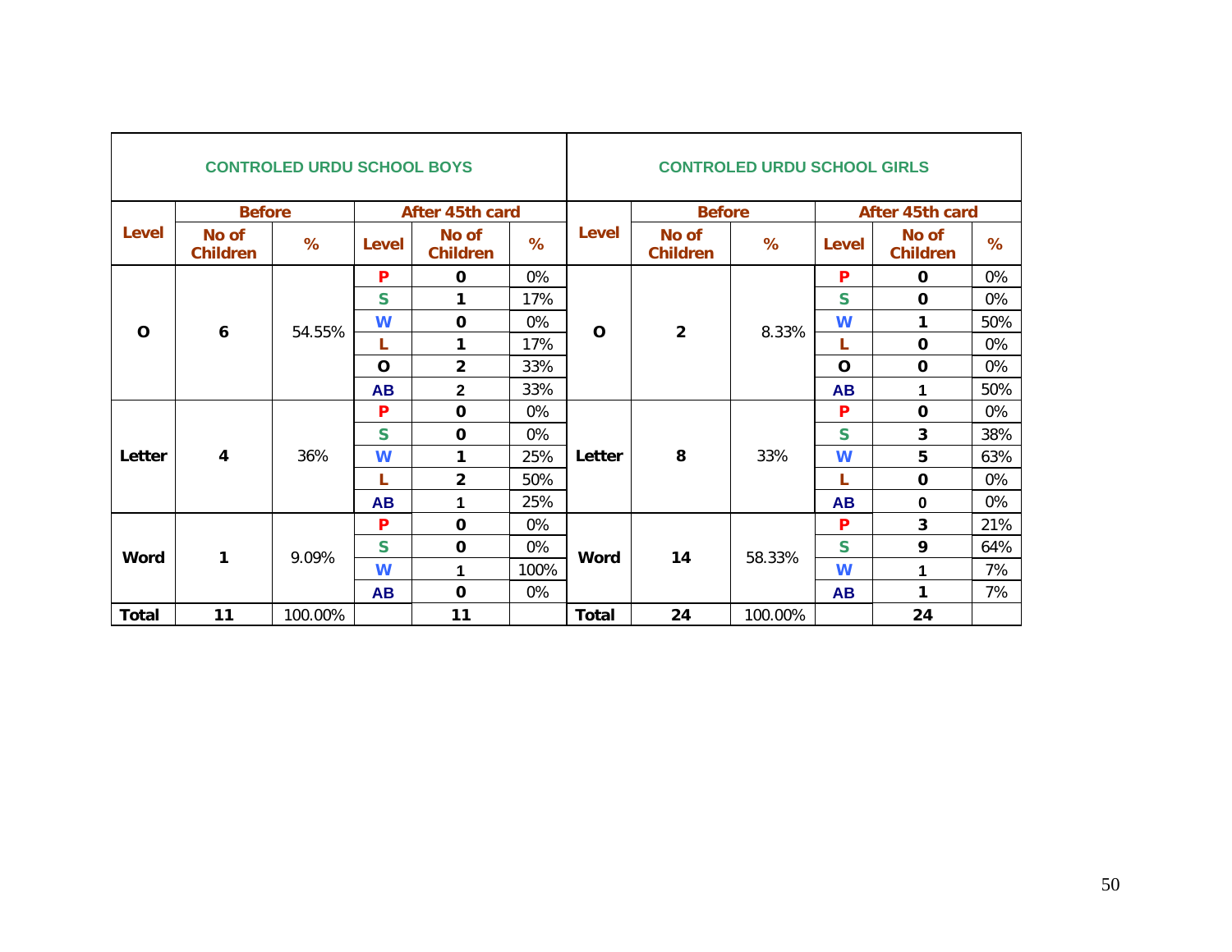| CONTROLED URDU SCHOOL BOYS | | | | | | CONTROLED URDU SCHOOL GIRLS | | | | | |
|---|---|---|---|---|---|---|---|---|---|---|---|
| Level | Before | | After 45th card | | | Level | Before | | After 45th card | | |
| | No of Children | % | Level | No of Children | % | | No of Children | % | Level | No of Children | % |
| O | 6 | 54.55% | P | 0 | 0% | O | 2 | 8.33% | P | 0 | 0% |
| | | | S | 1 | 17% | | | | S | 0 | 0% |
| | | | W | 0 | 0% | | | | W | 1 | 50% |
| | | | L | 1 | 17% | | | | L | 0 | 0% |
| | | | O | 2 | 33% | | | | O | 0 | 0% |
| | | | AB | 2 | 33% | | | | AB | 1 | 50% |
| Letter | 4 | 36% | P | 0 | 0% | Letter | 8 | 33% | P | 0 | 0% |
| | | | S | 0 | 0% | | | | S | 3 | 38% |
| | | | W | 1 | 25% | | | | W | 5 | 63% |
| | | | L | 2 | 50% | | | | L | 0 | 0% |
| | | | AB | 1 | 25% | | | | AB | 0 | 0% |
| Word | 1 | 9.09% | P | 0 | 0% | Word | 14 | 58.33% | P | 3 | 21% |
| | | | S | 0 | 0% | | | | S | 9 | 64% |
| | | | W | 1 | 100% | | | | W | 1 | 7% |
| | | | AB | 0 | 0% | | | | AB | 1 | 7% |
| Total | 11 | 100.00% | | 11 | | Total | 24 | 100.00% | | 24 | |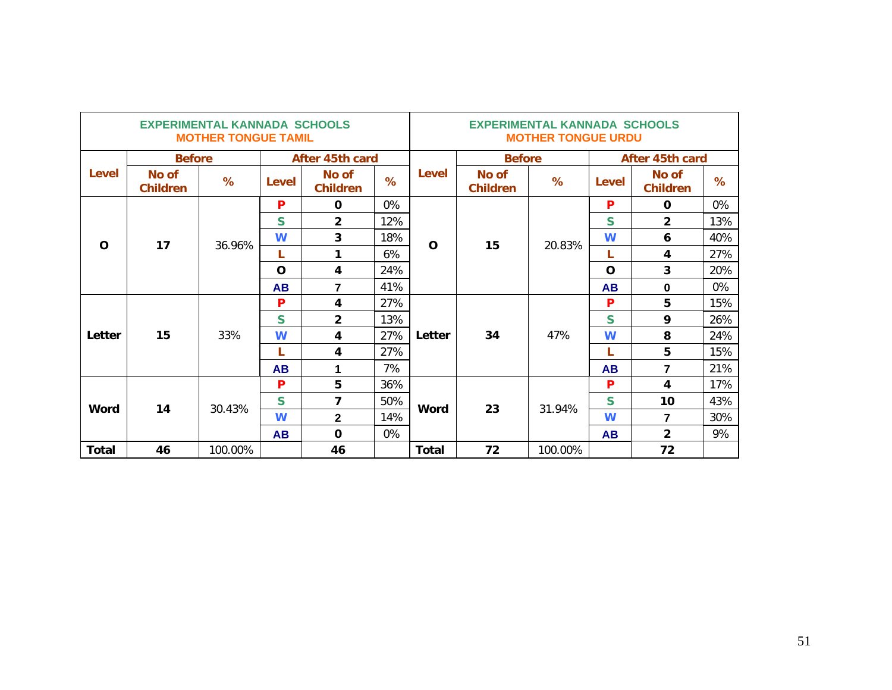| EXPERIMENTAL KANNADA SCHOOLS MOTHER TONGUE TAMIL | | | | | | EXPERIMENTAL KANNADA SCHOOLS MOTHER TONGUE URDU | | | | | |
|---|---|---|---|---|---|---|---|---|---|---|---|
| Level | Before | | After 45th card | | | Level | Before | | After 45th card | | |
| | No of Children | % | Level | No of Children | % | | No of Children | % | Level | No of Children | % |
| O | 17 | 36.96% | P | 0 | 0% | O | 15 | 20.83% | P | 0 | 0% |
| | | | S | 2 | 12% | | | | S | 2 | 13% |
| | | | W | 3 | 18% | | | | W | 6 | 40% |
| | | | L | 1 | 6% | | | | L | 4 | 27% |
| | | | O | 4 | 24% | | | | O | 3 | 20% |
| | | | AB | 7 | 41% | | | | AB | 0 | 0% |
| Letter | 15 | 33% | P | 4 | 27% | Letter | 34 | 47% | P | 5 | 15% |
| | | | S | 2 | 13% | | | | S | 9 | 26% |
| | | | W | 4 | 27% | | | | W | 8 | 24% |
| | | | L | 4 | 27% | | | | L | 5 | 15% |
| | | | AB | 1 | 7% | | | | AB | 7 | 21% |
| Word | 14 | 30.43% | P | 5 | 36% | Word | 23 | 31.94% | P | 4 | 17% |
| | | | S | 7 | 50% | | | | S | 10 | 43% |
| | | | W | 2 | 14% | | | | W | 7 | 30% |
| | | | AB | 0 | 0% | | | | AB | 2 | 9% |
| Total | 46 | 100.00% | | 46 | | Total | 72 | 100.00% | | 72 | |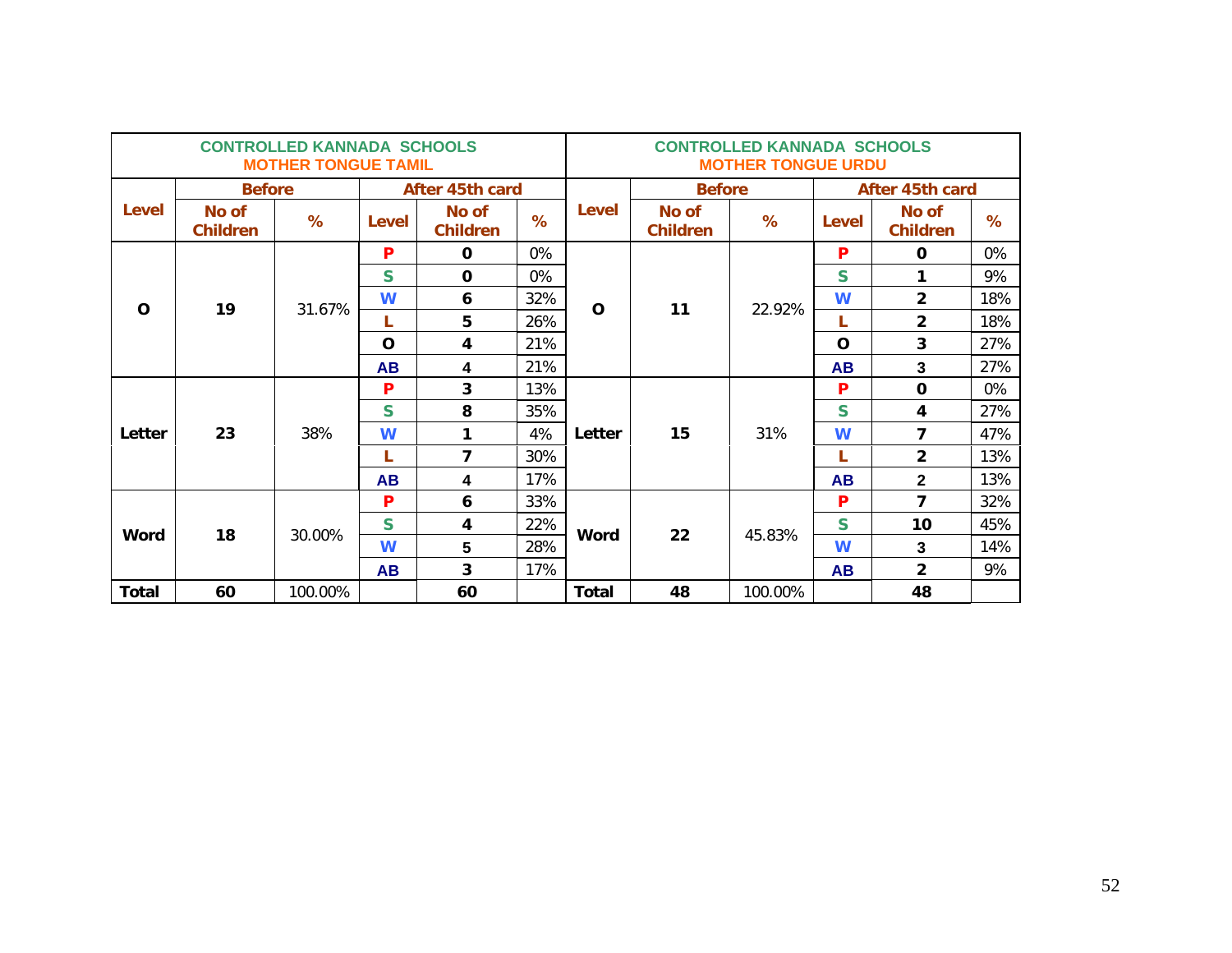| CONTROLLED KANNADA SCHOOLS MOTHER TONGUE TAMIL | | | | | | CONTROLLED KANNADA SCHOOLS MOTHER TONGUE URDU | | | | | |
|---|---|---|---|---|---|---|---|---|---|---|---|
| Level | Before | | After 45th card | | | Level | Before | | After 45th card | | |
| | No of Children | % | Level | No of Children | % | | No of Children | % | Level | No of Children | % |
| O | 19 | 31.67% | P | 0 | 0% | O | 11 | 22.92% | P | 0 | 0% |
| | | | S | 0 | 0% | | | | S | 1 | 9% |
| | | | W | 6 | 32% | | | | W | 2 | 18% |
| | | | L | 5 | 26% | | | | L | 2 | 18% |
| | | | O | 4 | 21% | | | | O | 3 | 27% |
| | | | AB | 4 | 21% | | | | AB | 3 | 27% |
| Letter | 23 | 38% | P | 3 | 13% | Letter | 15 | 31% | P | 0 | 0% |
| | | | S | 8 | 35% | | | | S | 4 | 27% |
| | | | W | 1 | 4% | | | | W | 7 | 47% |
| | | | L | 7 | 30% | | | | L | 2 | 13% |
| | | | AB | 4 | 17% | | | | AB | 2 | 13% |
| Word | 18 | 30.00% | P | 6 | 33% | Word | 22 | 45.83% | P | 7 | 32% |
| | | | S | 4 | 22% | | | | S | 10 | 45% |
| | | | W | 5 | 28% | | | | W | 3 | 14% |
| | | | AB | 3 | 17% | | | | AB | 2 | 9% |
| Total | 60 | 100.00% | | 60 | | Total | 48 | 100.00% | | 48 | |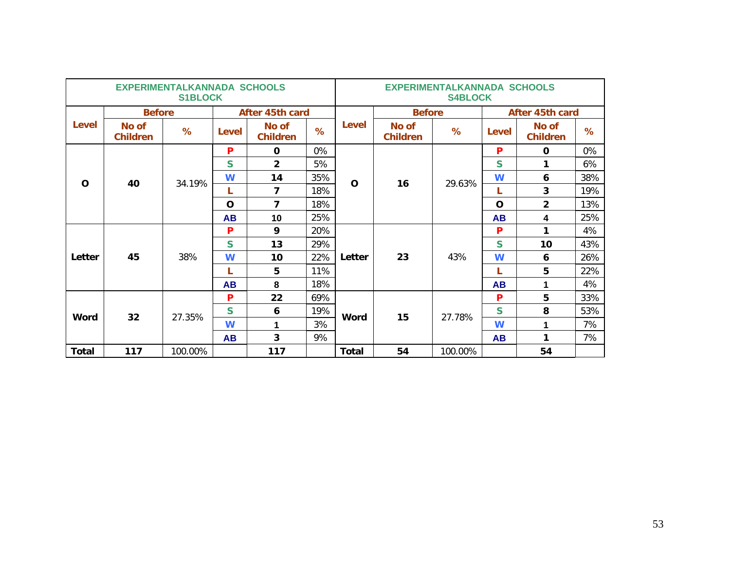| EXPERIMENTALKANNADA SCHOOLS S1BLOCK | | | | | | EXPERIMENTALKANNADA SCHOOLS S4BLOCK | | | | | |
|---|---|---|---|---|---|---|---|---|---|---|---|
| Level | Before | | After 45th card | | | Level | Before | | After 45th card | | |
| | No of Children | % | Level | No of Children | % | | No of Children | % | Level | No of Children | % |
| O | 40 | 34.19% | P | 0 | 0% | O | 16 | 29.63% | P | 0 | 0% |
| | | | S | 2 | 5% | | | | S | 1 | 6% |
| | | | W | 14 | 35% | | | | W | 6 | 38% |
| | | | L | 7 | 18% | | | | L | 3 | 19% |
| | | | O | 7 | 18% | | | | O | 2 | 13% |
| | | | AB | 10 | 25% | | | | AB | 4 | 25% |
| Letter | 45 | 38% | P | 9 | 20% | Letter | 23 | 43% | P | 1 | 4% |
| | | | S | 13 | 29% | | | | S | 10 | 43% |
| | | | W | 10 | 22% | | | | W | 6 | 26% |
| | | | L | 5 | 11% | | | | L | 5 | 22% |
| | | | AB | 8 | 18% | | | | AB | 1 | 4% |
| Word | 32 | 27.35% | P | 22 | 69% | Word | 15 | 27.78% | P | 5 | 33% |
| | | | S | 6 | 19% | | | | S | 8 | 53% |
| | | | W | 1 | 3% | | | | W | 1 | 7% |
| | | | AB | 3 | 9% | | | | AB | 1 | 7% |
| Total | 117 | 100.00% | | 117 | | Total | 54 | 100.00% | | 54 | |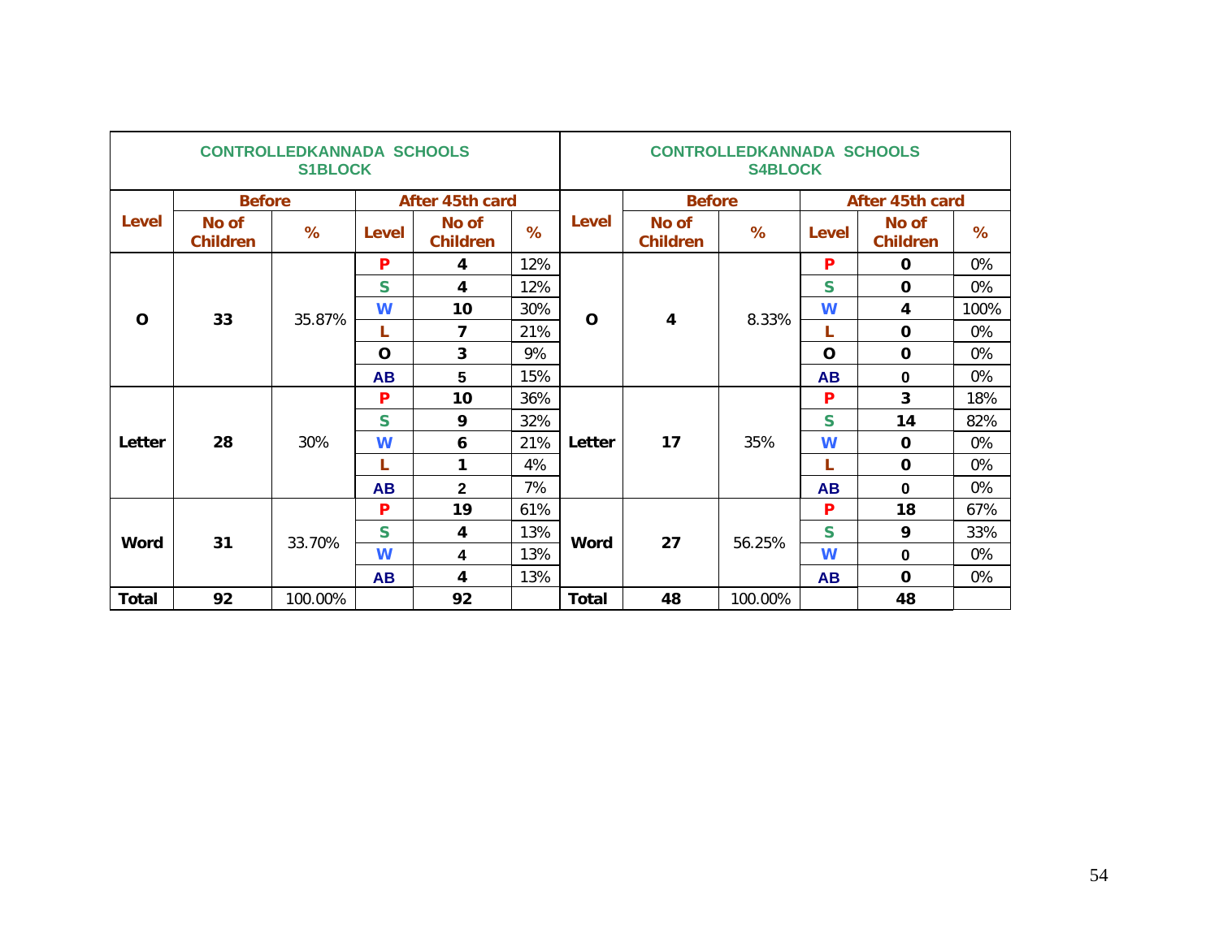| CONTROLLEDKANNADA SCHOOLS S1BLOCK | | | | | | CONTROLLEDKANNADA SCHOOLS S4BLOCK | | | | | |
|---|---|---|---|---|---|---|---|---|---|---|---|
| Level | Before | | After 45th card | | | Level | Before | | After 45th card | | |
| | No of Children | % | Level | No of Children | % | | No of Children | % | Level | No of Children | % |
| O | 33 | 35.87% | P | 4 | 12% | O | 4 | 8.33% | P | 0 | 0% |
| | | | S | 4 | 12% | | | | S | 0 | 0% |
| | | | W | 10 | 30% | | | | W | 4 | 100% |
| | | | L | 7 | 21% | | | | L | 0 | 0% |
| | | | O | 3 | 9% | | | | O | 0 | 0% |
| | | | AB | 5 | 15% | | | | AB | 0 | 0% |
| Letter | 28 | 30% | P | 10 | 36% | Letter | 17 | 35% | P | 3 | 18% |
| | | | S | 9 | 32% | | | | S | 14 | 82% |
| | | | W | 6 | 21% | | | | W | 0 | 0% |
| | | | L | 1 | 4% | | | | L | 0 | 0% |
| | | | AB | 2 | 7% | | | | AB | 0 | 0% |
| Word | 31 | 33.70% | P | 19 | 61% | Word | 27 | 56.25% | P | 18 | 67% |
| | | | S | 4 | 13% | | | | S | 9 | 33% |
| | | | W | 4 | 13% | | | | W | 0 | 0% |
| | | | AB | 4 | 13% | | | | AB | 0 | 0% |
| Total | 92 | 100.00% | | 92 | | Total | 48 | 100.00% | | 48 | |